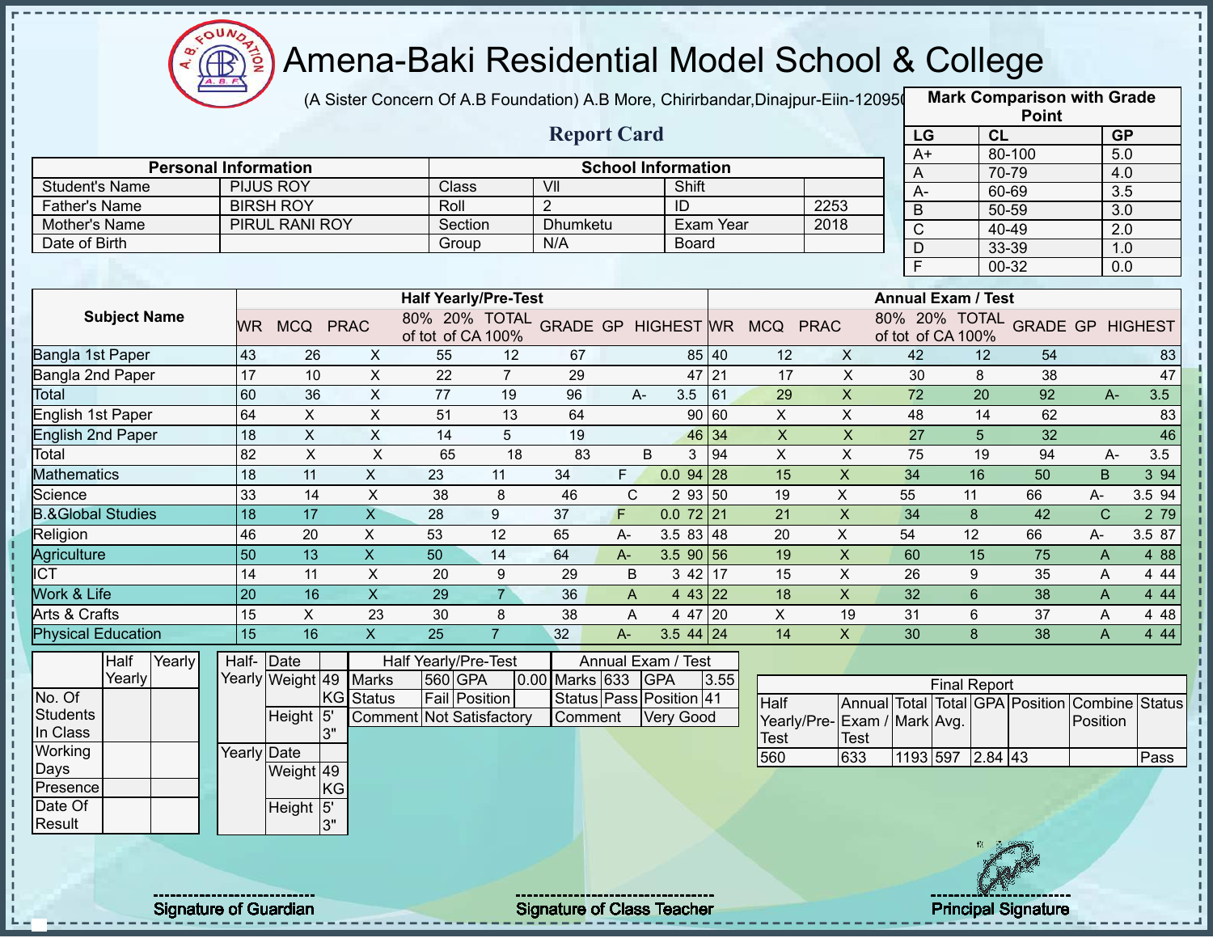# Amena-Baki Residential Model School & College

(A Sister Concern Of A.B Foundation) A.B More, Chirirbandar,Dinajpur-Eiin-120950

## Report Card

| Mark Comparison with Grade Point | | |
|---|---|---|
| LG | CL | GP |
| A+ | 80-100 | 5.0 |
| A | 70-79 | 4.0 |
| A- | 60-69 | 3.5 |
| B | 50-59 | 3.0 |
| C | 40-49 | 2.0 |
| D | 33-39 | 1.0 |
| F | 00-32 | 0.0 |

| Personal Information | | School Information | | | |
|---|---|---|---|---|---|
| Student's Name | PIJUS ROY | Class | VII | Shift | |
| Father's Name | BIRSH ROY | Roll | 2 | ID | 2253 |
| Mother's Name | PIRUL RANI ROY | Section | Dhumketu | Exam Year | 2018 |
| Date of Birth | | Group | N/A | Board | |

| Subject Name | Half Yearly/Pre-Test | | | | | | | | | Annual Exam / Test | | | | | | | | |
|---|---|---|---|---|---|---|---|---|---|---|---|---|---|---|---|---|---|---|
| | WR | MCQ | PRAC | 80% of tot | 20% of CA | TOTAL 100% | GRADE | GP | HIGHEST | WR | MCQ | PRAC | 80% of tot | 20% of CA | TOTAL 100% | GRADE | GP | HIGHEST |
| Bangla 1st Paper | 43 | 26 | X | 55 | 12 | 67 | | | 85 | 40 | 12 | X | 42 | 12 | 54 | | | 83 |
| Bangla 2nd Paper | 17 | 10 | X | 22 | 7 | 29 | | | 47 | 21 | 17 | X | 30 | 8 | 38 | | | 47 |
| Total | 60 | 36 | X | 77 | 19 | 96 | A- | 3.5 | | 61 | 29 | X | 72 | 20 | 92 | A- | 3.5 | |
| English 1st Paper | 64 | X | X | 51 | 13 | 64 | | | 90 | 60 | X | X | 48 | 14 | 62 | | | 83 |
| English 2nd Paper | 18 | X | X | 14 | 5 | 19 | | | 46 | 34 | X | X | 27 | 5 | 32 | | | 46 |
| Total | 82 | X | X | 65 | 18 | 83 | B | 3 | | 94 | X | X | 75 | 19 | 94 | A- | 3.5 | |
| Mathematics | 18 | 11 | X | 23 | 11 | 34 | F | 0.0 | 94 | 28 | 15 | X | 34 | 16 | 50 | B | 3 | 94 |
| Science | 33 | 14 | X | 38 | 8 | 46 | C | 2 | 93 | 50 | 19 | X | 55 | 11 | 66 | A- | 3.5 | 94 |
| B.&Global Studies | 18 | 17 | X | 28 | 9 | 37 | F | 0.0 | 72 | 21 | 21 | X | 34 | 8 | 42 | C | 2 | 79 |
| Religion | 46 | 20 | X | 53 | 12 | 65 | A- | 3.5 | 83 | 48 | 20 | X | 54 | 12 | 66 | A- | 3.5 | 87 |
| Agriculture | 50 | 13 | X | 50 | 14 | 64 | A- | 3.5 | 90 | 56 | 19 | X | 60 | 15 | 75 | A | 4 | 88 |
| ICT | 14 | 11 | X | 20 | 9 | 29 | B | 3 | 42 | 17 | 15 | X | 26 | 9 | 35 | A | 4 | 44 |
| Work & Life | 20 | 16 | X | 29 | 7 | 36 | A | 4 | 43 | 22 | 18 | X | 32 | 6 | 38 | A | 4 | 44 |
| Arts & Crafts | 15 | X | 23 | 30 | 8 | 38 | A | 4 | 47 | 20 | X | 19 | 31 | 6 | 37 | A | 4 | 48 |
| Physical Education | 15 | 16 | X | 25 | 7 | 32 | A- | 3.5 | 44 | 24 | 14 | X | 30 | 8 | 38 | A | 4 | 44 |

| | Half Yearly | Yearly |
|---|---|---|
| No. Of Students In Class | | |
| Working Days | | |
| Presence | | |
| Date Of Result | | |

| | | |
|---|---|---|
| Half-Yearly | Date | |
| | Weight | 49 KG |
| | Height | 5' 3" |
| Yearly | Date | |
| | Weight | 49 KG |
| | Height | 5' 3" |

| Half Yearly/Pre-Test | | | | Annual Exam / Test | | | |
|---|---|---|---|---|---|---|---|
| Marks | 560 | GPA | 0.00 | Marks | 633 | GPA | 3.55 |
| Status | Fail | Position | | Status | Pass | Position | 41 |
| Comment | Not Satisfactory | | | Comment | Very Good | | |

| Final Report | | | | | | | |
|---|---|---|---|---|---|---|---|
| Half Yearly/Pre-Test | Annual Exam / Test | Total Mark | Total Avg. | GPA | Position | Combine Position | Status |
| 560 | 633 | 1193 | 597 | 2.84 | 43 | | Pass |

Signature of Guardian

Signature of Class Teacher

Principal Signature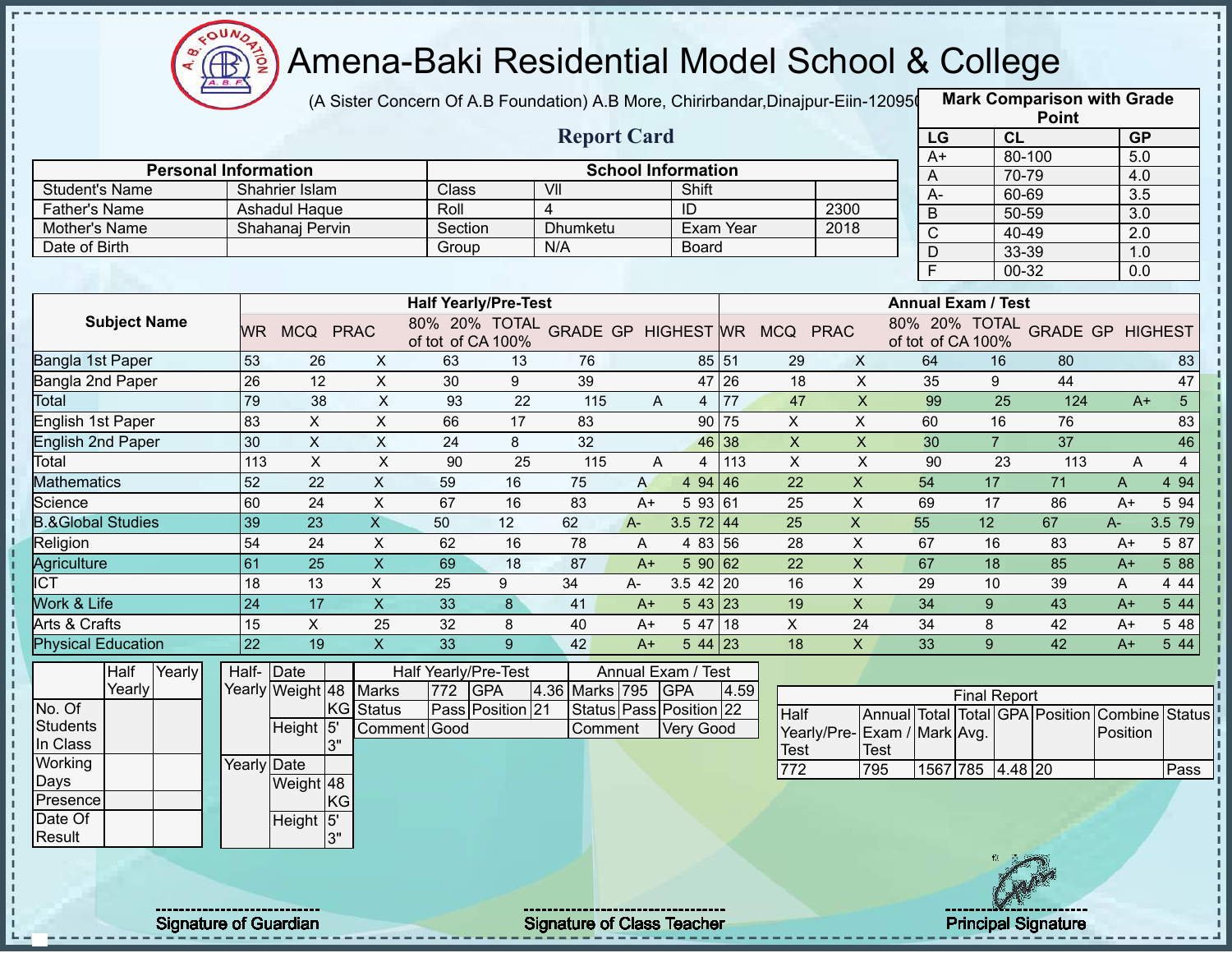# Amena-Baki Residential Model School & College

(A Sister Concern Of A.B Foundation) A.B More, Chirirbandar,Dinajpur-Eiin-120950

## Report Card

| Mark Comparison with Grade Point | | |
|---|---|---|
| LG | CL | GP |
| A+ | 80-100 | 5.0 |
| A | 70-79 | 4.0 |
| A- | 60-69 | 3.5 |
| B | 50-59 | 3.0 |
| C | 40-49 | 2.0 |
| D | 33-39 | 1.0 |
| F | 00-32 | 0.0 |

| Personal Information | | School Information | | | |
|---|---|---|---|---|---|
| Student's Name | Shahrier Islam | Class | VII | Shift | |
| Father's Name | Ashadul Haque | Roll | 4 | ID | 2300 |
| Mother's Name | Shahanaj Pervin | Section | Dhumketu | Exam Year | 2018 |
| Date of Birth | | Group | N/A | Board | |

| Subject Name | Half Yearly/Pre-Test | | | | | | | | | Annual Exam / Test | | | | | | | | |
|---|---|---|---|---|---|---|---|---|---|---|---|---|---|---|---|---|---|---|
| | WR | MCQ | PRAC | 80% of tot | 20% of CA | TOTAL 100% | GRADE | GP | HIGHEST | WR | MCQ | PRAC | 80% of tot | 20% of CA | TOTAL 100% | GRADE | GP | HIGHEST |
| Bangla 1st Paper | 53 | 26 | X | 63 | 13 | 76 | | | 85 | 51 | 29 | X | 64 | 16 | 80 | | | 83 |
| Bangla 2nd Paper | 26 | 12 | X | 30 | 9 | 39 | | | 47 | 26 | 18 | X | 35 | 9 | 44 | | | 47 |
| Total | 79 | 38 | X | 93 | 22 | 115 | A | 4 | | 77 | 47 | X | 99 | 25 | 124 | A+ | 5 | |
| English 1st Paper | 83 | X | X | 66 | 17 | 83 | | | 90 | 75 | X | X | 60 | 16 | 76 | | | 83 |
| English 2nd Paper | 30 | X | X | 24 | 8 | 32 | | | 46 | 38 | X | X | 30 | 7 | 37 | | | 46 |
| Total | 113 | X | X | 90 | 25 | 115 | A | 4 | | 113 | X | X | 90 | 23 | 113 | A | 4 | |
| Mathematics | 52 | 22 | X | 59 | 16 | 75 | A | 4 | 94 | 46 | 22 | X | 54 | 17 | 71 | A | 4 | 94 |
| Science | 60 | 24 | X | 67 | 16 | 83 | A+ | 5 | 93 | 61 | 25 | X | 69 | 17 | 86 | A+ | 5 | 94 |
| B.&Global Studies | 39 | 23 | X | 50 | 12 | 62 | A- | 3.5 | 72 | 44 | 25 | X | 55 | 12 | 67 | A- | 3.5 | 79 |
| Religion | 54 | 24 | X | 62 | 16 | 78 | A | 4 | 83 | 56 | 28 | X | 67 | 16 | 83 | A+ | 5 | 87 |
| Agriculture | 61 | 25 | X | 69 | 18 | 87 | A+ | 5 | 90 | 62 | 22 | X | 67 | 18 | 85 | A+ | 5 | 88 |
| ICT | 18 | 13 | X | 25 | 9 | 34 | A- | 3.5 | 42 | 20 | 16 | X | 29 | 10 | 39 | A | 4 | 44 |
| Work & Life | 24 | 17 | X | 33 | 8 | 41 | A+ | 5 | 43 | 23 | 19 | X | 34 | 9 | 43 | A+ | 5 | 44 |
| Arts & Crafts | 15 | X | 25 | 32 | 8 | 40 | A+ | 5 | 47 | 18 | X | 24 | 34 | 8 | 42 | A+ | 5 | 48 |
| Physical Education | 22 | 19 | X | 33 | 9 | 42 | A+ | 5 | 44 | 23 | 18 | X | 33 | 9 | 42 | A+ | 5 | 44 |

| | Half Yearly | Yearly |
|---|---|---|
| No. Of Students In Class | | |
| Working Days | | |
| Presence | | |
| Date Of Result | | |

| | | |
|---|---|---|
| Half-Yearly | Date | |
| | Weight | 48 KG |
| | Height | 5' 3" |
| Yearly | Date | |
| | Weight | 48 KG |
| | Height | 5' 3" |

| Half Yearly/Pre-Test | | | | Annual Exam / Test | | | |
|---|---|---|---|---|---|---|---|
| Marks | 772 | GPA | 4.36 | Marks | 795 | GPA | 4.59 |
| Status | Pass | Position | 21 | Status | Pass | Position | 22 |
| Comment | Good | | | Comment | Very Good | | |

| Final Report | | | | | | | |
|---|---|---|---|---|---|---|---|
| Half Yearly/Pre-Test | Annual Exam / Test | Total Mark | Total Avg. | GPA | Position | Combine Position | Status |
| 772 | 795 | 1567 | 785 | 4.48 | 20 | | Pass |

Signature of Guardian

Signature of Class Teacher

Principal Signature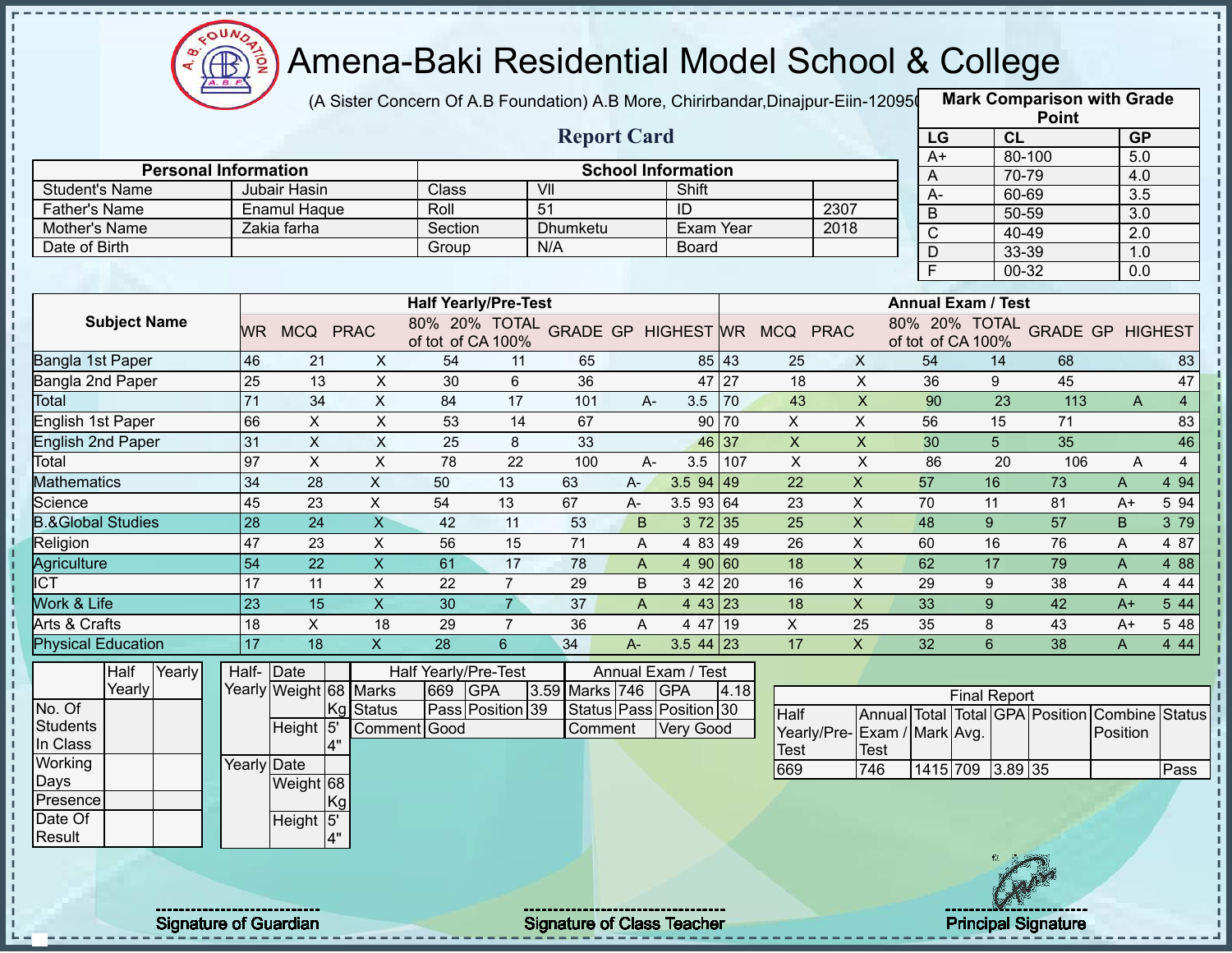# Amena-Baki Residential Model School & College

(A Sister Concern Of A.B Foundation) A.B More, Chirirbandar,Dinajpur-Eiin-120950

## Report Card

| Mark Comparison with Grade Point | | |
|---|---|---|
| LG | CL | GP |
| A+ | 80-100 | 5.0 |
| A | 70-79 | 4.0 |
| A- | 60-69 | 3.5 |
| B | 50-59 | 3.0 |
| C | 40-49 | 2.0 |
| D | 33-39 | 1.0 |
| F | 00-32 | 0.0 |

| Personal Information | | School Information | | | |
|---|---|---|---|---|---|
| Student's Name | Jubair Hasin | Class | VII | Shift | |
| Father's Name | Enamul Haque | Roll | 51 | ID | 2307 |
| Mother's Name | Zakia farha | Section | Dhumketu | Exam Year | 2018 |
| Date of Birth | | Group | N/A | Board | |

| Subject Name | Half Yearly/Pre-Test | | | | | | | | | Annual Exam / Test | | | | | | | | |
|---|---|---|---|---|---|---|---|---|---|---|---|---|---|---|---|---|---|---|
| | WR | MCQ | PRAC | 80% of tot | 20% of CA | TOTAL 100% | GRADE | GP | HIGHEST | WR | MCQ | PRAC | 80% of tot | 20% of CA | TOTAL 100% | GRADE | GP | HIGHEST |
| Bangla 1st Paper | 46 | 21 | X | 54 | 11 | 65 | | | 85 | 43 | 25 | X | 54 | 14 | 68 | | | 83 |
| Bangla 2nd Paper | 25 | 13 | X | 30 | 6 | 36 | | | 47 | 27 | 18 | X | 36 | 9 | 45 | | | 47 |
| Total | 71 | 34 | X | 84 | 17 | 101 | A- | 3.5 | | 70 | 43 | X | 90 | 23 | 113 | A | 4 | |
| English 1st Paper | 66 | X | X | 53 | 14 | 67 | | | 90 | 70 | X | X | 56 | 15 | 71 | | | 83 |
| English 2nd Paper | 31 | X | X | 25 | 8 | 33 | | | 46 | 37 | X | X | 30 | 5 | 35 | | | 46 |
| Total | 97 | X | X | 78 | 22 | 100 | A- | 3.5 | | 107 | X | X | 86 | 20 | 106 | A | 4 | |
| Mathematics | 34 | 28 | X | 50 | 13 | 63 | A- | 3.5 | 94 | 49 | 22 | X | 57 | 16 | 73 | A | 4 | 94 |
| Science | 45 | 23 | X | 54 | 13 | 67 | A- | 3.5 | 93 | 64 | 23 | X | 70 | 11 | 81 | A+ | 5 | 94 |
| B.&Global Studies | 28 | 24 | X | 42 | 11 | 53 | B | 3 | 72 | 35 | 25 | X | 48 | 9 | 57 | B | 3 | 79 |
| Religion | 47 | 23 | X | 56 | 15 | 71 | A | 4 | 83 | 49 | 26 | X | 60 | 16 | 76 | A | 4 | 87 |
| Agriculture | 54 | 22 | X | 61 | 17 | 78 | A | 4 | 90 | 60 | 18 | X | 62 | 17 | 79 | A | 4 | 88 |
| ICT | 17 | 11 | X | 22 | 7 | 29 | B | 3 | 42 | 20 | 16 | X | 29 | 9 | 38 | A | 4 | 44 |
| Work & Life | 23 | 15 | X | 30 | 7 | 37 | A | 4 | 43 | 23 | 18 | X | 33 | 9 | 42 | A+ | 5 | 44 |
| Arts & Crafts | 18 | X | 18 | 29 | 7 | 36 | A | 4 | 47 | 19 | X | 25 | 35 | 8 | 43 | A+ | 5 | 48 |
| Physical Education | 17 | 18 | X | 28 | 6 | 34 | A- | 3.5 | 44 | 23 | 17 | X | 32 | 6 | 38 | A | 4 | 44 |

| | Half Yearly | Yearly |
|---|---|---|
| No. Of Students In Class | | |
| Working Days | | |
| Presence | | |
| Date Of Result | | |

| | | |
|---|---|---|
| Half-Yearly | Date | |
| | Weight | 68 Kg |
| | Height | 5' 4" |
| Yearly | Date | |
| | Weight | 68 Kg |
| | Height | 5' 4" |

| Half Yearly/Pre-Test | | | | Annual Exam / Test | | | |
|---|---|---|---|---|---|---|---|
| Marks | 669 | GPA | 3.59 | Marks | 746 | GPA | 4.18 |
| Status | Pass | Position | 39 | Status | Pass | Position | 30 |
| Comment | Good | | | Comment | Very Good | | |

| Final Report | | | | | | | |
|---|---|---|---|---|---|---|---|
| Half Yearly/Pre-Test | Annual Exam / Test | Total Mark | Total Avg. | GPA | Position | Combine Position | Status |
| 669 | 746 | 1415 | 709 | 3.89 | 35 | | Pass |

Signature of Guardian

Signature of Class Teacher

Principal Signature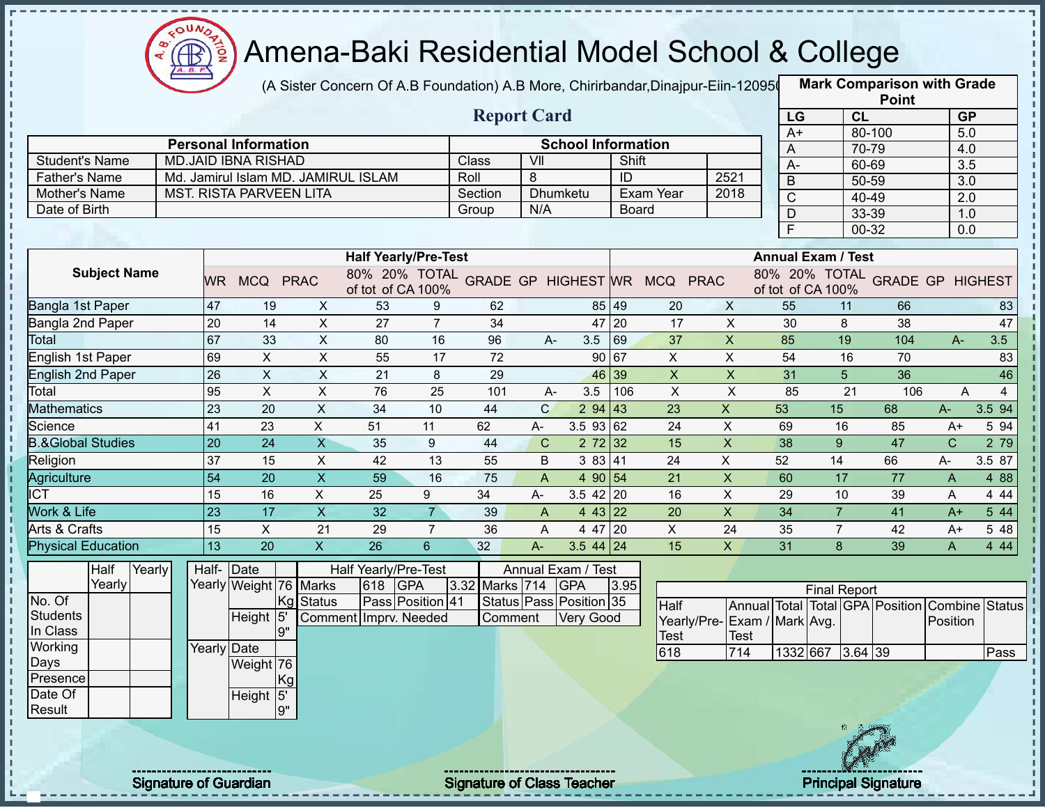# Amena-Baki Residential Model School & College

(A Sister Concern Of A.B Foundation) A.B More, Chirirbandar,Dinajpur-Eiin-120950

## Report Card

| Mark Comparison with Grade Point | | |
|---|---|---|
| LG | CL | GP |
| A+ | 80-100 | 5.0 |
| A | 70-79 | 4.0 |
| A- | 60-69 | 3.5 |
| B | 50-59 | 3.0 |
| C | 40-49 | 2.0 |
| D | 33-39 | 1.0 |
| F | 00-32 | 0.0 |

| Personal Information | | School Information | | | |
|---|---|---|---|---|---|
| Student's Name | MD.JAID IBNA RISHAD | Class | VII | Shift | |
| Father's Name | Md. Jamirul Islam MD. JAMIRUL ISLAM | Roll | 8 | ID | 2521 |
| Mother's Name | MST. RISTA PARVEEN LITA | Section | Dhumketu | Exam Year | 2018 |
| Date of Birth | | Group | N/A | Board | |

| Subject Name | Half Yearly/Pre-Test | | | | | | | | | Annual Exam / Test | | | | | | | | |
|---|---|---|---|---|---|---|---|---|---|---|---|---|---|---|---|---|---|---|
| | WR | MCQ | PRAC | 80% of tot | 20% of CA | TOTAL 100% | GRADE | GP | HIGHEST | WR | MCQ | PRAC | 80% of tot | 20% of CA | TOTAL 100% | GRADE | GP | HIGHEST |
| Bangla 1st Paper | 47 | 19 | X | 53 | 9 | 62 | | | 85 | 49 | 20 | X | 55 | 11 | 66 | | | 83 |
| Bangla 2nd Paper | 20 | 14 | X | 27 | 7 | 34 | | | 47 | 20 | 17 | X | 30 | 8 | 38 | | | 47 |
| Total | 67 | 33 | X | 80 | 16 | 96 | A- | 3.5 | | 69 | 37 | X | 85 | 19 | 104 | A- | 3.5 | |
| English 1st Paper | 69 | X | X | 55 | 17 | 72 | | | 90 | 67 | X | X | 54 | 16 | 70 | | | 83 |
| English 2nd Paper | 26 | X | X | 21 | 8 | 29 | | | 46 | 39 | X | X | 31 | 5 | 36 | | | 46 |
| Total | 95 | X | X | 76 | 25 | 101 | A- | 3.5 | | 106 | X | X | 85 | 21 | 106 | A | 4 | |
| Mathematics | 23 | 20 | X | 34 | 10 | 44 | C | 2 | 94 | 43 | 23 | X | 53 | 15 | 68 | A- | 3.5 | 94 |
| Science | 41 | 23 | X | 51 | 11 | 62 | A- | 3.5 | 93 | 62 | 24 | X | 69 | 16 | 85 | A+ | 5 | 94 |
| B.&Global Studies | 20 | 24 | X | 35 | 9 | 44 | C | 2 | 72 | 32 | 15 | X | 38 | 9 | 47 | C | 2 | 79 |
| Religion | 37 | 15 | X | 42 | 13 | 55 | B | 3 | 83 | 41 | 24 | X | 52 | 14 | 66 | A- | 3.5 | 87 |
| Agriculture | 54 | 20 | X | 59 | 16 | 75 | A | 4 | 90 | 54 | 21 | X | 60 | 17 | 77 | A | 4 | 88 |
| ICT | 15 | 16 | X | 25 | 9 | 34 | A- | 3.5 | 42 | 20 | 16 | X | 29 | 10 | 39 | A | 4 | 44 |
| Work & Life | 23 | 17 | X | 32 | 7 | 39 | A | 4 | 43 | 22 | 20 | X | 34 | 7 | 41 | A+ | 5 | 44 |
| Arts & Crafts | 15 | X | 21 | 29 | 7 | 36 | A | 4 | 47 | 20 | X | 24 | 35 | 7 | 42 | A+ | 5 | 48 |
| Physical Education | 13 | 20 | X | 26 | 6 | 32 | A- | 3.5 | 44 | 24 | 15 | X | 31 | 8 | 39 | A | 4 | 44 |

| | Half Yearly | Yearly |
|---|---|---|
| No. Of Students In Class | | |
| Working Days | | |
| Presence | | |
| Date Of Result | | |

| | | |
|---|---|---|
| Half-Yearly | Date | |
| | Weight | 76 Kg |
| | Height | 5' 9" |
| Yearly | Date | |
| | Weight | 76 Kg |
| | Height | 5' 9" |

| Half Yearly/Pre-Test | | | | Annual Exam / Test | | | |
|---|---|---|---|---|---|---|---|
| Marks | 618 | GPA | 3.32 | Marks | 714 | GPA | 3.95 |
| Status | Pass | Position | 41 | Status | Pass | Position | 35 |
| Comment | Imprv. Needed | | | Comment | Very Good | | |

| Final Report | | | | | | | |
|---|---|---|---|---|---|---|---|
| Half Yearly/Pre-Test | Annual Exam / Test | Total Mark | Total Avg. | GPA | Position | Combine Position | Status |
| 618 | 714 | 1332 | 667 | 3.64 | 39 | | Pass |

Signature of Guardian    Signature of Class Teacher    Principal Signature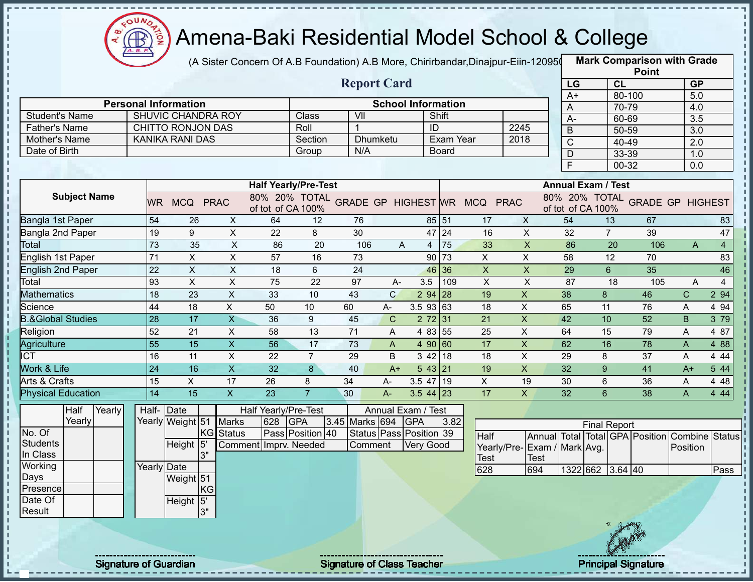# Amena-Baki Residential Model School & College

(A Sister Concern Of A.B Foundation) A.B More, Chirirbandar,Dinajpur-Eiin-120950

## Report Card

| Mark Comparison with Grade Point | | |
|---|---|---|
| LG | CL | GP |
| A+ | 80-100 | 5.0 |
| A | 70-79 | 4.0 |
| A- | 60-69 | 3.5 |
| B | 50-59 | 3.0 |
| C | 40-49 | 2.0 |
| D | 33-39 | 1.0 |
| F | 00-32 | 0.0 |

| Personal Information | | School Information | | | |
|---|---|---|---|---|---|
| Student's Name | SHUVIC CHANDRA ROY | Class | VII | Shift | |
| Father's Name | CHITTO RONJON DAS | Roll | 1 | ID | 2245 |
| Mother's Name | KANIKA RANI DAS | Section | Dhumketu | Exam Year | 2018 |
| Date of Birth | | Group | N/A | Board | |

| Subject Name | Half Yearly/Pre-Test | | | | | | | | | Annual Exam / Test | | | | | | | | |
|---|---|---|---|---|---|---|---|---|---|---|---|---|---|---|---|---|---|---|
| | WR | MCQ | PRAC | 80% of tot | 20% of CA | TOTAL 100% | GRADE | GP | HIGHEST | WR | MCQ | PRAC | 80% of tot | 20% of CA | TOTAL 100% | GRADE | GP | HIGHEST |
| Bangla 1st Paper | 54 | 26 | X | 64 | 12 | 76 | | | 85 | 51 | 17 | X | 54 | 13 | 67 | | | 83 |
| Bangla 2nd Paper | 19 | 9 | X | 22 | 8 | 30 | | | 47 | 24 | 16 | X | 32 | 7 | 39 | | | 47 |
| Total | 73 | 35 | X | 86 | 20 | 106 | A | 4 | | 75 | 33 | X | 86 | 20 | 106 | A | 4 | |
| English 1st Paper | 71 | X | X | 57 | 16 | 73 | | | 90 | 73 | X | X | 58 | 12 | 70 | | | 83 |
| English 2nd Paper | 22 | X | X | 18 | 6 | 24 | | | 46 | 36 | X | X | 29 | 6 | 35 | | | 46 |
| Total | 93 | X | X | 75 | 22 | 97 | A- | 3.5 | | 109 | X | X | 87 | 18 | 105 | A | 4 | |
| Mathematics | 18 | 23 | X | 33 | 10 | 43 | C | 2 | 94 | 28 | 19 | X | 38 | 8 | 46 | C | 2 | 94 |
| Science | 44 | 18 | X | 50 | 10 | 60 | A- | 3.5 | 93 | 63 | 18 | X | 65 | 11 | 76 | A | 4 | 94 |
| B.&Global Studies | 28 | 17 | X | 36 | 9 | 45 | C | 2 | 72 | 31 | 21 | X | 42 | 10 | 52 | B | 3 | 79 |
| Religion | 52 | 21 | X | 58 | 13 | 71 | A | 4 | 83 | 55 | 25 | X | 64 | 15 | 79 | A | 4 | 87 |
| Agriculture | 55 | 15 | X | 56 | 17 | 73 | A | 4 | 90 | 60 | 17 | X | 62 | 16 | 78 | A | 4 | 88 |
| ICT | 16 | 11 | X | 22 | 7 | 29 | B | 3 | 42 | 18 | 18 | X | 29 | 8 | 37 | A | 4 | 44 |
| Work & Life | 24 | 16 | X | 32 | 8 | 40 | A+ | 5 | 43 | 21 | 19 | X | 32 | 9 | 41 | A+ | 5 | 44 |
| Arts & Crafts | 15 | X | 17 | 26 | 8 | 34 | A- | 3.5 | 47 | 19 | X | 19 | 30 | 6 | 36 | A | 4 | 48 |
| Physical Education | 14 | 15 | X | 23 | 7 | 30 | A- | 3.5 | 44 | 23 | 17 | X | 32 | 6 | 38 | A | 4 | 44 |

| | Half Yearly | Yearly |
|---|---|---|
| No. Of Students In Class | | |
| Working Days | | |
| Presence | | |
| Date Of Result | | |

| | | |
|---|---|---|
| Half-Yearly | Date | |
| | Weight | 51 KG |
| | Height | 5' 3" |
| Yearly | Date | |
| | Weight | 51 KG |
| | Height | 5' 3" |

| Half Yearly/Pre-Test | | | | Annual Exam / Test | | | |
|---|---|---|---|---|---|---|---|
| Marks | 628 | GPA | 3.45 | Marks | 694 | GPA | 3.82 |
| Status | Pass | Position | 40 | Status | Pass | Position | 39 |
| Comment | Imprv. Needed | | | Comment | Very Good | | |

| Final Report | | | | | | | |
|---|---|---|---|---|---|---|---|
| Half Yearly/Pre-Test | Annual Exam / Test | Total Mark | Total Avg. | GPA | Position | Combine Position | Status |
| 628 | 694 | 1322 | 662 | 3.64 | 40 | | Pass |

Signature of Guardian

Signature of Class Teacher

Principal Signature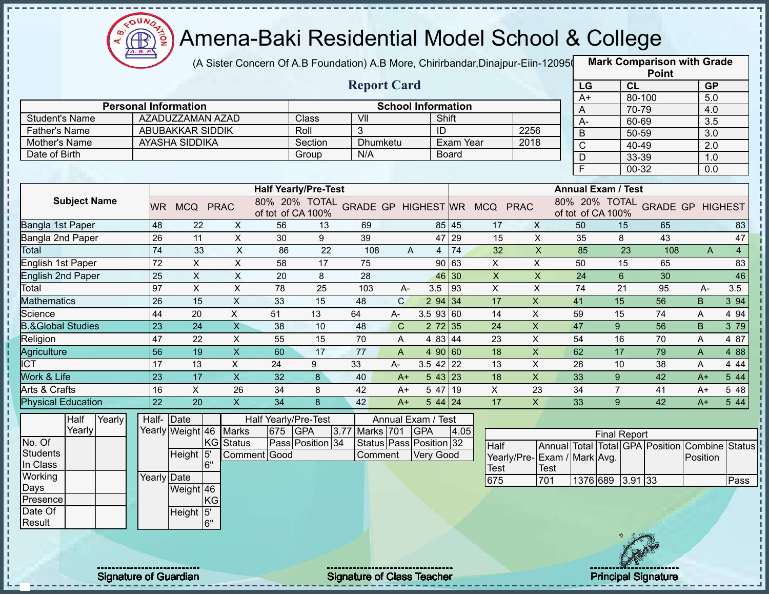# Amena-Baki Residential Model School & College

(A Sister Concern Of A.B Foundation) A.B More, Chirirbandar,Dinajpur-Eiin-120950

## Report Card

| Mark Comparison with Grade Point | | |
|---|---|---|
| LG | CL | GP |
| A+ | 80-100 | 5.0 |
| A | 70-79 | 4.0 |
| A- | 60-69 | 3.5 |
| B | 50-59 | 3.0 |
| C | 40-49 | 2.0 |
| D | 33-39 | 1.0 |
| F | 00-32 | 0.0 |

| Personal Information | | School Information | | | |
|---|---|---|---|---|---|
| Student's Name | AZADUZZAMAN AZAD | Class | VII | Shift | |
| Father's Name | ABUBAKKAR SIDDIK | Roll | 3 | ID | 2256 |
| Mother's Name | AYASHA SIDDIKA | Section | Dhumketu | Exam Year | 2018 |
| Date of Birth | | Group | N/A | Board | |

| Subject Name | Half Yearly/Pre-Test | | | | | | | | | Annual Exam / Test | | | | | | | | |
|---|---|---|---|---|---|---|---|---|---|---|---|---|---|---|---|---|---|---|
| | WR | MCQ | PRAC | 80% of tot | 20% of CA | TOTAL 100% | GRADE | GP | HIGHEST | WR | MCQ | PRAC | 80% of tot | 20% of CA | TOTAL 100% | GRADE | GP | HIGHEST |
| Bangla 1st Paper | 48 | 22 | X | 56 | 13 | 69 | | | 85 | 45 | 17 | X | 50 | 15 | 65 | | | 83 |
| Bangla 2nd Paper | 26 | 11 | X | 30 | 9 | 39 | | | 47 | 29 | 15 | X | 35 | 8 | 43 | | | 47 |
| Total | 74 | 33 | X | 86 | 22 | 108 | A | 4 | | 74 | 32 | X | 85 | 23 | 108 | A | 4 | |
| English 1st Paper | 72 | X | X | 58 | 17 | 75 | | | 90 | 63 | X | X | 50 | 15 | 65 | | | 83 |
| English 2nd Paper | 25 | X | X | 20 | 8 | 28 | | | 46 | 30 | X | X | 24 | 6 | 30 | | | 46 |
| Total | 97 | X | X | 78 | 25 | 103 | A- | 3.5 | | 93 | X | X | 74 | 21 | 95 | A- | 3.5 | |
| Mathematics | 26 | 15 | X | 33 | 15 | 48 | C | 2 | 94 | 34 | 17 | X | 41 | 15 | 56 | B | 3 | 94 |
| Science | 44 | 20 | X | 51 | 13 | 64 | A- | 3.5 | 93 | 60 | 14 | X | 59 | 15 | 74 | A | 4 | 94 |
| B.&Global Studies | 23 | 24 | X | 38 | 10 | 48 | C | 2 | 72 | 35 | 24 | X | 47 | 9 | 56 | B | 3 | 79 |
| Religion | 47 | 22 | X | 55 | 15 | 70 | A | 4 | 83 | 44 | 23 | X | 54 | 16 | 70 | A | 4 | 87 |
| Agriculture | 56 | 19 | X | 60 | 17 | 77 | A | 4 | 90 | 60 | 18 | X | 62 | 17 | 79 | A | 4 | 88 |
| ICT | 17 | 13 | X | 24 | 9 | 33 | A- | 3.5 | 42 | 22 | 13 | X | 28 | 10 | 38 | A | 4 | 44 |
| Work & Life | 23 | 17 | X | 32 | 8 | 40 | A+ | 5 | 43 | 23 | 18 | X | 33 | 9 | 42 | A+ | 5 | 44 |
| Arts & Crafts | 16 | X | 26 | 34 | 8 | 42 | A+ | 5 | 47 | 19 | X | 23 | 34 | 7 | 41 | A+ | 5 | 48 |
| Physical Education | 22 | 20 | X | 34 | 8 | 42 | A+ | 5 | 44 | 24 | 17 | X | 33 | 9 | 42 | A+ | 5 | 44 |

| | Half Yearly | Yearly |
|---|---|---|
| No. Of Students In Class | | |
| Working Days | | |
| Presence | | |
| Date Of Result | | |

| | | |
|---|---|---|
| Half-Yearly | Date | |
| | Weight | 46 KG |
| | Height | 5' 6" |
| Yearly | Date | |
| | Weight | 46 KG |
| | Height | 5' 6" |

| Half Yearly/Pre-Test | | | | Annual Exam / Test | | | |
|---|---|---|---|---|---|---|---|
| Marks | 675 | GPA | 3.77 | Marks | 701 | GPA | 4.05 |
| Status | Pass | Position | 34 | Status | Pass | Position | 32 |
| Comment | Good | | | Comment | Very Good | | |

| Final Report | | | | | | | |
|---|---|---|---|---|---|---|---|
| Half Yearly/Pre-Test | Annual Exam / Test | Total Mark | Total Avg. | GPA | Position | Combine Position | Status |
| 675 | 701 | 1376 | 689 | 3.91 | 33 | | Pass |

Signature of Guardian

Signature of Class Teacher

Principal Signature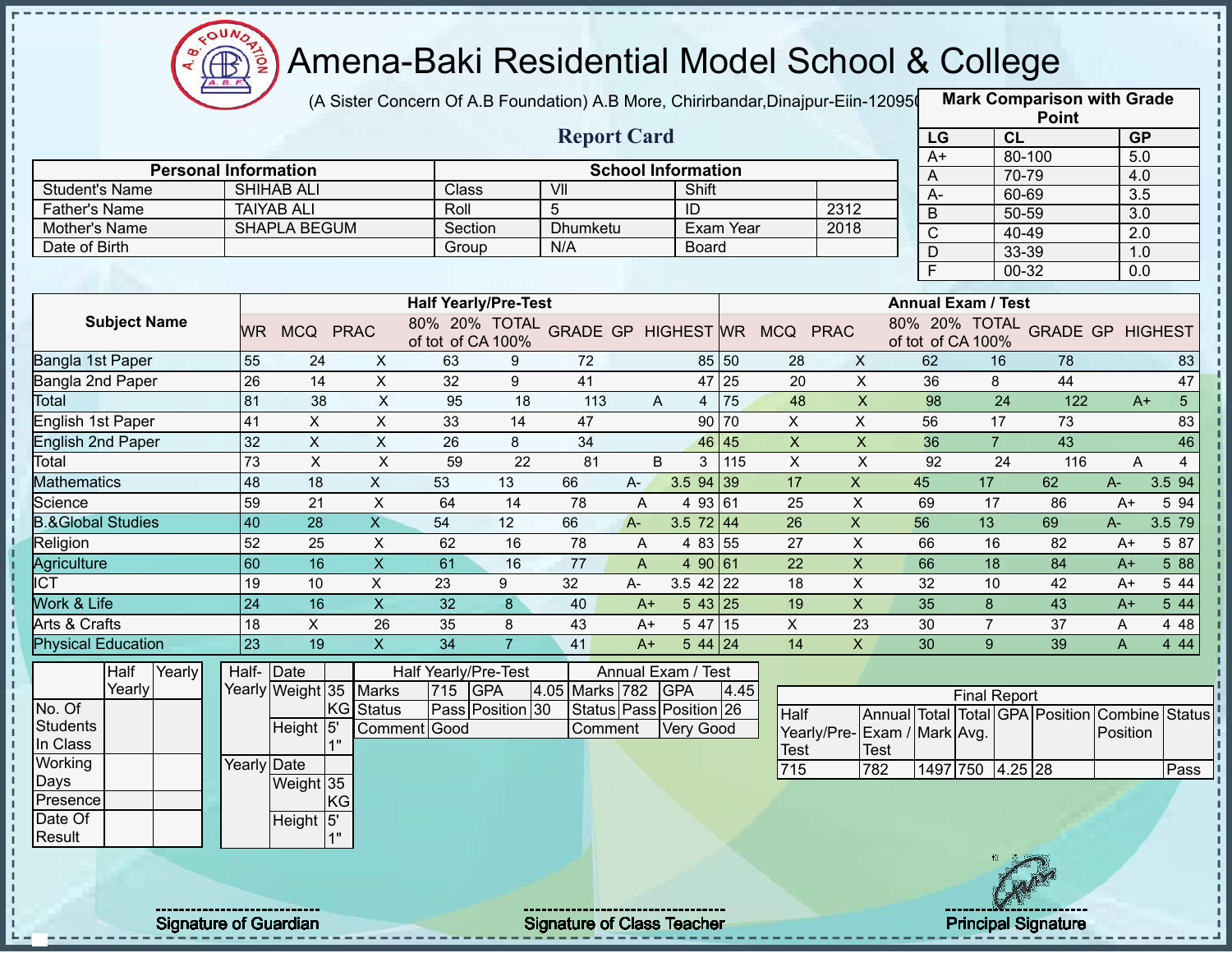# Amena-Baki Residential Model School & College

(A Sister Concern Of A.B Foundation) A.B More, Chirirbandar,Dinajpur-Eiin-120950

## Report Card

| Mark Comparison with Grade Point | | |
|---|---|---|
| LG | CL | GP |
| A+ | 80-100 | 5.0 |
| A | 70-79 | 4.0 |
| A- | 60-69 | 3.5 |
| B | 50-59 | 3.0 |
| C | 40-49 | 2.0 |
| D | 33-39 | 1.0 |
| F | 00-32 | 0.0 |

| Personal Information | | School Information | | | |
|---|---|---|---|---|---|
| Student's Name | SHIHAB ALI | Class | VII | Shift | |
| Father's Name | TAIYAB ALI | Roll | 5 | ID | 2312 |
| Mother's Name | SHAPLA BEGUM | Section | Dhumketu | Exam Year | 2018 |
| Date of Birth | | Group | N/A | Board | |

| Subject Name | Half Yearly/Pre-Test | | | | | | | | | Annual Exam / Test | | | | | | | | |
|---|---|---|---|---|---|---|---|---|---|---|---|---|---|---|---|---|---|---|
| | WR | MCQ | PRAC | 80% of tot | 20% of CA | TOTAL 100% | GRADE | GP | HIGHEST | WR | MCQ | PRAC | 80% of tot | 20% of CA | TOTAL 100% | GRADE | GP | HIGHEST |
| Bangla 1st Paper | 55 | 24 | X | 63 | 9 | 72 | | | 85 | 50 | 28 | X | 62 | 16 | 78 | | | 83 |
| Bangla 2nd Paper | 26 | 14 | X | 32 | 9 | 41 | | | 47 | 25 | 20 | X | 36 | 8 | 44 | | | 47 |
| Total | 81 | 38 | X | 95 | 18 | 113 | A | 4 | | 75 | 48 | X | 98 | 24 | 122 | A+ | 5 | |
| English 1st Paper | 41 | X | X | 33 | 14 | 47 | | | 90 | 70 | X | X | 56 | 17 | 73 | | | 83 |
| English 2nd Paper | 32 | X | X | 26 | 8 | 34 | | | 46 | 45 | X | X | 36 | 7 | 43 | | | 46 |
| Total | 73 | X | X | 59 | 22 | 81 | B | 3 | | 115 | X | X | 92 | 24 | 116 | A | 4 | |
| Mathematics | 48 | 18 | X | 53 | 13 | 66 | A- | 3.5 | 94 | 39 | 17 | X | 45 | 17 | 62 | A- | 3.5 | 94 |
| Science | 59 | 21 | X | 64 | 14 | 78 | A | 4 | 93 | 61 | 25 | X | 69 | 17 | 86 | A+ | 5 | 94 |
| B.&Global Studies | 40 | 28 | X | 54 | 12 | 66 | A- | 3.5 | 72 | 44 | 26 | X | 56 | 13 | 69 | A- | 3.5 | 79 |
| Religion | 52 | 25 | X | 62 | 16 | 78 | A | 4 | 83 | 55 | 27 | X | 66 | 16 | 82 | A+ | 5 | 87 |
| Agriculture | 60 | 16 | X | 61 | 16 | 77 | A | 4 | 90 | 61 | 22 | X | 66 | 18 | 84 | A+ | 5 | 88 |
| ICT | 19 | 10 | X | 23 | 9 | 32 | A- | 3.5 | 42 | 22 | 18 | X | 32 | 10 | 42 | A+ | 5 | 44 |
| Work & Life | 24 | 16 | X | 32 | 8 | 40 | A+ | 5 | 43 | 25 | 19 | X | 35 | 8 | 43 | A+ | 5 | 44 |
| Arts & Crafts | 18 | X | 26 | 35 | 8 | 43 | A+ | 5 | 47 | 15 | X | 23 | 30 | 7 | 37 | A | 4 | 48 |
| Physical Education | 23 | 19 | X | 34 | 7 | 41 | A+ | 5 | 44 | 24 | 14 | X | 30 | 9 | 39 | A | 4 | 44 |

| | Half Yearly | Yearly |
|---|---|---|
| No. Of Students In Class | | |
| Working Days | | |
| Presence | | |
| Date Of Result | | |

| | | |
|---|---|---|
| Half-Yearly | Date | |
| | Weight | 35 KG |
| | Height | 5' 1" |
| Yearly | Date | |
| | Weight | 35 KG |
| | Height | 5' 1" |

| Half Yearly/Pre-Test | | | | Annual Exam / Test | | | |
|---|---|---|---|---|---|---|---|
| Marks | 715 | GPA | 4.05 | Marks | 782 | GPA | 4.45 |
| Status | Pass | Position | 30 | Status | Pass | Position | 26 |
| Comment | Good | | | Comment | Very Good | | |

| Final Report | | | | | | | |
|---|---|---|---|---|---|---|---|
| Half Yearly/Pre-Test | Annual Exam / Test | Total Mark | Total Avg. | GPA | Position | Combine Position | Status |
| 715 | 782 | 1497 | 750 | 4.25 | 28 | | Pass |

Signature of Guardian

Signature of Class Teacher

Principal Signature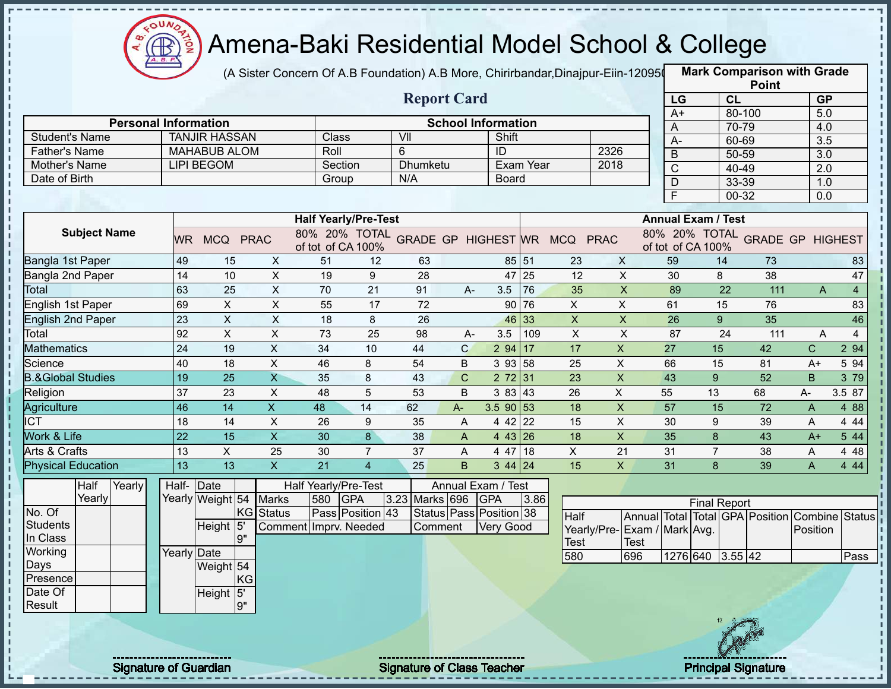# Amena-Baki Residential Model School & College

(A Sister Concern Of A.B Foundation) A.B More, Chirirbandar,Dinajpur-Eiin-120950

## Report Card

| Mark Comparison with Grade Point | | |
|---|---|---|
| LG | CL | GP |
| A+ | 80-100 | 5.0 |
| A | 70-79 | 4.0 |
| A- | 60-69 | 3.5 |
| B | 50-59 | 3.0 |
| C | 40-49 | 2.0 |
| D | 33-39 | 1.0 |
| F | 00-32 | 0.0 |

| Personal Information | | School Information | | | |
|---|---|---|---|---|---|
| Student's Name | TANJIR HASSAN | Class | VII | Shift | |
| Father's Name | MAHABUB ALOM | Roll | 6 | ID | 2326 |
| Mother's Name | LIPI BEGOM | Section | Dhumketu | Exam Year | 2018 |
| Date of Birth | | Group | N/A | Board | |

| Subject Name | Half Yearly/Pre-Test | | | | | | | | | Annual Exam / Test | | | | | | | | |
|---|---|---|---|---|---|---|---|---|---|---|---|---|---|---|---|---|---|---|
| | WR | MCQ | PRAC | 80% of tot | 20% of CA | TOTAL 100% | GRADE | GP | HIGHEST | WR | MCQ | PRAC | 80% of tot | 20% of CA | TOTAL 100% | GRADE | GP | HIGHEST |
| Bangla 1st Paper | 49 | 15 | X | 51 | 12 | 63 | | | 85 | 51 | 23 | X | 59 | 14 | 73 | | | 83 |
| Bangla 2nd Paper | 14 | 10 | X | 19 | 9 | 28 | | | 47 | 25 | 12 | X | 30 | 8 | 38 | | | 47 |
| Total | 63 | 25 | X | 70 | 21 | 91 | A- | 3.5 | | 76 | 35 | X | 89 | 22 | 111 | A | 4 | |
| English 1st Paper | 69 | X | X | 55 | 17 | 72 | | | 90 | 76 | X | X | 61 | 15 | 76 | | | 83 |
| English 2nd Paper | 23 | X | X | 18 | 8 | 26 | | | 46 | 33 | X | X | 26 | 9 | 35 | | | 46 |
| Total | 92 | X | X | 73 | 25 | 98 | A- | 3.5 | | 109 | X | X | 87 | 24 | 111 | A | 4 | |
| Mathematics | 24 | 19 | X | 34 | 10 | 44 | C | 2 | 94 | 17 | 17 | X | 27 | 15 | 42 | C | 2 | 94 |
| Science | 40 | 18 | X | 46 | 8 | 54 | B | 3 | 93 | 58 | 25 | X | 66 | 15 | 81 | A+ | 5 | 94 |
| B.&Global Studies | 19 | 25 | X | 35 | 8 | 43 | C | 2 | 72 | 31 | 23 | X | 43 | 9 | 52 | B | 3 | 79 |
| Religion | 37 | 23 | X | 48 | 5 | 53 | B | 3 | 83 | 43 | 26 | X | 55 | 13 | 68 | A- | 3.5 | 87 |
| Agriculture | 46 | 14 | X | 48 | 14 | 62 | A- | 3.5 | 90 | 53 | 18 | X | 57 | 15 | 72 | A | 4 | 88 |
| ICT | 18 | 14 | X | 26 | 9 | 35 | A | 4 | 42 | 22 | 15 | X | 30 | 9 | 39 | A | 4 | 44 |
| Work & Life | 22 | 15 | X | 30 | 8 | 38 | A | 4 | 43 | 26 | 18 | X | 35 | 8 | 43 | A+ | 5 | 44 |
| Arts & Crafts | 13 | X | 25 | 30 | 7 | 37 | A | 4 | 47 | 18 | X | 21 | 31 | 7 | 38 | A | 4 | 48 |
| Physical Education | 13 | 13 | X | 21 | 4 | 25 | B | 3 | 44 | 24 | 15 | X | 31 | 8 | 39 | A | 4 | 44 |

| | Half Yearly | Yearly |
|---|---|---|
| No. Of Students In Class | | |
| Working Days | | |
| Presence | | |
| Date Of Result | | |

| | | |
|---|---|---|
| Half-Yearly | Date | |
| | Weight | 54 KG |
| | Height | 5' 9" |
| Yearly | Date | |
| | Weight | 54 KG |
| | Height | 5' 9" |

| Half Yearly/Pre-Test | | | | Annual Exam / Test | | | |
|---|---|---|---|---|---|---|---|
| Marks | 580 | GPA | 3.23 | Marks | 696 | GPA | 3.86 |
| Status | Pass | Position | 43 | Status | Pass | Position | 38 |
| Comment | Imprv. Needed | | | Comment | Very Good | | |

| Final Report | | | | | | | |
|---|---|---|---|---|---|---|---|
| Half Yearly/Pre-Test | Annual Exam / Test | Total Mark | Total Avg. | GPA | Position | Combine Position | Status |
| 580 | 696 | 1276 | 640 | 3.55 | 42 | | Pass |

Signature of Guardian

Signature of Class Teacher

Principal Signature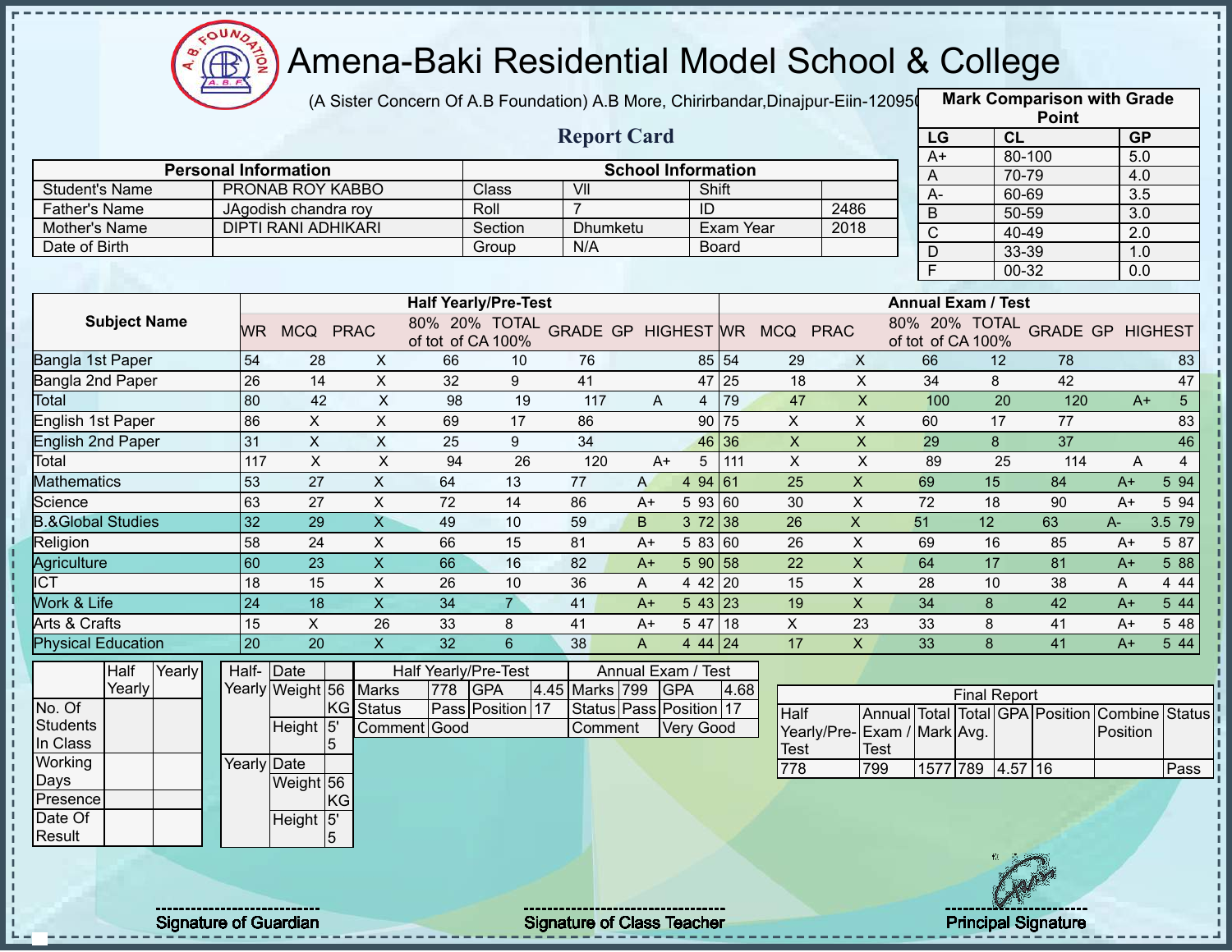# Amena-Baki Residential Model School & College

(A Sister Concern Of A.B Foundation) A.B More, Chirirbandar,Dinajpur-Eiin-120950

## Report Card

| Mark Comparison with Grade Point | | |
|---|---|---|
| LG | CL | GP |
| A+ | 80-100 | 5.0 |
| A | 70-79 | 4.0 |
| A- | 60-69 | 3.5 |
| B | 50-59 | 3.0 |
| C | 40-49 | 2.0 |
| D | 33-39 | 1.0 |
| F | 00-32 | 0.0 |

| Personal Information | | School Information | | | |
|---|---|---|---|---|---|
| Student's Name | PRONAB ROY KABBO | Class | VII | Shift | |
| Father's Name | JAgodish chandra roy | Roll | 7 | ID | 2486 |
| Mother's Name | DIPTI RANI ADHIKARI | Section | Dhumketu | Exam Year | 2018 |
| Date of Birth | | Group | N/A | Board | |

| Subject Name | Half Yearly/Pre-Test | | | | | | | | | Annual Exam / Test | | | | | | | | |
|---|---|---|---|---|---|---|---|---|---|---|---|---|---|---|---|---|---|---|
| | WR | MCQ | PRAC | 80% of tot | 20% of CA | TOTAL 100% | GRADE | GP | HIGHEST | WR | MCQ | PRAC | 80% of tot | 20% of CA | TOTAL 100% | GRADE | GP | HIGHEST |
| Bangla 1st Paper | 54 | 28 | X | 66 | 10 | 76 | | | 85 | 54 | 29 | X | 66 | 12 | 78 | | | 83 |
| Bangla 2nd Paper | 26 | 14 | X | 32 | 9 | 41 | | | 47 | 25 | 18 | X | 34 | 8 | 42 | | | 47 |
| Total | 80 | 42 | X | 98 | 19 | 117 | A | 4 | | 79 | 47 | X | 100 | 20 | 120 | A+ | 5 | |
| English 1st Paper | 86 | X | X | 69 | 17 | 86 | | | 90 | 75 | X | X | 60 | 17 | 77 | | | 83 |
| English 2nd Paper | 31 | X | X | 25 | 9 | 34 | | | 46 | 36 | X | X | 29 | 8 | 37 | | | 46 |
| Total | 117 | X | X | 94 | 26 | 120 | A+ | 5 | | 111 | X | X | 89 | 25 | 114 | A | 4 | |
| Mathematics | 53 | 27 | X | 64 | 13 | 77 | A | 4 | 94 | 61 | 25 | X | 69 | 15 | 84 | A+ | 5 | 94 |
| Science | 63 | 27 | X | 72 | 14 | 86 | A+ | 5 | 93 | 60 | 30 | X | 72 | 18 | 90 | A+ | 5 | 94 |
| B.&Global Studies | 32 | 29 | X | 49 | 10 | 59 | B | 3 | 72 | 38 | 26 | X | 51 | 12 | 63 | A- | 3.5 | 79 |
| Religion | 58 | 24 | X | 66 | 15 | 81 | A+ | 5 | 83 | 60 | 26 | X | 69 | 16 | 85 | A+ | 5 | 87 |
| Agriculture | 60 | 23 | X | 66 | 16 | 82 | A+ | 5 | 90 | 58 | 22 | X | 64 | 17 | 81 | A+ | 5 | 88 |
| ICT | 18 | 15 | X | 26 | 10 | 36 | A | 4 | 42 | 20 | 15 | X | 28 | 10 | 38 | A | 4 | 44 |
| Work & Life | 24 | 18 | X | 34 | 7 | 41 | A+ | 5 | 43 | 23 | 19 | X | 34 | 8 | 42 | A+ | 5 | 44 |
| Arts & Crafts | 15 | X | 26 | 33 | 8 | 41 | A+ | 5 | 47 | 18 | X | 23 | 33 | 8 | 41 | A+ | 5 | 48 |
| Physical Education | 20 | 20 | X | 32 | 6 | 38 | A | 4 | 44 | 24 | 17 | X | 33 | 8 | 41 | A+ | 5 | 44 |

| | Half Yearly | Yearly |
|---|---|---|
| No. Of Students In Class | | |
| Working Days | | |
| Presence | | |
| Date Of Result | | |

| | | |
|---|---|---|
| Half-Yearly | Date | |
| | Weight | 56 KG |
| | Height | 5' 5 |
| Yearly | Date | |
| | Weight | 56 KG |
| | Height | 5' 5 |

| Half Yearly/Pre-Test | | | | Annual Exam / Test | | | |
|---|---|---|---|---|---|---|---|
| Marks | 778 | GPA | 4.45 | Marks | 799 | GPA | 4.68 |
| Status | Pass | Position | 17 | Status | Pass | Position | 17 |
| Comment | Good | | | Comment | Very Good | | |

| Final Report | | | | | | | |
|---|---|---|---|---|---|---|---|
| Half Yearly/Pre-Test | Annual Exam / Test | Total Mark | Total Avg. | GPA | Position | Combine Position | Status |
| 778 | 799 | 1577 | 789 | 4.57 | 16 | | Pass |

Signature of Guardian

Signature of Class Teacher

Principal Signature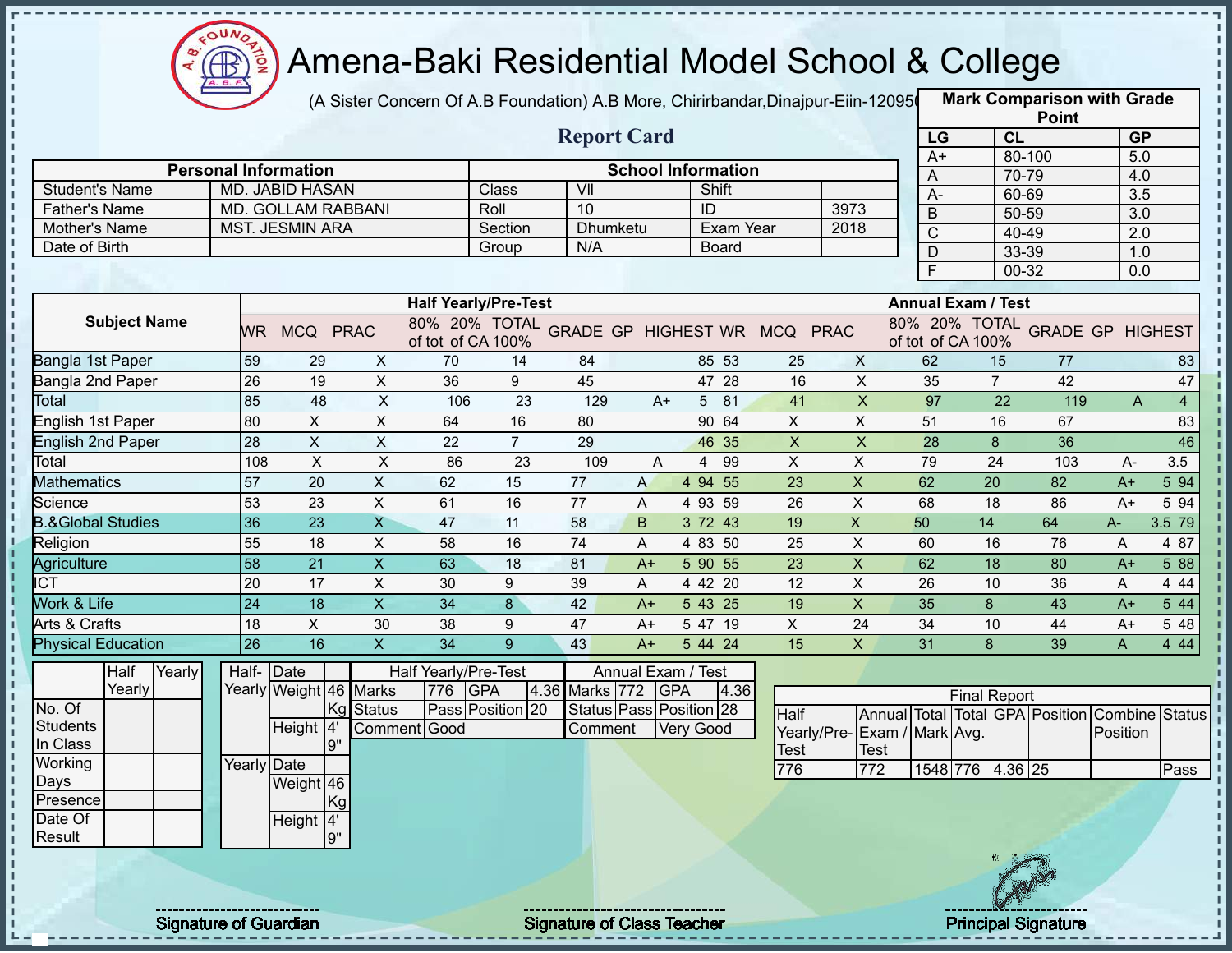# Amena-Baki Residential Model School & College

(A Sister Concern Of A.B Foundation) A.B More, Chirirbandar,Dinajpur-Eiin-120950

## Report Card

| Mark Comparison with Grade Point | | |
|---|---|---|
| LG | CL | GP |
| A+ | 80-100 | 5.0 |
| A | 70-79 | 4.0 |
| A- | 60-69 | 3.5 |
| B | 50-59 | 3.0 |
| C | 40-49 | 2.0 |
| D | 33-39 | 1.0 |
| F | 00-32 | 0.0 |

| Personal Information | | School Information | | | |
|---|---|---|---|---|---|
| Student's Name | MD. JABID HASAN | Class | VII | Shift | |
| Father's Name | MD. GOLLAM RABBANI | Roll | 10 | ID | 3973 |
| Mother's Name | MST. JESMIN ARA | Section | Dhumketu | Exam Year | 2018 |
| Date of Birth | | Group | N/A | Board | |

| Subject Name | Half Yearly/Pre-Test | | | | | | | | | Annual Exam / Test | | | | | | | | |
|---|---|---|---|---|---|---|---|---|---|---|---|---|---|---|---|---|---|---|
| | WR | MCQ | PRAC | 80% of tot | 20% of CA | TOTAL 100% | GRADE | GP | HIGHEST | WR | MCQ | PRAC | 80% of tot | 20% of CA | TOTAL 100% | GRADE | GP | HIGHEST |
| Bangla 1st Paper | 59 | 29 | X | 70 | 14 | 84 | | | 85 | 53 | 25 | X | 62 | 15 | 77 | | | 83 |
| Bangla 2nd Paper | 26 | 19 | X | 36 | 9 | 45 | | | 47 | 28 | 16 | X | 35 | 7 | 42 | | | 47 |
| Total | 85 | 48 | X | 106 | 23 | 129 | A+ | 5 | | 81 | 41 | X | 97 | 22 | 119 | A | 4 | |
| English 1st Paper | 80 | X | X | 64 | 16 | 80 | | | 90 | 64 | X | X | 51 | 16 | 67 | | | 83 |
| English 2nd Paper | 28 | X | X | 22 | 7 | 29 | | | 46 | 35 | X | X | 28 | 8 | 36 | | | 46 |
| Total | 108 | X | X | 86 | 23 | 109 | A | 4 | | 99 | X | X | 79 | 24 | 103 | A- | 3.5 | |
| Mathematics | 57 | 20 | X | 62 | 15 | 77 | A | 4 | 94 | 55 | 23 | X | 62 | 20 | 82 | A+ | 5 | 94 |
| Science | 53 | 23 | X | 61 | 16 | 77 | A | 4 | 93 | 59 | 26 | X | 68 | 18 | 86 | A+ | 5 | 94 |
| B.&Global Studies | 36 | 23 | X | 47 | 11 | 58 | B | 3 | 72 | 43 | 19 | X | 50 | 14 | 64 | A- | 3.5 | 79 |
| Religion | 55 | 18 | X | 58 | 16 | 74 | A | 4 | 83 | 50 | 25 | X | 60 | 16 | 76 | A | 4 | 87 |
| Agriculture | 58 | 21 | X | 63 | 18 | 81 | A+ | 5 | 90 | 55 | 23 | X | 62 | 18 | 80 | A+ | 5 | 88 |
| ICT | 20 | 17 | X | 30 | 9 | 39 | A | 4 | 42 | 20 | 12 | X | 26 | 10 | 36 | A | 4 | 44 |
| Work & Life | 24 | 18 | X | 34 | 8 | 42 | A+ | 5 | 43 | 25 | 19 | X | 35 | 8 | 43 | A+ | 5 | 44 |
| Arts & Crafts | 18 | X | 30 | 38 | 9 | 47 | A+ | 5 | 47 | 19 | X | 24 | 34 | 10 | 44 | A+ | 5 | 48 |
| Physical Education | 26 | 16 | X | 34 | 9 | 43 | A+ | 5 | 44 | 24 | 15 | X | 31 | 8 | 39 | A | 4 | 44 |

| | Half Yearly | Yearly |
|---|---|---|
| No. Of Students In Class | | |
| Working Days | | |
| Presence | | |
| Date Of Result | | |

| | | |
|---|---|---|
| Half-Yearly | Date | |
| | Weight | 46 Kg |
| | Height | 4' 9" |
| Yearly | Date | |
| | Weight | 46 Kg |
| | Height | 4' 9" |

| Half Yearly/Pre-Test | | | | Annual Exam / Test | | | |
|---|---|---|---|---|---|---|---|
| Marks | 776 | GPA | 4.36 | Marks | 772 | GPA | 4.36 |
| Status | Pass | Position | 20 | Status | Pass | Position | 28 |
| Comment | Good | | | Comment | Very Good | | |

| Final Report | | | | | | | |
|---|---|---|---|---|---|---|---|
| Half Yearly/Pre-Test | Annual Exam / Test | Total Mark | Total Avg. | GPA | Position | Combine Position | Status |
| 776 | 772 | 1548 | 776 | 4.36 | 25 | | Pass |

Signature of Guardian

Signature of Class Teacher

Principal Signature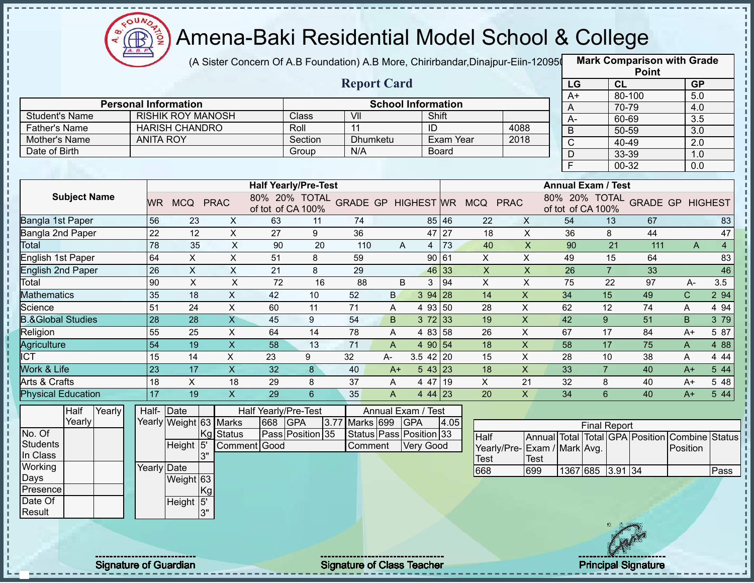# Amena-Baki Residential Model School & College

(A Sister Concern Of A.B Foundation) A.B More, Chirirbandar,Dinajpur-Eiin-120950

## Report Card

| Mark Comparison with Grade Point | | |
|---|---|---|
| LG | CL | GP |
| A+ | 80-100 | 5.0 |
| A | 70-79 | 4.0 |
| A- | 60-69 | 3.5 |
| B | 50-59 | 3.0 |
| C | 40-49 | 2.0 |
| D | 33-39 | 1.0 |
| F | 00-32 | 0.0 |

| Personal Information | | School Information | | | |
|---|---|---|---|---|---|
| Student's Name | RISHIK ROY MANOSH | Class | VII | Shift | |
| Father's Name | HARISH CHANDRO | Roll | 11 | ID | 4088 |
| Mother's Name | ANITA ROY | Section | Dhumketu | Exam Year | 2018 |
| Date of Birth | | Group | N/A | Board | |

| Subject Name | Half Yearly/Pre-Test | | | | | | | | | Annual Exam / Test | | | | | | | | |
|---|---|---|---|---|---|---|---|---|---|---|---|---|---|---|---|---|---|---|
| | WR | MCQ | PRAC | 80% of tot | 20% of CA | TOTAL 100% | GRADE | GP | HIGHEST | WR | MCQ | PRAC | 80% of tot | 20% of CA | TOTAL 100% | GRADE | GP | HIGHEST |
| Bangla 1st Paper | 56 | 23 | X | 63 | 11 | 74 | | | 85 | 46 | 22 | X | 54 | 13 | 67 | | | 83 |
| Bangla 2nd Paper | 22 | 12 | X | 27 | 9 | 36 | | | 47 | 27 | 18 | X | 36 | 8 | 44 | | | 47 |
| Total | 78 | 35 | X | 90 | 20 | 110 | A | 4 | | 73 | 40 | X | 90 | 21 | 111 | A | 4 | |
| English 1st Paper | 64 | X | X | 51 | 8 | 59 | | | 90 | 61 | X | X | 49 | 15 | 64 | | | 83 |
| English 2nd Paper | 26 | X | X | 21 | 8 | 29 | | | 46 | 33 | X | X | 26 | 7 | 33 | | | 46 |
| Total | 90 | X | X | 72 | 16 | 88 | B | 3 | | 94 | X | X | 75 | 22 | 97 | A- | 3.5 | |
| Mathematics | 35 | 18 | X | 42 | 10 | 52 | B | 3 | 94 | 28 | 14 | X | 34 | 15 | 49 | C | 2 | 94 |
| Science | 51 | 24 | X | 60 | 11 | 71 | A | 4 | 93 | 50 | 28 | X | 62 | 12 | 74 | A | 4 | 94 |
| B.&Global Studies | 28 | 28 | X | 45 | 9 | 54 | B | 3 | 72 | 33 | 19 | X | 42 | 9 | 51 | B | 3 | 79 |
| Religion | 55 | 25 | X | 64 | 14 | 78 | A | 4 | 83 | 58 | 26 | X | 67 | 17 | 84 | A+ | 5 | 87 |
| Agriculture | 54 | 19 | X | 58 | 13 | 71 | A | 4 | 90 | 54 | 18 | X | 58 | 17 | 75 | A | 4 | 88 |
| ICT | 15 | 14 | X | 23 | 9 | 32 | A- | 3.5 | 42 | 20 | 15 | X | 28 | 10 | 38 | A | 4 | 44 |
| Work & Life | 23 | 17 | X | 32 | 8 | 40 | A+ | 5 | 43 | 23 | 18 | X | 33 | 7 | 40 | A+ | 5 | 44 |
| Arts & Crafts | 18 | X | 18 | 29 | 8 | 37 | A | 4 | 47 | 19 | X | 21 | 32 | 8 | 40 | A+ | 5 | 48 |
| Physical Education | 17 | 19 | X | 29 | 6 | 35 | A | 4 | 44 | 23 | 20 | X | 34 | 6 | 40 | A+ | 5 | 44 |

| | Half Yearly | Yearly |
|---|---|---|
| No. Of Students In Class | | |
| Working Days | | |
| Presence | | |
| Date Of Result | | |

| | | |
|---|---|---|
| Half-Yearly | Date | |
| | Weight | 63 Kg |
| | Height | 5' 3" |
| Yearly | Date | |
| | Weight | 63 Kg |
| | Height | 5' 3" |

| Half Yearly/Pre-Test | | | | Annual Exam / Test | | | |
|---|---|---|---|---|---|---|---|
| Marks | 668 | GPA | 3.77 | Marks | 699 | GPA | 4.05 |
| Status | Pass | Position | 35 | Status | Pass | Position | 33 |
| Comment | Good | | | Comment | Very Good | | |

| Final Report | | | | | | | |
|---|---|---|---|---|---|---|---|
| Half Yearly/Pre-Test | Annual Exam / Test | Total Mark | Total Avg. | GPA | Position | Combine Position | Status |
| 668 | 699 | 1367 | 685 | 3.91 | 34 | | Pass |

Signature of Guardian

Signature of Class Teacher

Principal Signature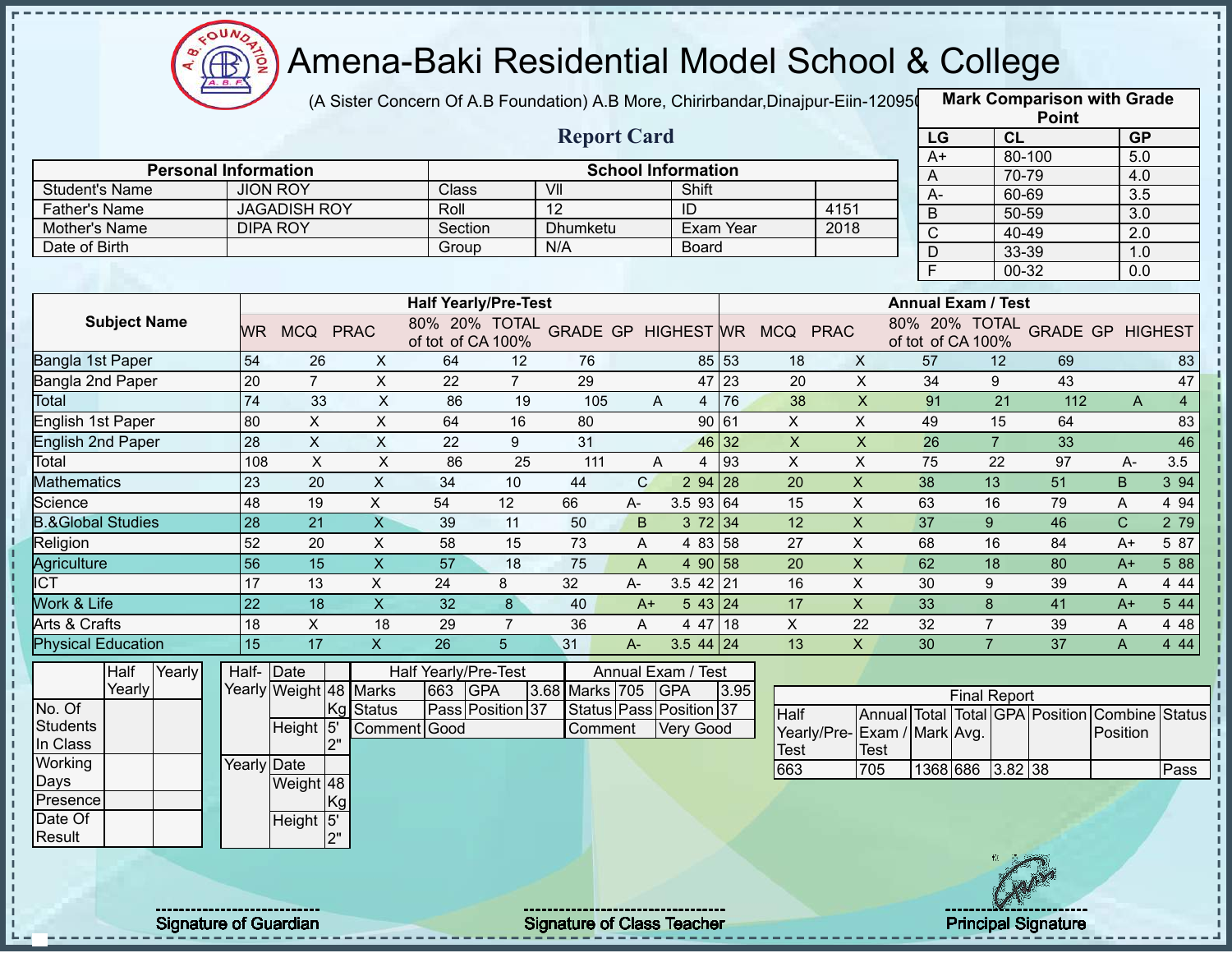# Amena-Baki Residential Model School & College

(A Sister Concern Of A.B Foundation) A.B More, Chirirbandar,Dinajpur-Eiin-120950

## Report Card

| Mark Comparison with Grade Point | | |
|---|---|---|
| LG | CL | GP |
| A+ | 80-100 | 5.0 |
| A | 70-79 | 4.0 |
| A- | 60-69 | 3.5 |
| B | 50-59 | 3.0 |
| C | 40-49 | 2.0 |
| D | 33-39 | 1.0 |
| F | 00-32 | 0.0 |

| Personal Information | | School Information | | | |
|---|---|---|---|---|---|
| Student's Name | JION ROY | Class | VII | Shift | |
| Father's Name | JAGADISH ROY | Roll | 12 | ID | 4151 |
| Mother's Name | DIPA ROY | Section | Dhumketu | Exam Year | 2018 |
| Date of Birth | | Group | N/A | Board | |

| Subject Name | Half Yearly/Pre-Test | | | | | | | | | Annual Exam / Test | | | | | | | | |
|---|---|---|---|---|---|---|---|---|---|---|---|---|---|---|---|---|---|---|
| | WR | MCQ | PRAC | 80% of tot | 20% of CA | TOTAL 100% | GRADE | GP | HIGHEST | WR | MCQ | PRAC | 80% of tot | 20% of CA | TOTAL 100% | GRADE | GP | HIGHEST |
| Bangla 1st Paper | 54 | 26 | X | 64 | 12 | 76 | | | 85 | 53 | 18 | X | 57 | 12 | 69 | | | 83 |
| Bangla 2nd Paper | 20 | 7 | X | 22 | 7 | 29 | | | 47 | 23 | 20 | X | 34 | 9 | 43 | | | 47 |
| Total | 74 | 33 | X | 86 | 19 | 105 | A | 4 | | 76 | 38 | X | 91 | 21 | 112 | A | 4 | |
| English 1st Paper | 80 | X | X | 64 | 16 | 80 | | | 90 | 61 | X | X | 49 | 15 | 64 | | | 83 |
| English 2nd Paper | 28 | X | X | 22 | 9 | 31 | | | 46 | 32 | X | X | 26 | 7 | 33 | | | 46 |
| Total | 108 | X | X | 86 | 25 | 111 | A | 4 | | 93 | X | X | 75 | 22 | 97 | A- | 3.5 | |
| Mathematics | 23 | 20 | X | 34 | 10 | 44 | C | 2 | 94 | 28 | 20 | X | 38 | 13 | 51 | B | 3 | 94 |
| Science | 48 | 19 | X | 54 | 12 | 66 | A- | 3.5 | 93 | 64 | 15 | X | 63 | 16 | 79 | A | 4 | 94 |
| B.&Global Studies | 28 | 21 | X | 39 | 11 | 50 | B | 3 | 72 | 34 | 12 | X | 37 | 9 | 46 | C | 2 | 79 |
| Religion | 52 | 20 | X | 58 | 15 | 73 | A | 4 | 83 | 58 | 27 | X | 68 | 16 | 84 | A+ | 5 | 87 |
| Agriculture | 56 | 15 | X | 57 | 18 | 75 | A | 4 | 90 | 58 | 20 | X | 62 | 18 | 80 | A+ | 5 | 88 |
| ICT | 17 | 13 | X | 24 | 8 | 32 | A- | 3.5 | 42 | 21 | 16 | X | 30 | 9 | 39 | A | 4 | 44 |
| Work & Life | 22 | 18 | X | 32 | 8 | 40 | A+ | 5 | 43 | 24 | 17 | X | 33 | 8 | 41 | A+ | 5 | 44 |
| Arts & Crafts | 18 | X | 18 | 29 | 7 | 36 | A | 4 | 47 | 18 | X | 22 | 32 | 7 | 39 | A | 4 | 48 |
| Physical Education | 15 | 17 | X | 26 | 5 | 31 | A- | 3.5 | 44 | 24 | 13 | X | 30 | 7 | 37 | A | 4 | 44 |

| | Half Yearly | Yearly |
|---|---|---|
| No. Of Students In Class | | |
| Working Days | | |
| Presence | | |
| Date Of Result | | |

| | | |
|---|---|---|
| Half-Yearly | Date | |
| | Weight | 48 Kg |
| | Height | 5' 2" |
| Yearly | Date | |
| | Weight | 48 Kg |
| | Height | 5' 2" |

| Half Yearly/Pre-Test | | | | Annual Exam / Test | | | |
|---|---|---|---|---|---|---|---|
| Marks | 663 | GPA | 3.68 | Marks | 705 | GPA | 3.95 |
| Status | Pass | Position | 37 | Status | Pass | Position | 37 |
| Comment | Good | | | Comment | Very Good | | |

| Final Report | | | | | | | |
|---|---|---|---|---|---|---|---|
| Half Yearly/Pre-Test | Annual Exam / Test | Total Mark | Total Avg. | GPA | Position | Combine Position | Status |
| 663 | 705 | 1368 | 686 | 3.82 | 38 | | Pass |

Signature of Guardian

Signature of Class Teacher

Principal Signature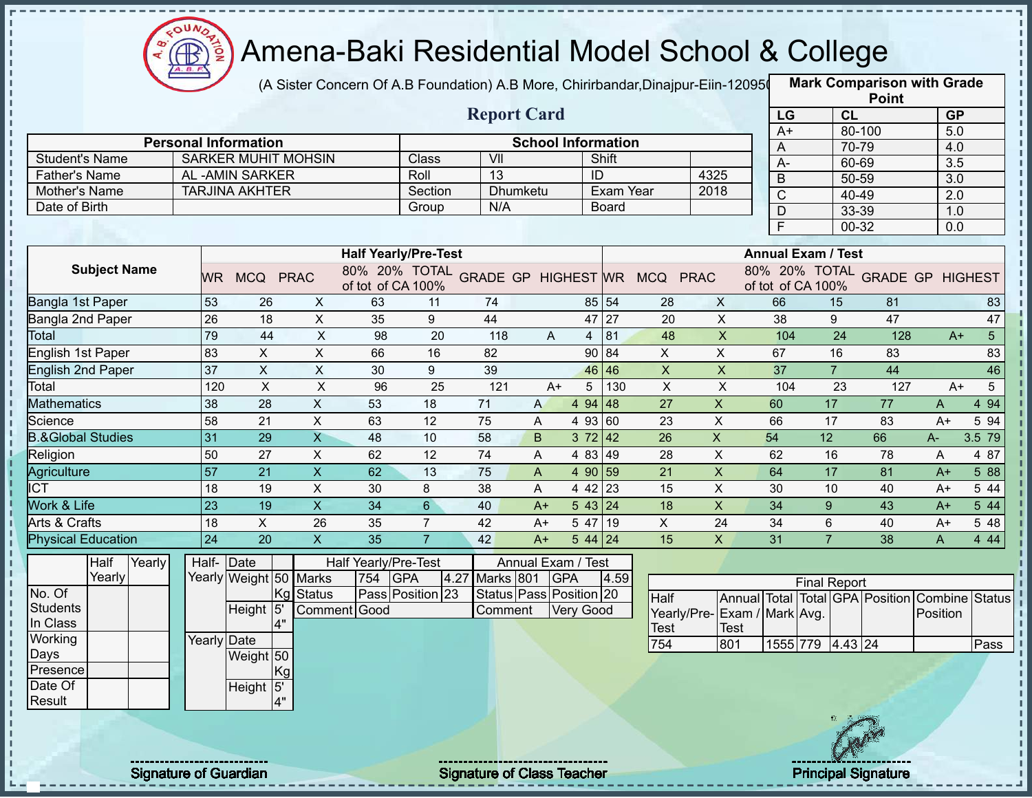# Amena-Baki Residential Model School & College

(A Sister Concern Of A.B Foundation) A.B More, Chirirbandar,Dinajpur-Eiin-120950

## Report Card

| Mark Comparison with Grade Point | | |
|---|---|---|
| LG | CL | GP |
| A+ | 80-100 | 5.0 |
| A | 70-79 | 4.0 |
| A- | 60-69 | 3.5 |
| B | 50-59 | 3.0 |
| C | 40-49 | 2.0 |
| D | 33-39 | 1.0 |
| F | 00-32 | 0.0 |

| Personal Information | | School Information | | | |
|---|---|---|---|---|---|
| Student's Name | SARKER MUHIT MOHSIN | Class | VII | Shift | |
| Father's Name | AL -AMIN SARKER | Roll | 13 | ID | 4325 |
| Mother's Name | TARJINA AKHTER | Section | Dhumketu | Exam Year | 2018 |
| Date of Birth | | Group | N/A | Board | |

| Subject Name | Half Yearly/Pre-Test | | | | | | | | | Annual Exam / Test | | | | | | | | |
|---|---|---|---|---|---|---|---|---|---|---|---|---|---|---|---|---|---|---|
| | WR | MCQ | PRAC | 80% of tot | 20% of CA | TOTAL 100% | GRADE | GP | HIGHEST | WR | MCQ | PRAC | 80% of tot | 20% of CA | TOTAL 100% | GRADE | GP | HIGHEST |
| Bangla 1st Paper | 53 | 26 | X | 63 | 11 | 74 | | | 85 | 54 | 28 | X | 66 | 15 | 81 | | | 83 |
| Bangla 2nd Paper | 26 | 18 | X | 35 | 9 | 44 | | | 47 | 27 | 20 | X | 38 | 9 | 47 | | | 47 |
| Total | 79 | 44 | X | 98 | 20 | 118 | A | 4 | | 81 | 48 | X | 104 | 24 | 128 | A+ | 5 | |
| English 1st Paper | 83 | X | X | 66 | 16 | 82 | | | 90 | 84 | X | X | 67 | 16 | 83 | | | 83 |
| English 2nd Paper | 37 | X | X | 30 | 9 | 39 | | | 46 | 46 | X | X | 37 | 7 | 44 | | | 46 |
| Total | 120 | X | X | 96 | 25 | 121 | A+ | 5 | | 130 | X | X | 104 | 23 | 127 | A+ | 5 | |
| Mathematics | 38 | 28 | X | 53 | 18 | 71 | A | 4 | 94 | 48 | 27 | X | 60 | 17 | 77 | A | 4 | 94 |
| Science | 58 | 21 | X | 63 | 12 | 75 | A | 4 | 93 | 60 | 23 | X | 66 | 17 | 83 | A+ | 5 | 94 |
| B.&Global Studies | 31 | 29 | X | 48 | 10 | 58 | B | 3 | 72 | 42 | 26 | X | 54 | 12 | 66 | A- | 3.5 | 79 |
| Religion | 50 | 27 | X | 62 | 12 | 74 | A | 4 | 83 | 49 | 28 | X | 62 | 16 | 78 | A | 4 | 87 |
| Agriculture | 57 | 21 | X | 62 | 13 | 75 | A | 4 | 90 | 59 | 21 | X | 64 | 17 | 81 | A+ | 5 | 88 |
| ICT | 18 | 19 | X | 30 | 8 | 38 | A | 4 | 42 | 23 | 15 | X | 30 | 10 | 40 | A+ | 5 | 44 |
| Work & Life | 23 | 19 | X | 34 | 6 | 40 | A+ | 5 | 43 | 24 | 18 | X | 34 | 9 | 43 | A+ | 5 | 44 |
| Arts & Crafts | 18 | X | 26 | 35 | 7 | 42 | A+ | 5 | 47 | 19 | X | 24 | 34 | 6 | 40 | A+ | 5 | 48 |
| Physical Education | 24 | 20 | X | 35 | 7 | 42 | A+ | 5 | 44 | 24 | 15 | X | 31 | 7 | 38 | A | 4 | 44 |

| | Half Yearly | Yearly |
|---|---|---|
| No. Of Students In Class | | |
| Working Days | | |
| Presence | | |
| Date Of Result | | |

| | | |
|---|---|---|
| Half-Yearly | Date | |
| | Weight | 50 Kg |
| | Height | 5' 4" |
| Yearly | Date | |
| | Weight | 50 Kg |
| | Height | 5' 4" |

| Half Yearly/Pre-Test | | | | Annual Exam / Test | | | |
|---|---|---|---|---|---|---|---|
| Marks | 754 | GPA | 4.27 | Marks | 801 | GPA | 4.59 |
| Status | Pass | Position | 23 | Status | Pass | Position | 20 |
| Comment | Good | | | Comment | Very Good | | |

| Final Report | | | | | | | |
|---|---|---|---|---|---|---|---|
| Half Yearly/Pre-Test | Annual Exam / Test | Total Mark | Total Avg. | GPA | Position | Combine Position | Status |
| 754 | 801 | 1555 | 779 | 4.43 | 24 | | Pass |

Signature of Guardian

Signature of Class Teacher

Principal Signature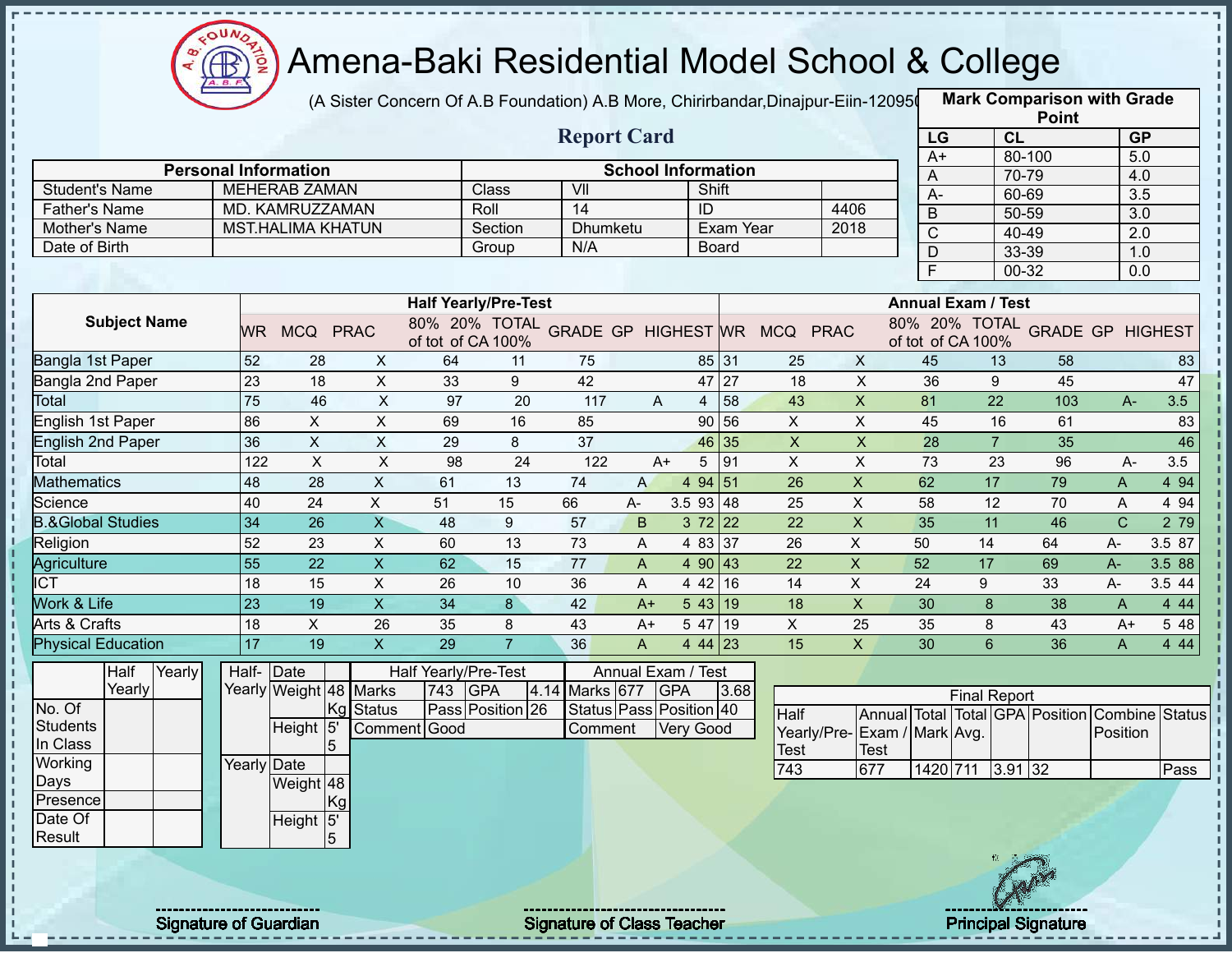# Amena-Baki Residential Model School & College

(A Sister Concern Of A.B Foundation) A.B More, Chirirbandar,Dinajpur-Eiin-120950

## Report Card

| Mark Comparison with Grade Point | | |
|---|---|---|
| LG | CL | GP |
| A+ | 80-100 | 5.0 |
| A | 70-79 | 4.0 |
| A- | 60-69 | 3.5 |
| B | 50-59 | 3.0 |
| C | 40-49 | 2.0 |
| D | 33-39 | 1.0 |
| F | 00-32 | 0.0 |

| Personal Information | | School Information | | | |
|---|---|---|---|---|---|
| Student's Name | MEHERAB ZAMAN | Class | VII | Shift | |
| Father's Name | MD. KAMRUZZAMAN | Roll | 14 | ID | 4406 |
| Mother's Name | MST.HALIMA KHATUN | Section | Dhumketu | Exam Year | 2018 |
| Date of Birth | | Group | N/A | Board | |

| Subject Name | Half Yearly/Pre-Test | | | | | | | | | Annual Exam / Test | | | | | | | | |
|---|---|---|---|---|---|---|---|---|---|---|---|---|---|---|---|---|---|---|
| | WR | MCQ | PRAC | 80% of tot | 20% of CA | TOTAL 100% | GRADE | GP | HIGHEST | WR | MCQ | PRAC | 80% of tot | 20% of CA | TOTAL 100% | GRADE | GP | HIGHEST |
| Bangla 1st Paper | 52 | 28 | X | 64 | 11 | 75 | | | 85 | 31 | 25 | X | 45 | 13 | 58 | | | 83 |
| Bangla 2nd Paper | 23 | 18 | X | 33 | 9 | 42 | | | 47 | 27 | 18 | X | 36 | 9 | 45 | | | 47 |
| Total | 75 | 46 | X | 97 | 20 | 117 | A | 4 | | 58 | 43 | X | 81 | 22 | 103 | A- | 3.5 | |
| English 1st Paper | 86 | X | X | 69 | 16 | 85 | | | 90 | 56 | X | X | 45 | 16 | 61 | | | 83 |
| English 2nd Paper | 36 | X | X | 29 | 8 | 37 | | | 46 | 35 | X | X | 28 | 7 | 35 | | | 46 |
| Total | 122 | X | X | 98 | 24 | 122 | A+ | 5 | | 91 | X | X | 73 | 23 | 96 | A- | 3.5 | |
| Mathematics | 48 | 28 | X | 61 | 13 | 74 | A | 4 | 94 | 51 | 26 | X | 62 | 17 | 79 | A | 4 | 94 |
| Science | 40 | 24 | X | 51 | 15 | 66 | A- | 3.5 | 93 | 48 | 25 | X | 58 | 12 | 70 | A | 4 | 94 |
| B.&Global Studies | 34 | 26 | X | 48 | 9 | 57 | B | 3 | 72 | 22 | 22 | X | 35 | 11 | 46 | C | 2 | 79 |
| Religion | 52 | 23 | X | 60 | 13 | 73 | A | 4 | 83 | 37 | 26 | X | 50 | 14 | 64 | A- | 3.5 | 87 |
| Agriculture | 55 | 22 | X | 62 | 15 | 77 | A | 4 | 90 | 43 | 22 | X | 52 | 17 | 69 | A- | 3.5 | 88 |
| ICT | 18 | 15 | X | 26 | 10 | 36 | A | 4 | 42 | 16 | 14 | X | 24 | 9 | 33 | A- | 3.5 | 44 |
| Work & Life | 23 | 19 | X | 34 | 8 | 42 | A+ | 5 | 43 | 19 | 18 | X | 30 | 8 | 38 | A | 4 | 44 |
| Arts & Crafts | 18 | X | 26 | 35 | 8 | 43 | A+ | 5 | 47 | 19 | X | 25 | 35 | 8 | 43 | A+ | 5 | 48 |
| Physical Education | 17 | 19 | X | 29 | 7 | 36 | A | 4 | 44 | 23 | 15 | X | 30 | 6 | 36 | A | 4 | 44 |

| | Half Yearly | Yearly |
|---|---|---|
| No. Of Students In Class | | |
| Working Days | | |
| Presence | | |
| Date Of Result | | |

| | | |
|---|---|---|
| Half-Yearly | Date | |
| | Weight | 48 Kg |
| | Height | 5' 5 |
| Yearly | Date | |
| | Weight | 48 Kg |
| | Height | 5' 5 |

| Half Yearly/Pre-Test | | | | Annual Exam / Test | | | |
|---|---|---|---|---|---|---|---|
| Marks | 743 | GPA | 4.14 | Marks | 677 | GPA | 3.68 |
| Status | Pass | Position | 26 | Status | Pass | Position | 40 |
| Comment | Good | | | Comment | Very Good | | |

| Final Report | | | | | | | |
|---|---|---|---|---|---|---|---|
| Half Yearly/Pre-Test | Annual Exam / Test | Total Mark | Total Avg. | GPA | Position | Combine Position | Status |
| 743 | 677 | 1420 | 711 | 3.91 | 32 | | Pass |

Signature of Guardian

Signature of Class Teacher

Principal Signature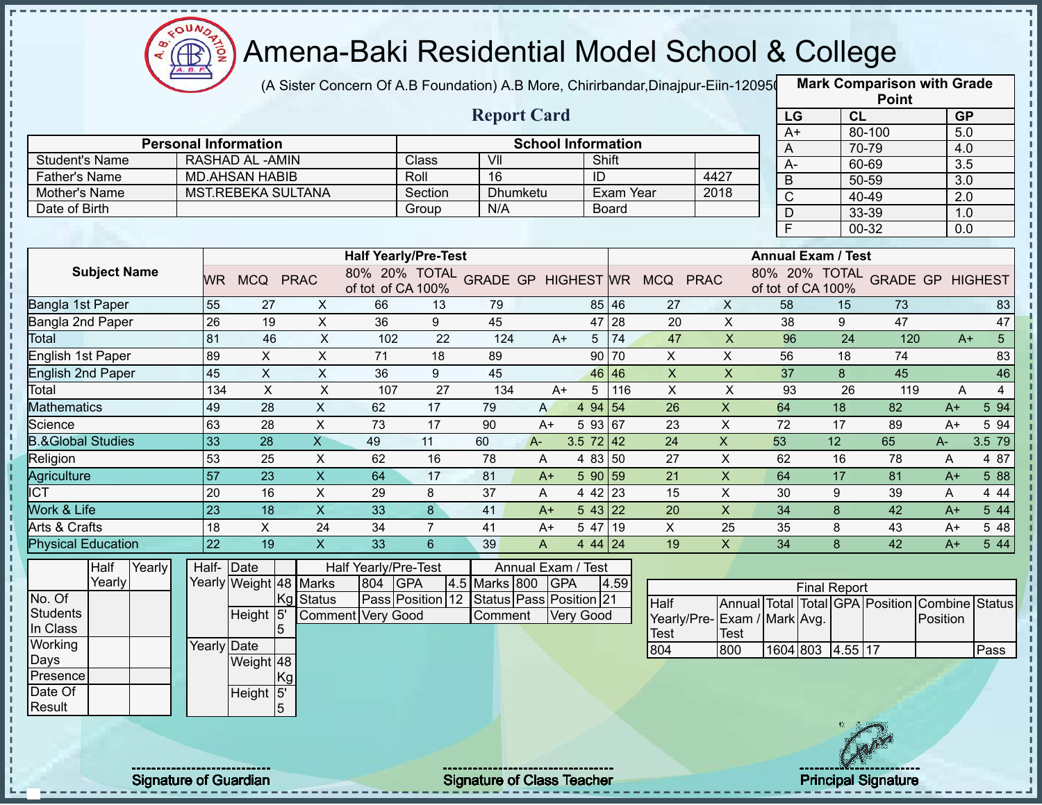# Amena-Baki Residential Model School & College

(A Sister Concern Of A.B Foundation) A.B More, Chirirbandar,Dinajpur-Eiin-120950

## Report Card

| Mark Comparison with Grade Point | | |
|---|---|---|
| LG | CL | GP |
| A+ | 80-100 | 5.0 |
| A | 70-79 | 4.0 |
| A- | 60-69 | 3.5 |
| B | 50-59 | 3.0 |
| C | 40-49 | 2.0 |
| D | 33-39 | 1.0 |
| F | 00-32 | 0.0 |

| Personal Information | | School Information | | | |
|---|---|---|---|---|---|
| Student's Name | RASHAD AL -AMIN | Class | VII | Shift | |
| Father's Name | MD.AHSAN HABIB | Roll | 16 | ID | 4427 |
| Mother's Name | MST.REBEKA SULTANA | Section | Dhumketu | Exam Year | 2018 |
| Date of Birth | | Group | N/A | Board | |

| Subject Name | Half Yearly/Pre-Test | | | | | | | | | Annual Exam / Test | | | | | | | | |
|---|---|---|---|---|---|---|---|---|---|---|---|---|---|---|---|---|---|---|
| | WR | MCQ | PRAC | 80% of tot | 20% of CA | TOTAL 100% | GRADE | GP | HIGHEST | WR | MCQ | PRAC | 80% of tot | 20% of CA | TOTAL 100% | GRADE | GP | HIGHEST |
| Bangla 1st Paper | 55 | 27 | X | 66 | 13 | 79 | | | 85 | 46 | 27 | X | 58 | 15 | 73 | | | 83 |
| Bangla 2nd Paper | 26 | 19 | X | 36 | 9 | 45 | | | 47 | 28 | 20 | X | 38 | 9 | 47 | | | 47 |
| Total | 81 | 46 | X | 102 | 22 | 124 | A+ | 5 | | 74 | 47 | X | 96 | 24 | 120 | A+ | 5 | |
| English 1st Paper | 89 | X | X | 71 | 18 | 89 | | | 90 | 70 | X | X | 56 | 18 | 74 | | | 83 |
| English 2nd Paper | 45 | X | X | 36 | 9 | 45 | | | 46 | 46 | X | X | 37 | 8 | 45 | | | 46 |
| Total | 134 | X | X | 107 | 27 | 134 | A+ | 5 | | 116 | X | X | 93 | 26 | 119 | A | 4 | |
| Mathematics | 49 | 28 | X | 62 | 17 | 79 | A | 4 | 94 | 54 | 26 | X | 64 | 18 | 82 | A+ | 5 | 94 |
| Science | 63 | 28 | X | 73 | 17 | 90 | A+ | 5 | 93 | 67 | 23 | X | 72 | 17 | 89 | A+ | 5 | 94 |
| B.&Global Studies | 33 | 28 | X | 49 | 11 | 60 | A- | 3.5 | 72 | 42 | 24 | X | 53 | 12 | 65 | A- | 3.5 | 79 |
| Religion | 53 | 25 | X | 62 | 16 | 78 | A | 4 | 83 | 50 | 27 | X | 62 | 16 | 78 | A | 4 | 87 |
| Agriculture | 57 | 23 | X | 64 | 17 | 81 | A+ | 5 | 90 | 59 | 21 | X | 64 | 17 | 81 | A+ | 5 | 88 |
| ICT | 20 | 16 | X | 29 | 8 | 37 | A | 4 | 42 | 23 | 15 | X | 30 | 9 | 39 | A | 4 | 44 |
| Work & Life | 23 | 18 | X | 33 | 8 | 41 | A+ | 5 | 43 | 22 | 20 | X | 34 | 8 | 42 | A+ | 5 | 44 |
| Arts & Crafts | 18 | X | 24 | 34 | 7 | 41 | A+ | 5 | 47 | 19 | X | 25 | 35 | 8 | 43 | A+ | 5 | 48 |
| Physical Education | 22 | 19 | X | 33 | 6 | 39 | A | 4 | 44 | 24 | 19 | X | 34 | 8 | 42 | A+ | 5 | 44 |

| | Half Yearly | Yearly |
|---|---|---|
| No. Of Students In Class | | |
| Working Days | | |
| Presence | | |
| Date Of Result | | |

| | | |
|---|---|---|
| Half-Yearly | Date | |
| | Weight | 48 Kg |
| | Height | 5' 5 |
| Yearly | Date | |
| | Weight | 48 Kg |
| | Height | 5' 5 |

| Half Yearly/Pre-Test | | | | Annual Exam / Test | | | |
|---|---|---|---|---|---|---|---|
| Marks | 804 | GPA | 4.5 | Marks | 800 | GPA | 4.59 |
| Status | Pass | Position | 12 | Status | Pass | Position | 21 |
| Comment | Very Good | | | Comment | Very Good | | |

| Final Report | | | | | | | |
|---|---|---|---|---|---|---|---|
| Half Yearly/Pre-Test | Annual Exam / Test | Total Mark | Total Avg. | GPA | Position | Combine Position | Status |
| 804 | 800 | 1604 | 803 | 4.55 | 17 | | Pass |

Signature of Guardian

Signature of Class Teacher

Principal Signature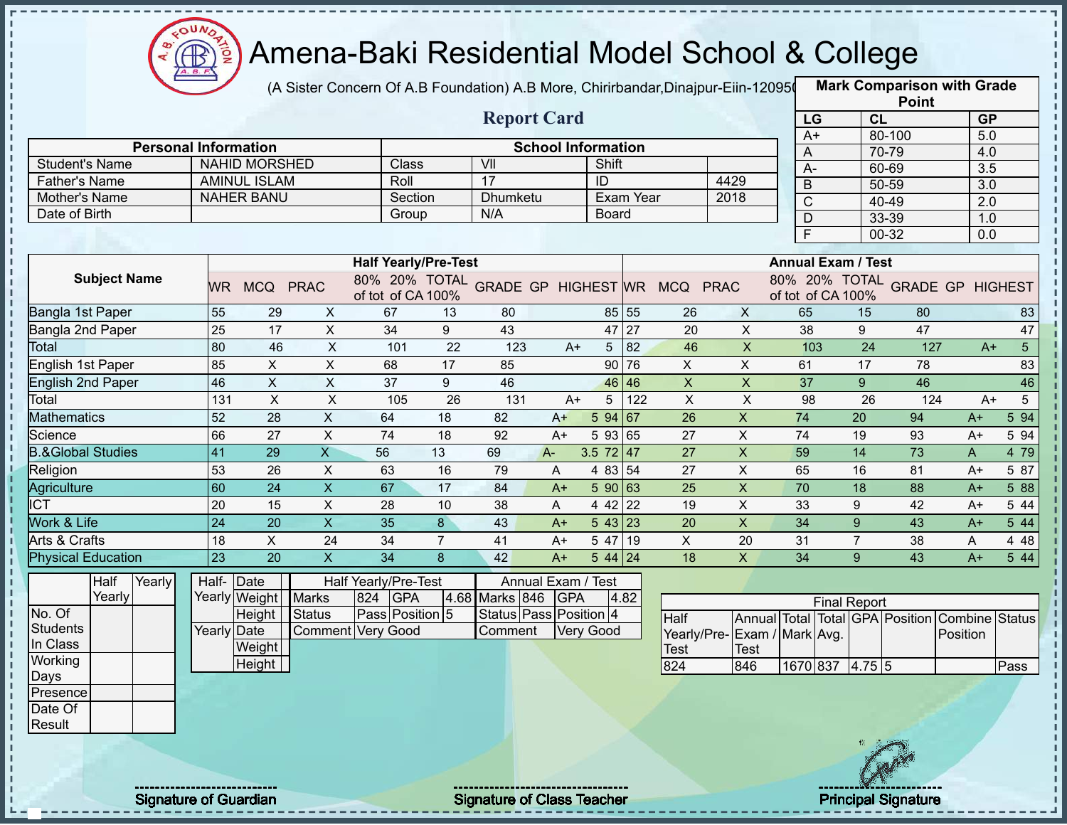# Amena-Baki Residential Model School & College

(A Sister Concern Of A.B Foundation) A.B More, Chirirbandar,Dinajpur-Eiin-120950

## Report Card

| Mark Comparison with Grade Point | | |
|---|---|---|
| LG | CL | GP |
| A+ | 80-100 | 5.0 |
| A | 70-79 | 4.0 |
| A- | 60-69 | 3.5 |
| B | 50-59 | 3.0 |
| C | 40-49 | 2.0 |
| D | 33-39 | 1.0 |
| F | 00-32 | 0.0 |

| Personal Information | | School Information | | | |
|---|---|---|---|---|---|
| Student's Name | NAHID MORSHED | Class | VII | Shift | |
| Father's Name | AMINUL ISLAM | Roll | 17 | ID | 4429 |
| Mother's Name | NAHER BANU | Section | Dhumketu | Exam Year | 2018 |
| Date of Birth | | Group | N/A | Board | |

| Subject Name | Half Yearly/Pre-Test | | | | | | | | | Annual Exam / Test | | | | | | | | |
|---|---|---|---|---|---|---|---|---|---|---|---|---|---|---|---|---|---|---|
| | WR | MCQ | PRAC | 80% of tot | 20% of CA | TOTAL 100% | GRADE | GP | HIGHEST | WR | MCQ | PRAC | 80% of tot | 20% of CA | TOTAL 100% | GRADE | GP | HIGHEST |
| Bangla 1st Paper | 55 | 29 | X | 67 | 13 | 80 | | | 85 | 55 | 26 | X | 65 | 15 | 80 | | | 83 |
| Bangla 2nd Paper | 25 | 17 | X | 34 | 9 | 43 | | | 47 | 27 | 20 | X | 38 | 9 | 47 | | | 47 |
| Total | 80 | 46 | X | 101 | 22 | 123 | A+ | 5 | | 82 | 46 | X | 103 | 24 | 127 | A+ | 5 | |
| English 1st Paper | 85 | X | X | 68 | 17 | 85 | | | 90 | 76 | X | X | 61 | 17 | 78 | | | 83 |
| English 2nd Paper | 46 | X | X | 37 | 9 | 46 | | | 46 | 46 | X | X | 37 | 9 | 46 | | | 46 |
| Total | 131 | X | X | 105 | 26 | 131 | A+ | 5 | | 122 | X | X | 98 | 26 | 124 | A+ | 5 | |
| Mathematics | 52 | 28 | X | 64 | 18 | 82 | A+ | 5 | 94 | 67 | 26 | X | 74 | 20 | 94 | A+ | 5 | 94 |
| Science | 66 | 27 | X | 74 | 18 | 92 | A+ | 5 | 93 | 65 | 27 | X | 74 | 19 | 93 | A+ | 5 | 94 |
| B.&Global Studies | 41 | 29 | X | 56 | 13 | 69 | A- | 3.5 | 72 | 47 | 27 | X | 59 | 14 | 73 | A | 4 | 79 |
| Religion | 53 | 26 | X | 63 | 16 | 79 | A | 4 | 83 | 54 | 27 | X | 65 | 16 | 81 | A+ | 5 | 87 |
| Agriculture | 60 | 24 | X | 67 | 17 | 84 | A+ | 5 | 90 | 63 | 25 | X | 70 | 18 | 88 | A+ | 5 | 88 |
| ICT | 20 | 15 | X | 28 | 10 | 38 | A | 4 | 42 | 22 | 19 | X | 33 | 9 | 42 | A+ | 5 | 44 |
| Work & Life | 24 | 20 | X | 35 | 8 | 43 | A+ | 5 | 43 | 23 | 20 | X | 34 | 9 | 43 | A+ | 5 | 44 |
| Arts & Crafts | 18 | X | 24 | 34 | 7 | 41 | A+ | 5 | 47 | 19 | X | 20 | 31 | 7 | 38 | A | 4 | 48 |
| Physical Education | 23 | 20 | X | 34 | 8 | 42 | A+ | 5 | 44 | 24 | 18 | X | 34 | 9 | 43 | A+ | 5 | 44 |

| | Half Yearly | Yearly |
|---|---|---|
| No. Of Students In Class | | |
| Working Days | | |
| Presence | | |
| Date Of Result | | |

| | | |
|---|---|---|
| Half-Yearly | Date | |
| | Weight | |
| | Height | |
| Yearly | Date | |
| | Weight | |
| | Height | |

| Half Yearly/Pre-Test | | | | Annual Exam / Test | | | |
|---|---|---|---|---|---|---|---|
| Marks | 824 | GPA | 4.68 | Marks | 846 | GPA | 4.82 |
| Status | Pass | Position | 5 | Status | Pass | Position | 4 |
| Comment | Very Good | | | Comment | Very Good | | |

| Final Report | | | | | | | |
|---|---|---|---|---|---|---|---|
| Half Yearly/Pre-Test | Annual Exam / Test | Total Mark | Total Avg. | GPA | Position | Combine Position | Status |
| 824 | 846 | 1670 | 837 | 4.75 | 5 | | Pass |

Signature of Guardian

Signature of Class Teacher

Principal Signature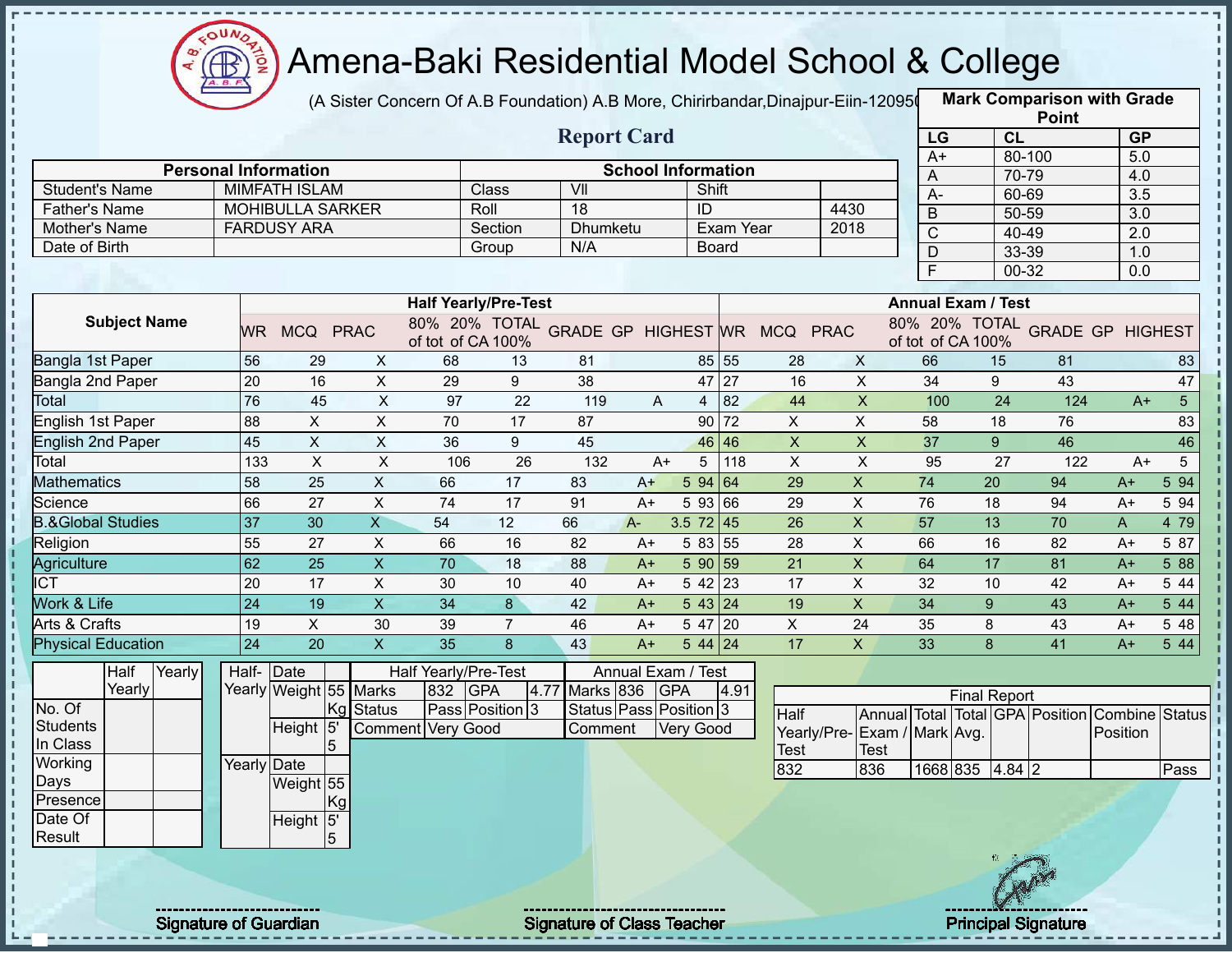# Amena-Baki Residential Model School & College

(A Sister Concern Of A.B Foundation) A.B More, Chirirbandar,Dinajpur-Eiin-120950

## Report Card

| Mark Comparison with Grade Point | | |
|---|---|---|
| LG | CL | GP |
| A+ | 80-100 | 5.0 |
| A | 70-79 | 4.0 |
| A- | 60-69 | 3.5 |
| B | 50-59 | 3.0 |
| C | 40-49 | 2.0 |
| D | 33-39 | 1.0 |
| F | 00-32 | 0.0 |

| Personal Information | | School Information | | | |
|---|---|---|---|---|---|
| Student's Name | MIMFATH ISLAM | Class | VII | Shift | |
| Father's Name | MOHIBULLA SARKER | Roll | 18 | ID | 4430 |
| Mother's Name | FARDUSY ARA | Section | Dhumketu | Exam Year | 2018 |
| Date of Birth | | Group | N/A | Board | |

| Subject Name | Half Yearly/Pre-Test | | | | | | | | | Annual Exam / Test | | | | | | | | |
|---|---|---|---|---|---|---|---|---|---|---|---|---|---|---|---|---|---|---|
| | WR | MCQ | PRAC | 80% of tot | 20% of CA | TOTAL 100% | GRADE | GP | HIGHEST | WR | MCQ | PRAC | 80% of tot | 20% of CA | TOTAL 100% | GRADE | GP | HIGHEST |
| Bangla 1st Paper | 56 | 29 | X | 68 | 13 | 81 | | | 85 | 55 | 28 | X | 66 | 15 | 81 | | | 83 |
| Bangla 2nd Paper | 20 | 16 | X | 29 | 9 | 38 | | | 47 | 27 | 16 | X | 34 | 9 | 43 | | | 47 |
| Total | 76 | 45 | X | 97 | 22 | 119 | A | 4 | | 82 | 44 | X | 100 | 24 | 124 | A+ | 5 | |
| English 1st Paper | 88 | X | X | 70 | 17 | 87 | | | 90 | 72 | X | X | 58 | 18 | 76 | | | 83 |
| English 2nd Paper | 45 | X | X | 36 | 9 | 45 | | | 46 | 46 | X | X | 37 | 9 | 46 | | | 46 |
| Total | 133 | X | X | 106 | 26 | 132 | A+ | 5 | | 118 | X | X | 95 | 27 | 122 | A+ | 5 | |
| Mathematics | 58 | 25 | X | 66 | 17 | 83 | A+ | 5 | 94 | 64 | 29 | X | 74 | 20 | 94 | A+ | 5 | 94 |
| Science | 66 | 27 | X | 74 | 17 | 91 | A+ | 5 | 93 | 66 | 29 | X | 76 | 18 | 94 | A+ | 5 | 94 |
| B.&Global Studies | 37 | 30 | X | 54 | 12 | 66 | A- | 3.5 | 72 | 45 | 26 | X | 57 | 13 | 70 | A | 4 | 79 |
| Religion | 55 | 27 | X | 66 | 16 | 82 | A+ | 5 | 83 | 55 | 28 | X | 66 | 16 | 82 | A+ | 5 | 87 |
| Agriculture | 62 | 25 | X | 70 | 18 | 88 | A+ | 5 | 90 | 59 | 21 | X | 64 | 17 | 81 | A+ | 5 | 88 |
| ICT | 20 | 17 | X | 30 | 10 | 40 | A+ | 5 | 42 | 23 | 17 | X | 32 | 10 | 42 | A+ | 5 | 44 |
| Work & Life | 24 | 19 | X | 34 | 8 | 42 | A+ | 5 | 43 | 24 | 19 | X | 34 | 9 | 43 | A+ | 5 | 44 |
| Arts & Crafts | 19 | X | 30 | 39 | 7 | 46 | A+ | 5 | 47 | 20 | X | 24 | 35 | 8 | 43 | A+ | 5 | 48 |
| Physical Education | 24 | 20 | X | 35 | 8 | 43 | A+ | 5 | 44 | 24 | 17 | X | 33 | 8 | 41 | A+ | 5 | 44 |

| | Half Yearly | Yearly |
|---|---|---|
| No. Of Students In Class | | |
| Working Days | | |
| Presence | | |
| Date Of Result | | |

| | | |
|---|---|---|
| Half-Yearly | Date | |
| | Weight | 55 Kg |
| | Height | 5' 5 |
| Yearly | Date | |
| | Weight | 55 Kg |
| | Height | 5' 5 |

| Half Yearly/Pre-Test | | | | Annual Exam / Test | | | |
|---|---|---|---|---|---|---|---|
| Marks | 832 | GPA | 4.77 | Marks | 836 | GPA | 4.91 |
| Status | Pass | Position | 3 | Status | Pass | Position | 3 |
| Comment | Very Good | | | Comment | Very Good | | |

| Final Report | | | | | | | |
|---|---|---|---|---|---|---|---|
| Half Yearly/Pre-Test | Annual Exam / Test | Total Mark | Total Avg. | GPA | Position | Combine Position | Status |
| 832 | 836 | 1668 | 835 | 4.84 | 2 | | Pass |

Signature of Guardian

Signature of Class Teacher

Principal Signature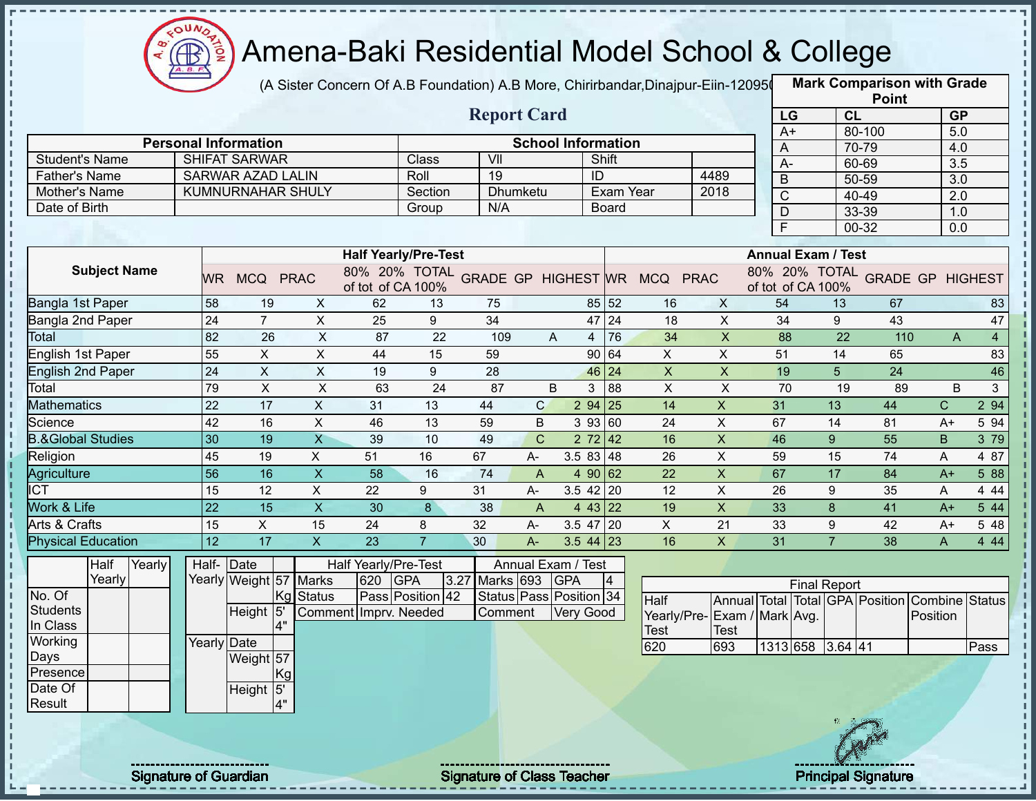# Amena-Baki Residential Model School & College

(A Sister Concern Of A.B Foundation) A.B More, Chirirbandar,Dinajpur-Eiin-120950

## Report Card

| Mark Comparison with Grade Point | | |
|---|---|---|
| LG | CL | GP |
| A+ | 80-100 | 5.0 |
| A | 70-79 | 4.0 |
| A- | 60-69 | 3.5 |
| B | 50-59 | 3.0 |
| C | 40-49 | 2.0 |
| D | 33-39 | 1.0 |
| F | 00-32 | 0.0 |

| Personal Information | | School Information | | | |
|---|---|---|---|---|---|
| Student's Name | SHIFAT SARWAR | Class | VII | Shift | |
| Father's Name | SARWAR AZAD LALIN | Roll | 19 | ID | 4489 |
| Mother's Name | KUMNURNAHAR SHULY | Section | Dhumketu | Exam Year | 2018 |
| Date of Birth | | Group | N/A | Board | |

| Subject Name | Half Yearly/Pre-Test | | | | | | | | | Annual Exam / Test | | | | | | | | |
|---|---|---|---|---|---|---|---|---|---|---|---|---|---|---|---|---|---|---|
| | WR | MCQ | PRAC | 80% of tot | 20% of CA | TOTAL 100% | GRADE | GP | HIGHEST | WR | MCQ | PRAC | 80% of tot | 20% of CA | TOTAL 100% | GRADE | GP | HIGHEST |
| Bangla 1st Paper | 58 | 19 | X | 62 | 13 | 75 | | | 85 | 52 | 16 | X | 54 | 13 | 67 | | | 83 |
| Bangla 2nd Paper | 24 | 7 | X | 25 | 9 | 34 | | | 47 | 24 | 18 | X | 34 | 9 | 43 | | | 47 |
| Total | 82 | 26 | X | 87 | 22 | 109 | A | 4 | | 76 | 34 | X | 88 | 22 | 110 | A | 4 | |
| English 1st Paper | 55 | X | X | 44 | 15 | 59 | | | 90 | 64 | X | X | 51 | 14 | 65 | | | 83 |
| English 2nd Paper | 24 | X | X | 19 | 9 | 28 | | | 46 | 24 | X | X | 19 | 5 | 24 | | | 46 |
| Total | 79 | X | X | 63 | 24 | 87 | B | 3 | | 88 | X | X | 70 | 19 | 89 | B | 3 | |
| Mathematics | 22 | 17 | X | 31 | 13 | 44 | C | 2 | 94 | 25 | 14 | X | 31 | 13 | 44 | C | 2 | 94 |
| Science | 42 | 16 | X | 46 | 13 | 59 | B | 3 | 93 | 60 | 24 | X | 67 | 14 | 81 | A+ | 5 | 94 |
| B.&Global Studies | 30 | 19 | X | 39 | 10 | 49 | C | 2 | 72 | 42 | 16 | X | 46 | 9 | 55 | B | 3 | 79 |
| Religion | 45 | 19 | X | 51 | 16 | 67 | A- | 3.5 | 83 | 48 | 26 | X | 59 | 15 | 74 | A | 4 | 87 |
| Agriculture | 56 | 16 | X | 58 | 16 | 74 | A | 4 | 90 | 62 | 22 | X | 67 | 17 | 84 | A+ | 5 | 88 |
| ICT | 15 | 12 | X | 22 | 9 | 31 | A- | 3.5 | 42 | 20 | 12 | X | 26 | 9 | 35 | A | 4 | 44 |
| Work & Life | 22 | 15 | X | 30 | 8 | 38 | A | 4 | 43 | 22 | 19 | X | 33 | 8 | 41 | A+ | 5 | 44 |
| Arts & Crafts | 15 | X | 15 | 24 | 8 | 32 | A- | 3.5 | 47 | 20 | X | 21 | 33 | 9 | 42 | A+ | 5 | 48 |
| Physical Education | 12 | 17 | X | 23 | 7 | 30 | A- | 3.5 | 44 | 23 | 16 | X | 31 | 7 | 38 | A | 4 | 44 |

| | Half Yearly | Yearly |
|---|---|---|
| No. Of Students In Class | | |
| Working Days | | |
| Presence | | |
| Date Of Result | | |

| | | |
|---|---|---|
| Half-Yearly | Date | |
| | Weight | 57 Kg |
| | Height | 5' 4" |
| Yearly | Date | |
| | Weight | 57 Kg |
| | Height | 5' 4" |

| Half Yearly/Pre-Test | | | | Annual Exam / Test | | | |
|---|---|---|---|---|---|---|---|
| Marks | 620 | GPA | 3.27 | Marks | 693 | GPA | 4 |
| Status | Pass | Position | 42 | Status | Pass | Position | 34 |
| Comment | Imprv. Needed | | | Comment | Very Good | | |

| Final Report | | | | | | | |
|---|---|---|---|---|---|---|---|
| Half Yearly/Pre-Test | Annual Exam / Test | Total Mark | Total Avg. | GPA | Position | Combine Position | Status |
| 620 | 693 | 1313 | 658 | 3.64 | 41 | | Pass |

Signature of Guardian

Signature of Class Teacher

Principal Signature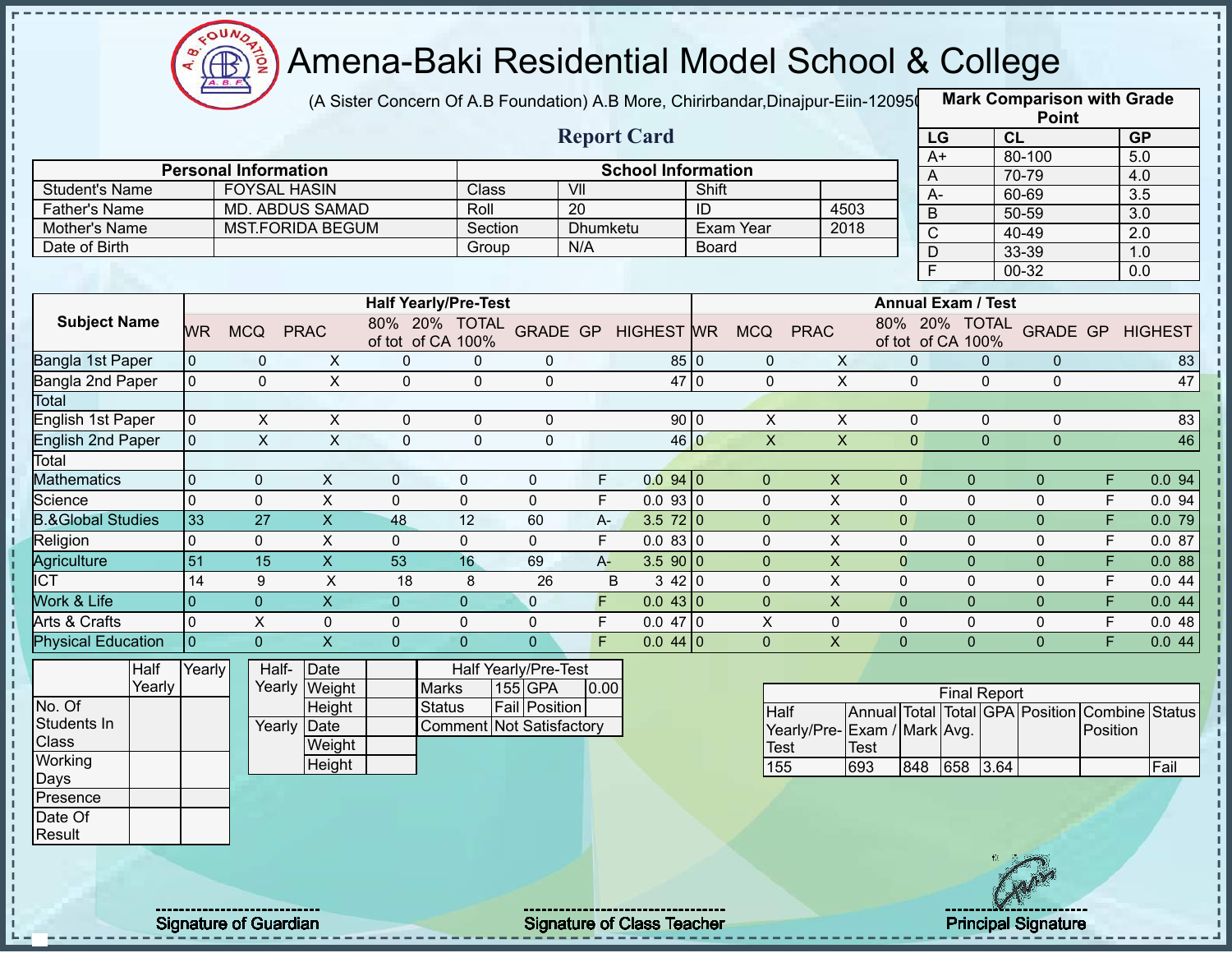# Amena-Baki Residential Model School & College

(A Sister Concern Of A.B Foundation) A.B More, Chirirbandar,Dinajpur-Eiin-120950

## Report Card

| Mark Comparison with Grade Point | | |
|---|---|---|
| LG | CL | GP |
| A+ | 80-100 | 5.0 |
| A | 70-79 | 4.0 |
| A- | 60-69 | 3.5 |
| B | 50-59 | 3.0 |
| C | 40-49 | 2.0 |
| D | 33-39 | 1.0 |
| F | 00-32 | 0.0 |

| Personal Information | | School Information | | | |
|---|---|---|---|---|---|
| Student's Name | FOYSAL HASIN | Class | VII | Shift | |
| Father's Name | MD. ABDUS SAMAD | Roll | 20 | ID | 4503 |
| Mother's Name | MST.FORIDA BEGUM | Section | Dhumketu | Exam Year | 2018 |
| Date of Birth | | Group | N/A | Board | |

| Subject Name | Half Yearly/Pre-Test | | | | | | | | | Annual Exam / Test | | | | | | | | |
|---|---|---|---|---|---|---|---|---|---|---|---|---|---|---|---|---|---|---|
| | WR | MCQ | PRAC | 80% of tot | 20% of CA | TOTAL 100% | GRADE | GP | HIGHEST | WR | MCQ | PRAC | 80% of tot | 20% of CA | TOTAL 100% | GRADE | GP | HIGHEST |
| Bangla 1st Paper | 0 | 0 | X | 0 | 0 | 0 | | | 85 | 0 | 0 | X | 0 | 0 | 0 | | | 83 |
| Bangla 2nd Paper | 0 | 0 | X | 0 | 0 | 0 | | | 47 | 0 | 0 | X | 0 | 0 | 0 | | | 47 |
| Total | | | | | | | | | | | | | | | | | | |
| English 1st Paper | 0 | X | X | 0 | 0 | 0 | | | 90 | 0 | X | X | 0 | 0 | 0 | | | 83 |
| English 2nd Paper | 0 | X | X | 0 | 0 | 0 | | | 46 | 0 | X | X | 0 | 0 | 0 | | | 46 |
| Total | | | | | | | | | | | | | | | | | | |
| Mathematics | 0 | 0 | X | 0 | 0 | 0 | F | 0.0 | 94 | 0 | 0 | X | 0 | 0 | 0 | F | 0.0 | 94 |
| Science | 0 | 0 | X | 0 | 0 | 0 | F | 0.0 | 93 | 0 | 0 | X | 0 | 0 | 0 | F | 0.0 | 94 |
| B.&Global Studies | 33 | 27 | X | 48 | 12 | 60 | A- | 3.5 | 72 | 0 | 0 | X | 0 | 0 | 0 | F | 0.0 | 79 |
| Religion | 0 | 0 | X | 0 | 0 | 0 | F | 0.0 | 83 | 0 | 0 | X | 0 | 0 | 0 | F | 0.0 | 87 |
| Agriculture | 51 | 15 | X | 53 | 16 | 69 | A- | 3.5 | 90 | 0 | 0 | X | 0 | 0 | 0 | F | 0.0 | 88 |
| ICT | 14 | 9 | X | 18 | 8 | 26 | B | 3 | 42 | 0 | 0 | X | 0 | 0 | 0 | F | 0.0 | 44 |
| Work & Life | 0 | 0 | X | 0 | 0 | 0 | F | 0.0 | 43 | 0 | 0 | X | 0 | 0 | 0 | F | 0.0 | 44 |
| Arts & Crafts | 0 | X | 0 | 0 | 0 | 0 | F | 0.0 | 47 | 0 | X | 0 | 0 | 0 | 0 | F | 0.0 | 48 |
| Physical Education | 0 | 0 | X | 0 | 0 | 0 | F | 0.0 | 44 | 0 | 0 | X | 0 | 0 | 0 | F | 0.0 | 44 |

| | Half Yearly | Yearly |
|---|---|---|
| No. Of Students In Class | | |
| Working Days | | |
| Presence | | |
| Date Of Result | | |

| | | |
|---|---|---|
| Half-Yearly | Date | |
| | Weight | |
| | Height | |
| Yearly | Date | |
| | Weight | |
| | Height | |

| Half Yearly/Pre-Test | | | |
|---|---|---|---|
| Marks | 155 | GPA | 0.00 |
| Status | Fail | Position | |
| Comment | Not Satisfactory | | |

| Final Report | | | | | | | |
|---|---|---|---|---|---|---|---|
| Half Yearly/Pre-Test | Annual Exam / Test | Total Mark | Total Avg. | GPA | Position | Combine Position | Status |
| 155 | 693 | 848 | 658 | 3.64 | | | Fail |

Signature of Guardian

Signature of Class Teacher

Principal Signature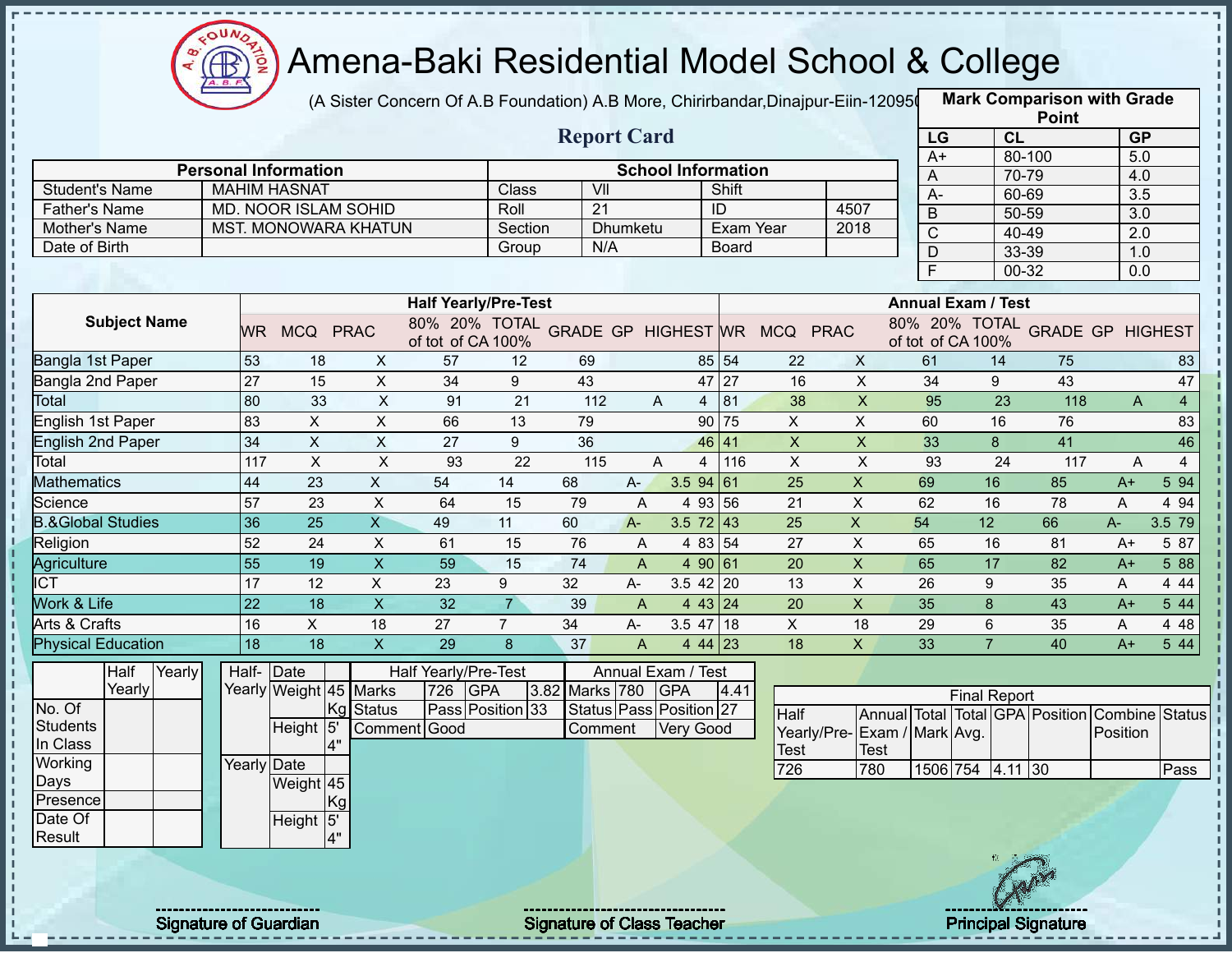# Amena-Baki Residential Model School & College

(A Sister Concern Of A.B Foundation) A.B More, Chirirbandar,Dinajpur-Eiin-120950

## Report Card

| Mark Comparison with Grade Point | | |
|---|---|---|
| LG | CL | GP |
| A+ | 80-100 | 5.0 |
| A | 70-79 | 4.0 |
| A- | 60-69 | 3.5 |
| B | 50-59 | 3.0 |
| C | 40-49 | 2.0 |
| D | 33-39 | 1.0 |
| F | 00-32 | 0.0 |

| Personal Information | | School Information | | | |
|---|---|---|---|---|---|
| Student's Name | MAHIM HASNAT | Class | VII | Shift | |
| Father's Name | MD. NOOR ISLAM SOHID | Roll | 21 | ID | 4507 |
| Mother's Name | MST. MONOWARA KHATUN | Section | Dhumketu | Exam Year | 2018 |
| Date of Birth | | Group | N/A | Board | |

| Subject Name | Half Yearly/Pre-Test | | | | | | | | | Annual Exam / Test | | | | | | | | |
|---|---|---|---|---|---|---|---|---|---|---|---|---|---|---|---|---|---|---|
| | WR | MCQ | PRAC | 80% of tot | 20% of CA | TOTAL 100% | GRADE | GP | HIGHEST | WR | MCQ | PRAC | 80% of tot | 20% of CA | TOTAL 100% | GRADE | GP | HIGHEST |
| Bangla 1st Paper | 53 | 18 | X | 57 | 12 | 69 | | | 85 | 54 | 22 | X | 61 | 14 | 75 | | | 83 |
| Bangla 2nd Paper | 27 | 15 | X | 34 | 9 | 43 | | | 47 | 27 | 16 | X | 34 | 9 | 43 | | | 47 |
| Total | 80 | 33 | X | 91 | 21 | 112 | A | 4 | | 81 | 38 | X | 95 | 23 | 118 | A | 4 | |
| English 1st Paper | 83 | X | X | 66 | 13 | 79 | | | 90 | 75 | X | X | 60 | 16 | 76 | | | 83 |
| English 2nd Paper | 34 | X | X | 27 | 9 | 36 | | | 46 | 41 | X | X | 33 | 8 | 41 | | | 46 |
| Total | 117 | X | X | 93 | 22 | 115 | A | 4 | | 116 | X | X | 93 | 24 | 117 | A | 4 | |
| Mathematics | 44 | 23 | X | 54 | 14 | 68 | A- | 3.5 | 94 | 61 | 25 | X | 69 | 16 | 85 | A+ | 5 | 94 |
| Science | 57 | 23 | X | 64 | 15 | 79 | A | 4 | 93 | 56 | 21 | X | 62 | 16 | 78 | A | 4 | 94 |
| B.&Global Studies | 36 | 25 | X | 49 | 11 | 60 | A- | 3.5 | 72 | 43 | 25 | X | 54 | 12 | 66 | A- | 3.5 | 79 |
| Religion | 52 | 24 | X | 61 | 15 | 76 | A | 4 | 83 | 54 | 27 | X | 65 | 16 | 81 | A+ | 5 | 87 |
| Agriculture | 55 | 19 | X | 59 | 15 | 74 | A | 4 | 90 | 61 | 20 | X | 65 | 17 | 82 | A+ | 5 | 88 |
| ICT | 17 | 12 | X | 23 | 9 | 32 | A- | 3.5 | 42 | 20 | 13 | X | 26 | 9 | 35 | A | 4 | 44 |
| Work & Life | 22 | 18 | X | 32 | 7 | 39 | A | 4 | 43 | 24 | 20 | X | 35 | 8 | 43 | A+ | 5 | 44 |
| Arts & Crafts | 16 | X | 18 | 27 | 7 | 34 | A- | 3.5 | 47 | 18 | X | 18 | 29 | 6 | 35 | A | 4 | 48 |
| Physical Education | 18 | 18 | X | 29 | 8 | 37 | A | 4 | 44 | 23 | 18 | X | 33 | 7 | 40 | A+ | 5 | 44 |

| | Half Yearly | Yearly |
|---|---|---|
| No. Of Students In Class | | |
| Working Days | | |
| Presence | | |
| Date Of Result | | |

| | | |
|---|---|---|
| Half-Yearly | Date | |
| | Weight | 45 Kg |
| | Height | 5' 4" |
| Yearly | Date | |
| | Weight | 45 Kg |
| | Height | 5' 4" |

| Half Yearly/Pre-Test | | | | Annual Exam / Test | | | |
|---|---|---|---|---|---|---|---|
| Marks | 726 | GPA | 3.82 | Marks | 780 | GPA | 4.41 |
| Status | Pass | Position | 33 | Status | Pass | Position | 27 |
| Comment | Good | | | Comment | Very Good | | |

| Final Report | | | | | | | |
|---|---|---|---|---|---|---|---|
| Half Yearly/Pre-Test | Annual Exam / Test | Total Mark | Total Avg. | GPA | Position | Combine Position | Status |
| 726 | 780 | 1506 | 754 | 4.11 | 30 | | Pass |

Signature of Guardian

Signature of Class Teacher

Principal Signature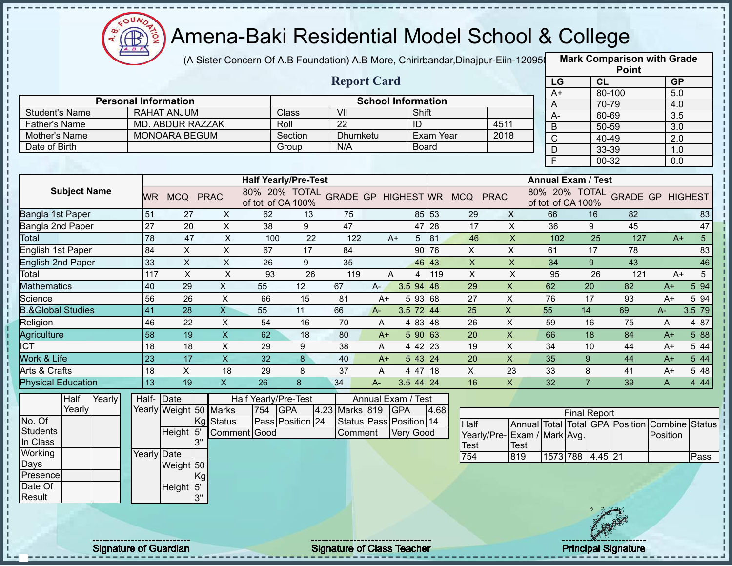# Amena-Baki Residential Model School & College

(A Sister Concern Of A.B Foundation) A.B More, Chirirbandar,Dinajpur-Eiin-120950

## Report Card

| Mark Comparison with Grade Point | | |
|---|---|---|
| LG | CL | GP |
| A+ | 80-100 | 5.0 |
| A | 70-79 | 4.0 |
| A- | 60-69 | 3.5 |
| B | 50-59 | 3.0 |
| C | 40-49 | 2.0 |
| D | 33-39 | 1.0 |
| F | 00-32 | 0.0 |

| Personal Information | | School Information | | | |
|---|---|---|---|---|---|
| Student's Name | RAHAT ANJUM | Class | VII | Shift | |
| Father's Name | MD. ABDUR RAZZAK | Roll | 22 | ID | 4511 |
| Mother's Name | MONOARA BEGUM | Section | Dhumketu | Exam Year | 2018 |
| Date of Birth | | Group | N/A | Board | |

| Subject Name | Half Yearly/Pre-Test | | | | | | | | | Annual Exam / Test | | | | | | | | |
|---|---|---|---|---|---|---|---|---|---|---|---|---|---|---|---|---|---|---|
| | WR | MCQ | PRAC | 80% of tot | 20% of CA | TOTAL 100% | GRADE | GP | HIGHEST | WR | MCQ | PRAC | 80% of tot | 20% of CA | TOTAL 100% | GRADE | GP | HIGHEST |
| Bangla 1st Paper | 51 | 27 | X | 62 | 13 | 75 | | | 85 | 53 | 29 | X | 66 | 16 | 82 | | | 83 |
| Bangla 2nd Paper | 27 | 20 | X | 38 | 9 | 47 | | | 47 | 28 | 17 | X | 36 | 9 | 45 | | | 47 |
| Total | 78 | 47 | X | 100 | 22 | 122 | A+ | 5 | | 81 | 46 | X | 102 | 25 | 127 | A+ | 5 | |
| English 1st Paper | 84 | X | X | 67 | 17 | 84 | | | 90 | 76 | X | X | 61 | 17 | 78 | | | 83 |
| English 2nd Paper | 33 | X | X | 26 | 9 | 35 | | | 46 | 43 | X | X | 34 | 9 | 43 | | | 46 |
| Total | 117 | X | X | 93 | 26 | 119 | A | 4 | | 119 | X | X | 95 | 26 | 121 | A+ | 5 | |
| Mathematics | 40 | 29 | X | 55 | 12 | 67 | A- | 3.5 | 94 | 48 | 29 | X | 62 | 20 | 82 | A+ | 5 | 94 |
| Science | 56 | 26 | X | 66 | 15 | 81 | A+ | 5 | 93 | 68 | 27 | X | 76 | 17 | 93 | A+ | 5 | 94 |
| B.&Global Studies | 41 | 28 | X | 55 | 11 | 66 | A- | 3.5 | 72 | 44 | 25 | X | 55 | 14 | 69 | A- | 3.5 | 79 |
| Religion | 46 | 22 | X | 54 | 16 | 70 | A | 4 | 83 | 48 | 26 | X | 59 | 16 | 75 | A | 4 | 87 |
| Agriculture | 58 | 19 | X | 62 | 18 | 80 | A+ | 5 | 90 | 63 | 20 | X | 66 | 18 | 84 | A+ | 5 | 88 |
| ICT | 18 | 18 | X | 29 | 9 | 38 | A | 4 | 42 | 23 | 19 | X | 34 | 10 | 44 | A+ | 5 | 44 |
| Work & Life | 23 | 17 | X | 32 | 8 | 40 | A+ | 5 | 43 | 24 | 20 | X | 35 | 9 | 44 | A+ | 5 | 44 |
| Arts & Crafts | 18 | X | 18 | 29 | 8 | 37 | A | 4 | 47 | 18 | X | 23 | 33 | 8 | 41 | A+ | 5 | 48 |
| Physical Education | 13 | 19 | X | 26 | 8 | 34 | A- | 3.5 | 44 | 24 | 16 | X | 32 | 7 | 39 | A | 4 | 44 |

| | Half Yearly | Yearly |
|---|---|---|
| No. Of Students In Class | | |
| Working Days | | |
| Presence | | |
| Date Of Result | | |

| | | |
|---|---|---|
| Half-Yearly | Date | |
| | Weight | 50 Kg |
| | Height | 5' 3" |
| Yearly | Date | |
| | Weight | 50 Kg |
| | Height | 5' 3" |

| Half Yearly/Pre-Test | | | | Annual Exam / Test | | | |
|---|---|---|---|---|---|---|---|
| Marks | 754 | GPA | 4.23 | Marks | 819 | GPA | 4.68 |
| Status | Pass | Position | 24 | Status | Pass | Position | 14 |
| Comment | Good | | | Comment | Very Good | | |

| Final Report | | | | | | | |
|---|---|---|---|---|---|---|---|
| Half Yearly/Pre-Test | Annual Exam / Test | Total Mark | Total Avg. | GPA | Position | Combine Position | Status |
| 754 | 819 | 1573 | 788 | 4.45 | 21 | | Pass |

Signature of Guardian

Signature of Class Teacher

Principal Signature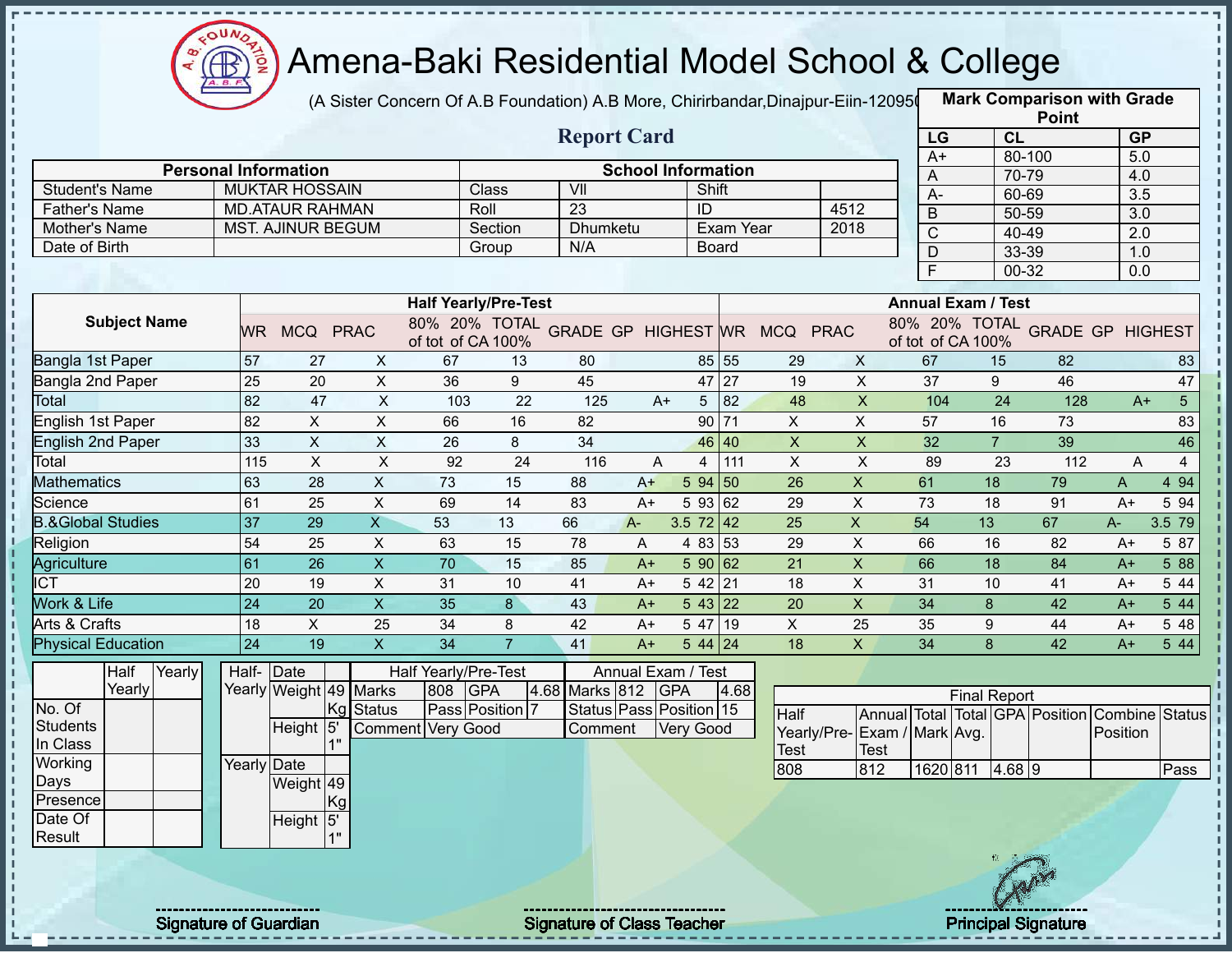# Amena-Baki Residential Model School & College

(A Sister Concern Of A.B Foundation) A.B More, Chirirbandar,Dinajpur-Eiin-120950

## Report Card

| Mark Comparison with Grade Point | | |
|---|---|---|
| LG | CL | GP |
| A+ | 80-100 | 5.0 |
| A | 70-79 | 4.0 |
| A- | 60-69 | 3.5 |
| B | 50-59 | 3.0 |
| C | 40-49 | 2.0 |
| D | 33-39 | 1.0 |
| F | 00-32 | 0.0 |

| Personal Information | | School Information | | | |
|---|---|---|---|---|---|
| Student's Name | MUKTAR HOSSAIN | Class | VII | Shift | |
| Father's Name | MD.ATAUR RAHMAN | Roll | 23 | ID | 4512 |
| Mother's Name | MST. AJINUR BEGUM | Section | Dhumketu | Exam Year | 2018 |
| Date of Birth | | Group | N/A | Board | |

| Subject Name | Half Yearly/Pre-Test | | | | | | | | | Annual Exam / Test | | | | | | | | |
|---|---|---|---|---|---|---|---|---|---|---|---|---|---|---|---|---|---|---|
| | WR | MCQ | PRAC | 80% of tot | 20% of CA | TOTAL 100% | GRADE | GP | HIGHEST | WR | MCQ | PRAC | 80% of tot | 20% of CA | TOTAL 100% | GRADE | GP | HIGHEST |
| Bangla 1st Paper | 57 | 27 | X | 67 | 13 | 80 | | | 85 | 55 | 29 | X | 67 | 15 | 82 | | | 83 |
| Bangla 2nd Paper | 25 | 20 | X | 36 | 9 | 45 | | | 47 | 27 | 19 | X | 37 | 9 | 46 | | | 47 |
| Total | 82 | 47 | X | 103 | 22 | 125 | A+ | 5 | | 82 | 48 | X | 104 | 24 | 128 | A+ | 5 | |
| English 1st Paper | 82 | X | X | 66 | 16 | 82 | | | 90 | 71 | X | X | 57 | 16 | 73 | | | 83 |
| English 2nd Paper | 33 | X | X | 26 | 8 | 34 | | | 46 | 40 | X | X | 32 | 7 | 39 | | | 46 |
| Total | 115 | X | X | 92 | 24 | 116 | A | 4 | | 111 | X | X | 89 | 23 | 112 | A | 4 | |
| Mathematics | 63 | 28 | X | 73 | 15 | 88 | A+ | 5 | 94 | 50 | 26 | X | 61 | 18 | 79 | A | 4 | 94 |
| Science | 61 | 25 | X | 69 | 14 | 83 | A+ | 5 | 93 | 62 | 29 | X | 73 | 18 | 91 | A+ | 5 | 94 |
| B.&Global Studies | 37 | 29 | X | 53 | 13 | 66 | A- | 3.5 | 72 | 42 | 25 | X | 54 | 13 | 67 | A- | 3.5 | 79 |
| Religion | 54 | 25 | X | 63 | 15 | 78 | A | 4 | 83 | 53 | 29 | X | 66 | 16 | 82 | A+ | 5 | 87 |
| Agriculture | 61 | 26 | X | 70 | 15 | 85 | A+ | 5 | 90 | 62 | 21 | X | 66 | 18 | 84 | A+ | 5 | 88 |
| ICT | 20 | 19 | X | 31 | 10 | 41 | A+ | 5 | 42 | 21 | 18 | X | 31 | 10 | 41 | A+ | 5 | 44 |
| Work & Life | 24 | 20 | X | 35 | 8 | 43 | A+ | 5 | 43 | 22 | 20 | X | 34 | 8 | 42 | A+ | 5 | 44 |
| Arts & Crafts | 18 | X | 25 | 34 | 8 | 42 | A+ | 5 | 47 | 19 | X | 25 | 35 | 9 | 44 | A+ | 5 | 48 |
| Physical Education | 24 | 19 | X | 34 | 7 | 41 | A+ | 5 | 44 | 24 | 18 | X | 34 | 8 | 42 | A+ | 5 | 44 |

| | Half Yearly | Yearly |
|---|---|---|
| No. Of Students In Class | | |
| Working Days | | |
| Presence | | |
| Date Of Result | | |

| | | |
|---|---|---|
| Half-Yearly | Date | |
| | Weight | 49 Kg |
| | Height | 5' 1" |
| Yearly | Date | |
| | Weight | 49 Kg |
| | Height | 5' 1" |

| Half Yearly/Pre-Test | | | | Annual Exam / Test | | | |
|---|---|---|---|---|---|---|---|
| Marks | 808 | GPA | 4.68 | Marks | 812 | GPA | 4.68 |
| Status | Pass | Position | 7 | Status | Pass | Position | 15 |
| Comment | Very Good | | | Comment | Very Good | | |

| Final Report | | | | | | | |
|---|---|---|---|---|---|---|---|
| Half Yearly/Pre-Test | Annual Exam / Test | Total Mark | Total Avg. | GPA | Position | Combine Position | Status |
| 808 | 812 | 1620 | 811 | 4.68 | 9 | | Pass |

Signature of Guardian

Signature of Class Teacher

Principal Signature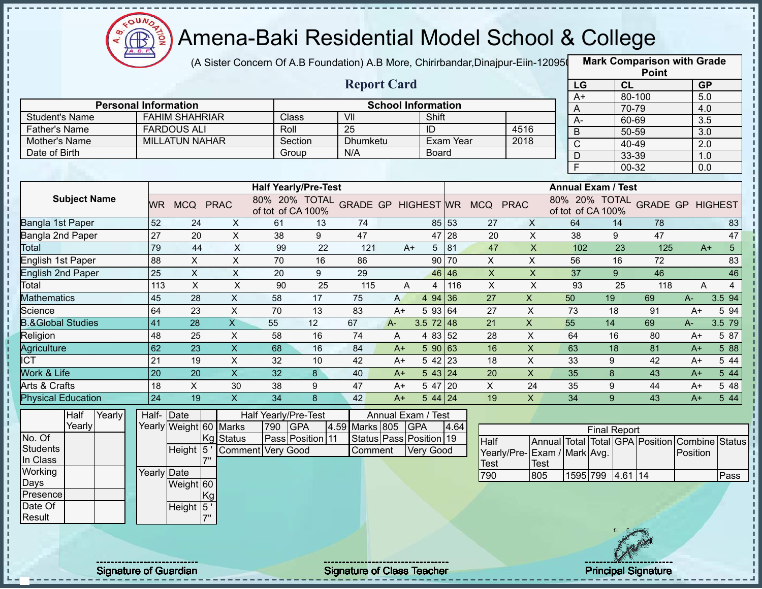# Amena-Baki Residential Model School & College

(A Sister Concern Of A.B Foundation) A.B More, Chirirbandar,Dinajpur-Eiin-120950

## Report Card

| Mark Comparison with Grade Point | | |
|---|---|---|
| **LG** | **CL** | **GP** |
| A+ | 80-100 | 5.0 |
| A | 70-79 | 4.0 |
| A- | 60-69 | 3.5 |
| B | 50-59 | 3.0 |
| C | 40-49 | 2.0 |
| D | 33-39 | 1.0 |
| F | 00-32 | 0.0 |

| Personal Information | | School Information | | | |
|---|---|---|---|---|---|
| Student's Name | FAHIM SHAHRIAR | Class | VII | Shift | |
| Father's Name | FARDOUS ALI | Roll | 25 | ID | 4516 |
| Mother's Name | MILLATUN NAHAR | Section | Dhumketu | Exam Year | 2018 |
| Date of Birth | | Group | N/A | Board | |

| Subject Name | Half Yearly/Pre-Test | | | | | | | | | Annual Exam / Test | | | | | | | | |
|---|---|---|---|---|---|---|---|---|---|---|---|---|---|---|---|---|---|---|
| | WR | MCQ | PRAC | 80% of tot | 20% of CA | TOTAL 100% | GRADE | GP | HIGHEST | WR | MCQ | PRAC | 80% of tot | 20% of CA | TOTAL 100% | GRADE | GP | HIGHEST |
| Bangla 1st Paper | 52 | 24 | X | 61 | 13 | 74 | | | 85 | 53 | 27 | X | 64 | 14 | 78 | | | 83 |
| Bangla 2nd Paper | 27 | 20 | X | 38 | 9 | 47 | | | 47 | 28 | 20 | X | 38 | 9 | 47 | | | 47 |
| Total | 79 | 44 | X | 99 | 22 | 121 | A+ | 5 | | 81 | 47 | X | 102 | 23 | 125 | A+ | 5 | |
| English 1st Paper | 88 | X | X | 70 | 16 | 86 | | | 90 | 70 | X | X | 56 | 16 | 72 | | | 83 |
| English 2nd Paper | 25 | X | X | 20 | 9 | 29 | | | 46 | 46 | X | X | 37 | 9 | 46 | | | 46 |
| Total | 113 | X | X | 90 | 25 | 115 | A | 4 | | 116 | X | X | 93 | 25 | 118 | A | 4 | |
| Mathematics | 45 | 28 | X | 58 | 17 | 75 | A | 4 | 94 | 36 | 27 | X | 50 | 19 | 69 | A- | 3.5 | 94 |
| Science | 64 | 23 | X | 70 | 13 | 83 | A+ | 5 | 93 | 64 | 27 | X | 73 | 18 | 91 | A+ | 5 | 94 |
| B.&Global Studies | 41 | 28 | X | 55 | 12 | 67 | A- | 3.5 | 72 | 48 | 21 | X | 55 | 14 | 69 | A- | 3.5 | 79 |
| Religion | 48 | 25 | X | 58 | 16 | 74 | A | 4 | 83 | 52 | 28 | X | 64 | 16 | 80 | A+ | 5 | 87 |
| Agriculture | 62 | 23 | X | 68 | 16 | 84 | A+ | 5 | 90 | 63 | 16 | X | 63 | 18 | 81 | A+ | 5 | 88 |
| ICT | 21 | 19 | X | 32 | 10 | 42 | A+ | 5 | 42 | 23 | 18 | X | 33 | 9 | 42 | A+ | 5 | 44 |
| Work & Life | 20 | 20 | X | 32 | 8 | 40 | A+ | 5 | 43 | 24 | 20 | X | 35 | 8 | 43 | A+ | 5 | 44 |
| Arts & Crafts | 18 | X | 30 | 38 | 9 | 47 | A+ | 5 | 47 | 20 | X | 24 | 35 | 9 | 44 | A+ | 5 | 48 |
| Physical Education | 24 | 19 | X | 34 | 8 | 42 | A+ | 5 | 44 | 24 | 19 | X | 34 | 9 | 43 | A+ | 5 | 44 |

| | Half Yearly | Yearly |
|---|---|---|
| No. Of Students In Class | | |
| Working Days | | |
| Presence | | |
| Date Of Result | | |

| | | |
|---|---|---|
| Half-Yearly | Date | |
| | Weight | 60 Kg |
| | Height | 5 ' 7" |
| Yearly | Date | |
| | Weight | 60 Kg |
| | Height | 5 ' 7" |

| Half Yearly/Pre-Test | | | | Annual Exam / Test | | | |
|---|---|---|---|---|---|---|---|
| Marks | 790 | GPA | 4.59 | Marks | 805 | GPA | 4.64 |
| Status | Pass | Position | 11 | Status | Pass | Position | 19 |
| Comment | Very Good | | | Comment | Very Good | | |

| Final Report | | | | | | | |
|---|---|---|---|---|---|---|---|
| Half Yearly/Pre-Test | Annual Exam / Test | Total Mark | Total Avg. | GPA | Position | Combine Position | Status |
| 790 | 805 | 1595 | 799 | 4.61 | 14 | | Pass |

Signature of Guardian | Signature of Class Teacher | Principal Signature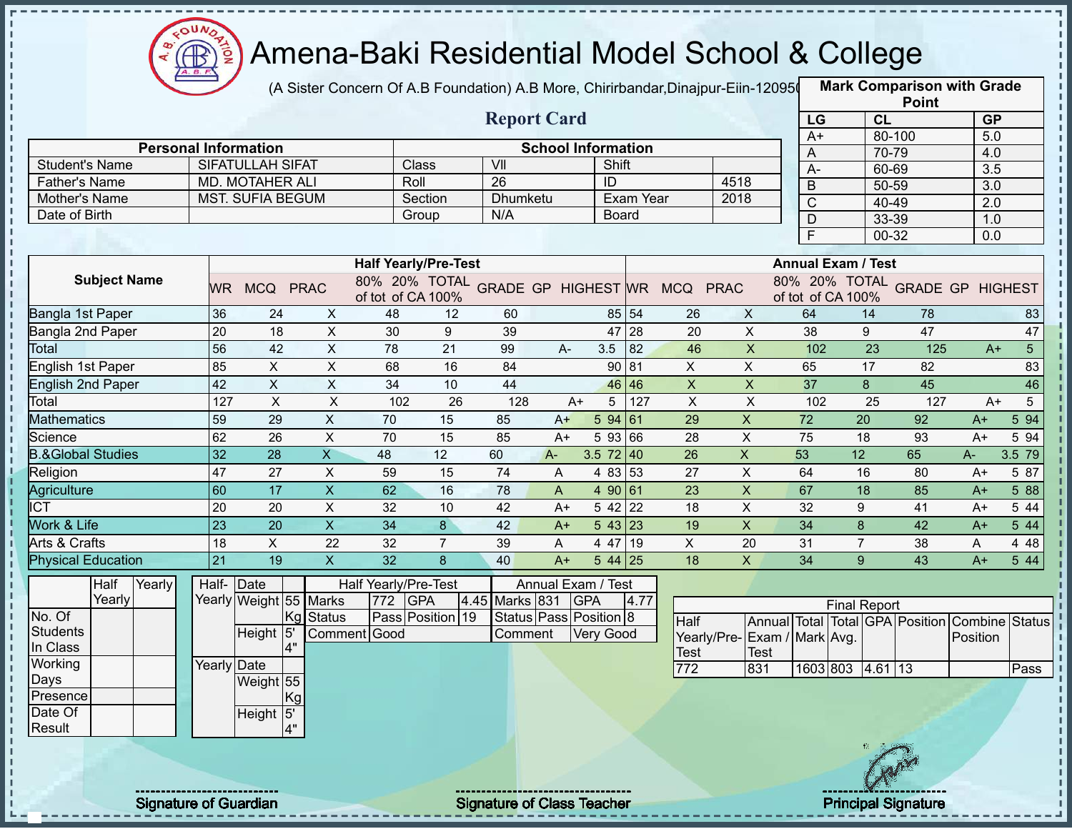# Amena-Baki Residential Model School & College

(A Sister Concern Of A.B Foundation) A.B More, Chirirbandar,Dinajpur-Eiin-120950

## Report Card

| Mark Comparison with Grade Point | | |
|---|---|---|
| LG | CL | GP |
| A+ | 80-100 | 5.0 |
| A | 70-79 | 4.0 |
| A- | 60-69 | 3.5 |
| B | 50-59 | 3.0 |
| C | 40-49 | 2.0 |
| D | 33-39 | 1.0 |
| F | 00-32 | 0.0 |

| Personal Information | | School Information | | | |
|---|---|---|---|---|---|
| Student's Name | SIFATULLAH SIFAT | Class | VII | Shift | |
| Father's Name | MD. MOTAHER ALI | Roll | 26 | ID | 4518 |
| Mother's Name | MST. SUFIA BEGUM | Section | Dhumketu | Exam Year | 2018 |
| Date of Birth | | Group | N/A | Board | |

| Subject Name | Half Yearly/Pre-Test | | | | | | | | | Annual Exam / Test | | | | | | | | |
|---|---|---|---|---|---|---|---|---|---|---|---|---|---|---|---|---|---|---|
| | WR | MCQ | PRAC | 80% of tot | 20% of CA | TOTAL 100% | GRADE | GP | HIGHEST | WR | MCQ | PRAC | 80% of tot | 20% of CA | TOTAL 100% | GRADE | GP | HIGHEST |
| Bangla 1st Paper | 36 | 24 | X | 48 | 12 | 60 | | | 85 | 54 | 26 | X | 64 | 14 | 78 | | | 83 |
| Bangla 2nd Paper | 20 | 18 | X | 30 | 9 | 39 | | | 47 | 28 | 20 | X | 38 | 9 | 47 | | | 47 |
| Total | 56 | 42 | X | 78 | 21 | 99 | A- | 3.5 | | 82 | 46 | X | 102 | 23 | 125 | A+ | 5 | |
| English 1st Paper | 85 | X | X | 68 | 16 | 84 | | | 90 | 81 | X | X | 65 | 17 | 82 | | | 83 |
| English 2nd Paper | 42 | X | X | 34 | 10 | 44 | | | 46 | 46 | X | X | 37 | 8 | 45 | | | 46 |
| Total | 127 | X | X | 102 | 26 | 128 | A+ | 5 | | 127 | X | X | 102 | 25 | 127 | A+ | 5 | |
| Mathematics | 59 | 29 | X | 70 | 15 | 85 | A+ | 5 | 94 | 61 | 29 | X | 72 | 20 | 92 | A+ | 5 | 94 |
| Science | 62 | 26 | X | 70 | 15 | 85 | A+ | 5 | 93 | 66 | 28 | X | 75 | 18 | 93 | A+ | 5 | 94 |
| B.&Global Studies | 32 | 28 | X | 48 | 12 | 60 | A- | 3.5 | 72 | 40 | 26 | X | 53 | 12 | 65 | A- | 3.5 | 79 |
| Religion | 47 | 27 | X | 59 | 15 | 74 | A | 4 | 83 | 53 | 27 | X | 64 | 16 | 80 | A+ | 5 | 87 |
| Agriculture | 60 | 17 | X | 62 | 16 | 78 | A | 4 | 90 | 61 | 23 | X | 67 | 18 | 85 | A+ | 5 | 88 |
| ICT | 20 | 20 | X | 32 | 10 | 42 | A+ | 5 | 42 | 22 | 18 | X | 32 | 9 | 41 | A+ | 5 | 44 |
| Work & Life | 23 | 20 | X | 34 | 8 | 42 | A+ | 5 | 43 | 23 | 19 | X | 34 | 8 | 42 | A+ | 5 | 44 |
| Arts & Crafts | 18 | X | 22 | 32 | 7 | 39 | A | 4 | 47 | 19 | X | 20 | 31 | 7 | 38 | A | 4 | 48 |
| Physical Education | 21 | 19 | X | 32 | 8 | 40 | A+ | 5 | 44 | 25 | 18 | X | 34 | 9 | 43 | A+ | 5 | 44 |

| | Half Yearly | Yearly |
|---|---|---|
| No. Of Students In Class | | |
| Working Days | | |
| Presence | | |
| Date Of Result | | |

| | | |
|---|---|---|
| Half-Yearly | Date | |
| | Weight | 55 Kg |
| | Height | 5' 4" |
| Yearly | Date | |
| | Weight | 55 Kg |
| | Height | 5' 4" |

| Half Yearly/Pre-Test | | | | Annual Exam / Test | | | |
|---|---|---|---|---|---|---|---|
| Marks | 772 | GPA | 4.45 | Marks | 831 | GPA | 4.77 |
| Status | Pass | Position | 19 | Status | Pass | Position | 8 |
| Comment | Good | | | Comment | Very Good | | |

| Final Report | | | | | | | |
|---|---|---|---|---|---|---|---|
| Half Yearly/Pre-Test | Annual Exam / Test | Total Mark | Total Avg. | GPA | Position | Combine Position | Status |
| 772 | 831 | 1603 | 803 | 4.61 | 13 | | Pass |

Signature of Guardian | Signature of Class Teacher | Principal Signature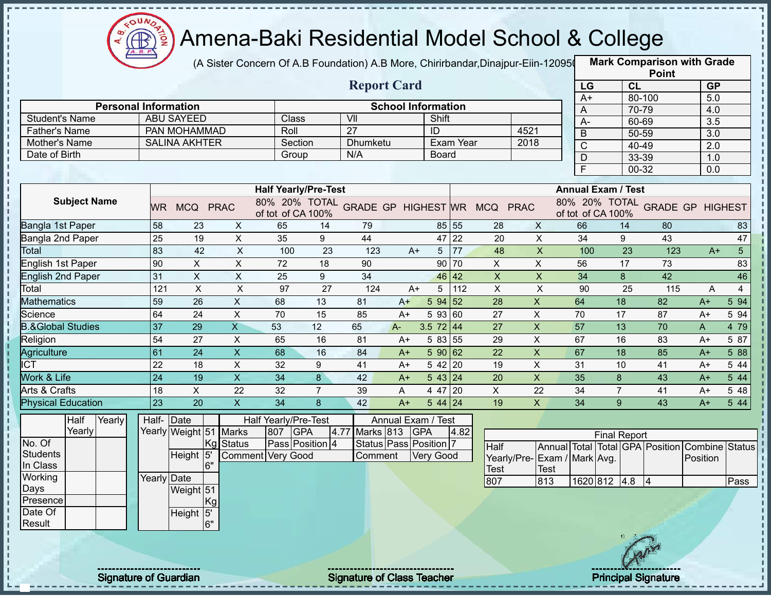# Amena-Baki Residential Model School & College

(A Sister Concern Of A.B Foundation) A.B More, Chirirbandar,Dinajpur-Eiin-120950

## Report Card

| Mark Comparison with Grade Point | | |
|---|---|---|
| LG | CL | GP |
| A+ | 80-100 | 5.0 |
| A | 70-79 | 4.0 |
| A- | 60-69 | 3.5 |
| B | 50-59 | 3.0 |
| C | 40-49 | 2.0 |
| D | 33-39 | 1.0 |
| F | 00-32 | 0.0 |

| Personal Information | | School Information | | | |
|---|---|---|---|---|---|
| Student's Name | ABU SAYEED | Class | VII | Shift | |
| Father's Name | PAN MOHAMMAD | Roll | 27 | ID | 4521 |
| Mother's Name | SALINA AKHTER | Section | Dhumketu | Exam Year | 2018 |
| Date of Birth | | Group | N/A | Board | |

| Subject Name | Half Yearly/Pre-Test | | | | | | | | | Annual Exam / Test | | | | | | | | |
|---|---|---|---|---|---|---|---|---|---|---|---|---|---|---|---|---|---|---|
| | WR | MCQ | PRAC | 80% of tot | 20% of CA | TOTAL 100% | GRADE | GP | HIGHEST | WR | MCQ | PRAC | 80% of tot | 20% of CA | TOTAL 100% | GRADE | GP | HIGHEST |
| Bangla 1st Paper | 58 | 23 | X | 65 | 14 | 79 | | | 85 | 55 | 28 | X | 66 | 14 | 80 | | | 83 |
| Bangla 2nd Paper | 25 | 19 | X | 35 | 9 | 44 | | | 47 | 22 | 20 | X | 34 | 9 | 43 | | | 47 |
| Total | 83 | 42 | X | 100 | 23 | 123 | A+ | 5 | | 77 | 48 | X | 100 | 23 | 123 | A+ | 5 | |
| English 1st Paper | 90 | X | X | 72 | 18 | 90 | | | 90 | 70 | X | X | 56 | 17 | 73 | | | 83 |
| English 2nd Paper | 31 | X | X | 25 | 9 | 34 | | | 46 | 42 | X | X | 34 | 8 | 42 | | | 46 |
| Total | 121 | X | X | 97 | 27 | 124 | A+ | 5 | | 112 | X | X | 90 | 25 | 115 | A | 4 | |
| Mathematics | 59 | 26 | X | 68 | 13 | 81 | A+ | 5 | 94 | 52 | 28 | X | 64 | 18 | 82 | A+ | 5 | 94 |
| Science | 64 | 24 | X | 70 | 15 | 85 | A+ | 5 | 93 | 60 | 27 | X | 70 | 17 | 87 | A+ | 5 | 94 |
| B.&Global Studies | 37 | 29 | X | 53 | 12 | 65 | A- | 3.5 | 72 | 44 | 27 | X | 57 | 13 | 70 | A | 4 | 79 |
| Religion | 54 | 27 | X | 65 | 16 | 81 | A+ | 5 | 83 | 55 | 29 | X | 67 | 16 | 83 | A+ | 5 | 87 |
| Agriculture | 61 | 24 | X | 68 | 16 | 84 | A+ | 5 | 90 | 62 | 22 | X | 67 | 18 | 85 | A+ | 5 | 88 |
| ICT | 22 | 18 | X | 32 | 9 | 41 | A+ | 5 | 42 | 20 | 19 | X | 31 | 10 | 41 | A+ | 5 | 44 |
| Work & Life | 24 | 19 | X | 34 | 8 | 42 | A+ | 5 | 43 | 24 | 20 | X | 35 | 8 | 43 | A+ | 5 | 44 |
| Arts & Crafts | 18 | X | 22 | 32 | 7 | 39 | A | 4 | 47 | 20 | X | 22 | 34 | 7 | 41 | A+ | 5 | 48 |
| Physical Education | 23 | 20 | X | 34 | 8 | 42 | A+ | 5 | 44 | 24 | 19 | X | 34 | 9 | 43 | A+ | 5 | 44 |

| | Half Yearly | Yearly |
|---|---|---|
| No. Of Students In Class | | |
| Working Days | | |
| Presence | | |
| Date Of Result | | |

| | | |
|---|---|---|
| Half-Yearly | Date | |
| | Weight | 51 Kg |
| | Height | 5' 6" |
| Yearly | Date | |
| | Weight | 51 Kg |
| | Height | 5' 6" |

| Half Yearly/Pre-Test | | | | Annual Exam / Test | | | |
|---|---|---|---|---|---|---|---|
| Marks | 807 | GPA | 4.77 | Marks | 813 | GPA | 4.82 |
| Status | Pass | Position | 4 | Status | Pass | Position | 7 |
| Comment | Very Good | | | Comment | Very Good | | |

| Final Report | | | | | | | |
|---|---|---|---|---|---|---|---|
| Half Yearly/Pre-Test | Annual Exam / Test | Total Mark | Total Avg. | GPA | Position | Combine Position | Status |
| 807 | 813 | 1620 | 812 | 4.8 | 4 | | Pass |

Signature of Guardian | Signature of Class Teacher | Principal Signature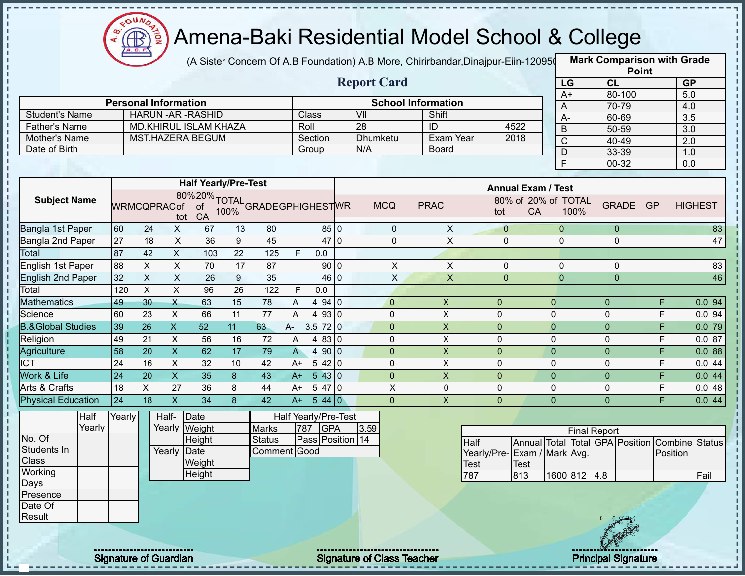# Amena-Baki Residential Model School & College

(A Sister Concern Of A.B Foundation) A.B More, Chirirbandar,Dinajpur-Eiin-120950

## Report Card

| Mark Comparison with Grade Point | | |
|---|---|---|
| LG | CL | GP |
| A+ | 80-100 | 5.0 |
| A | 70-79 | 4.0 |
| A- | 60-69 | 3.5 |
| B | 50-59 | 3.0 |
| C | 40-49 | 2.0 |
| D | 33-39 | 1.0 |
| F | 00-32 | 0.0 |

| Personal Information | | School Information | | | |
|---|---|---|---|---|---|
| Student's Name | HARUN -AR -RASHID | Class | VII | Shift | |
| Father's Name | MD.KHIRUL ISLAM KHAZA | Roll | 28 | ID | 4522 |
| Mother's Name | MST.HAZERA BEGUM | Section | Dhumketu | Exam Year | 2018 |
| Date of Birth | | Group | N/A | Board | |

| Subject Name | Half Yearly/Pre-Test | | | | | | | | | Annual Exam / Test | | | | | | | | |
|---|---|---|---|---|---|---|---|---|---|---|---|---|---|---|---|---|---|---|
| | WR | MCQ | PRAC | 80% of tot | 20% of CA | TOTAL 100% | GRADE | GP | HIGHEST | WR | MCQ | PRAC | 80% of tot | 20% of CA | TOTAL 100% | GRADE | GP | HIGHEST |
| Bangla 1st Paper | 60 | 24 | X | 67 | 13 | 80 | | | 85 | 0 | 0 | X | 0 | 0 | 0 | | | 83 |
| Bangla 2nd Paper | 27 | 18 | X | 36 | 9 | 45 | | | 47 | 0 | 0 | X | 0 | 0 | 0 | | | 47 |
| Total | 87 | 42 | X | 103 | 22 | 125 | F | 0.0 | | | | | | | | | | |
| English 1st Paper | 88 | X | X | 70 | 17 | 87 | | | 90 | 0 | X | X | 0 | 0 | 0 | | | 83 |
| English 2nd Paper | 32 | X | X | 26 | 9 | 35 | | | 46 | 0 | X | X | 0 | 0 | 0 | | | 46 |
| Total | 120 | X | X | 96 | 26 | 122 | F | 0.0 | | | | | | | | | | |
| Mathematics | 49 | 30 | X | 63 | 15 | 78 | A | 4 | 94 | 0 | 0 | X | 0 | 0 | 0 | F | 0.0 | 94 |
| Science | 60 | 23 | X | 66 | 11 | 77 | A | 4 | 93 | 0 | 0 | X | 0 | 0 | 0 | F | 0.0 | 94 |
| B.&Global Studies | 39 | 26 | X | 52 | 11 | 63 | A- | 3.5 | 72 | 0 | 0 | X | 0 | 0 | 0 | F | 0.0 | 79 |
| Religion | 49 | 21 | X | 56 | 16 | 72 | A | 4 | 83 | 0 | 0 | X | 0 | 0 | 0 | F | 0.0 | 87 |
| Agriculture | 58 | 20 | X | 62 | 17 | 79 | A | 4 | 90 | 0 | 0 | X | 0 | 0 | 0 | F | 0.0 | 88 |
| ICT | 24 | 16 | X | 32 | 10 | 42 | A+ | 5 | 42 | 0 | 0 | X | 0 | 0 | 0 | F | 0.0 | 44 |
| Work & Life | 24 | 20 | X | 35 | 8 | 43 | A+ | 5 | 43 | 0 | 0 | X | 0 | 0 | 0 | F | 0.0 | 44 |
| Arts & Crafts | 18 | X | 27 | 36 | 8 | 44 | A+ | 5 | 47 | 0 | X | 0 | 0 | 0 | 0 | F | 0.0 | 48 |
| Physical Education | 24 | 18 | X | 34 | 8 | 42 | A+ | 5 | 44 | 0 | 0 | X | 0 | 0 | 0 | F | 0.0 | 44 |

| | Half Yearly | Yearly |
|---|---|---|
| No. Of Students In Class | | |
| Working Days | | |
| Presence | | |
| Date Of Result | | |

| | | |
|---|---|---|
| Half-Yearly | Date | |
| | Weight | |
| | Height | |
| Yearly | Date | |
| | Weight | |
| | Height | |

| Half Yearly/Pre-Test | | | |
|---|---|---|---|
| Marks | 787 | GPA | 3.59 |
| Status | Pass | Position | 14 |
| Comment | Good | | |

| Final Report | | | | | | | |
|---|---|---|---|---|---|---|---|
| Half Yearly/Pre-Test | Annual Exam / Test | Total Mark | Total Avg. | GPA | Position | Combine Position | Status |
| 787 | 813 | 1600 | 812 | 4.8 | | | Fail |

Signature of Guardian | Signature of Class Teacher | Principal Signature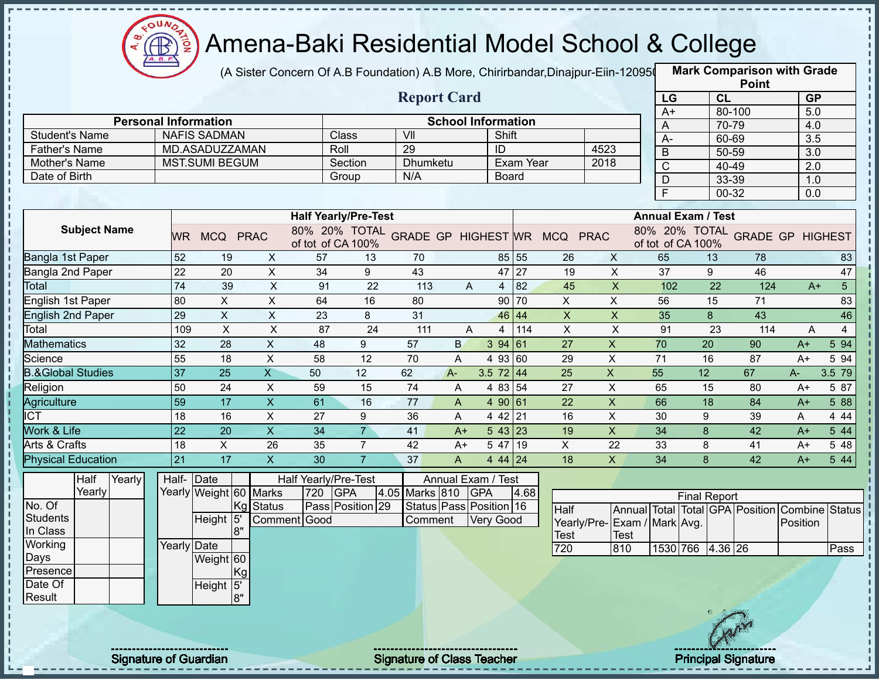# Amena-Baki Residential Model School & College

(A Sister Concern Of A.B Foundation) A.B More, Chirirbandar,Dinajpur-Eiin-120950

## Report Card

| Mark Comparison with Grade Point | | |
|---|---|---|
| LG | CL | GP |
| A+ | 80-100 | 5.0 |
| A | 70-79 | 4.0 |
| A- | 60-69 | 3.5 |
| B | 50-59 | 3.0 |
| C | 40-49 | 2.0 |
| D | 33-39 | 1.0 |
| F | 00-32 | 0.0 |

| Personal Information | | School Information | | | |
|---|---|---|---|---|---|
| Student's Name | NAFIS SADMAN | Class | VII | Shift | |
| Father's Name | MD.ASADUZZAMAN | Roll | 29 | ID | 4523 |
| Mother's Name | MST.SUMI BEGUM | Section | Dhumketu | Exam Year | 2018 |
| Date of Birth | | Group | N/A | Board | |

| Subject Name | Half Yearly/Pre-Test | | | | | | | | | Annual Exam / Test | | | | | | | | |
|---|---|---|---|---|---|---|---|---|---|---|---|---|---|---|---|---|---|---|
| | WR | MCQ | PRAC | 80% of tot | 20% of CA | TOTAL 100% | GRADE | GP | HIGHEST | WR | MCQ | PRAC | 80% of tot | 20% of CA | TOTAL 100% | GRADE | GP | HIGHEST |
| Bangla 1st Paper | 52 | 19 | X | 57 | 13 | 70 | | | 85 | 55 | 26 | X | 65 | 13 | 78 | | | 83 |
| Bangla 2nd Paper | 22 | 20 | X | 34 | 9 | 43 | | | 47 | 27 | 19 | X | 37 | 9 | 46 | | | 47 |
| Total | 74 | 39 | X | 91 | 22 | 113 | A | 4 | | 82 | 45 | X | 102 | 22 | 124 | A+ | 5 | |
| English 1st Paper | 80 | X | X | 64 | 16 | 80 | | | 90 | 70 | X | X | 56 | 15 | 71 | | | 83 |
| English 2nd Paper | 29 | X | X | 23 | 8 | 31 | | | 46 | 44 | X | X | 35 | 8 | 43 | | | 46 |
| Total | 109 | X | X | 87 | 24 | 111 | A | 4 | | 114 | X | X | 91 | 23 | 114 | A | 4 | |
| Mathematics | 32 | 28 | X | 48 | 9 | 57 | B | 3 | 94 | 61 | 27 | X | 70 | 20 | 90 | A+ | 5 | 94 |
| Science | 55 | 18 | X | 58 | 12 | 70 | A | 4 | 93 | 60 | 29 | X | 71 | 16 | 87 | A+ | 5 | 94 |
| B.&Global Studies | 37 | 25 | X | 50 | 12 | 62 | A- | 3.5 | 72 | 44 | 25 | X | 55 | 12 | 67 | A- | 3.5 | 79 |
| Religion | 50 | 24 | X | 59 | 15 | 74 | A | 4 | 83 | 54 | 27 | X | 65 | 15 | 80 | A+ | 5 | 87 |
| Agriculture | 59 | 17 | X | 61 | 16 | 77 | A | 4 | 90 | 61 | 22 | X | 66 | 18 | 84 | A+ | 5 | 88 |
| ICT | 18 | 16 | X | 27 | 9 | 36 | A | 4 | 42 | 21 | 16 | X | 30 | 9 | 39 | A | 4 | 44 |
| Work & Life | 22 | 20 | X | 34 | 7 | 41 | A+ | 5 | 43 | 23 | 19 | X | 34 | 8 | 42 | A+ | 5 | 44 |
| Arts & Crafts | 18 | X | 26 | 35 | 7 | 42 | A+ | 5 | 47 | 19 | X | 22 | 33 | 8 | 41 | A+ | 5 | 48 |
| Physical Education | 21 | 17 | X | 30 | 7 | 37 | A | 4 | 44 | 24 | 18 | X | 34 | 8 | 42 | A+ | 5 | 44 |

| | Half Yearly | Yearly |
|---|---|---|
| No. Of Students In Class | | |
| Working Days | | |
| Presence | | |
| Date Of Result | | |

| | | |
|---|---|---|
| Half-Yearly | Date | |
| | Weight | 60 Kg |
| | Height | 5' 8" |
| Yearly | Date | |
| | Weight | 60 Kg |
| | Height | 5' 8" |

| Half Yearly/Pre-Test | | | | Annual Exam / Test | | | |
|---|---|---|---|---|---|---|---|
| Marks | 720 | GPA | 4.05 | Marks | 810 | GPA | 4.68 |
| Status | Pass | Position | 29 | Status | Pass | Position | 16 |
| Comment | Good | | | Comment | Very Good | | |

| Final Report | | | | | | | |
|---|---|---|---|---|---|---|---|
| Half Yearly/Pre-Test | Annual Exam / Test | Total Mark | Total Avg. | GPA | Position | Combine Position | Status |
| 720 | 810 | 1530 | 766 | 4.36 | 26 | | Pass |

Signature of Guardian | Signature of Class Teacher | Principal Signature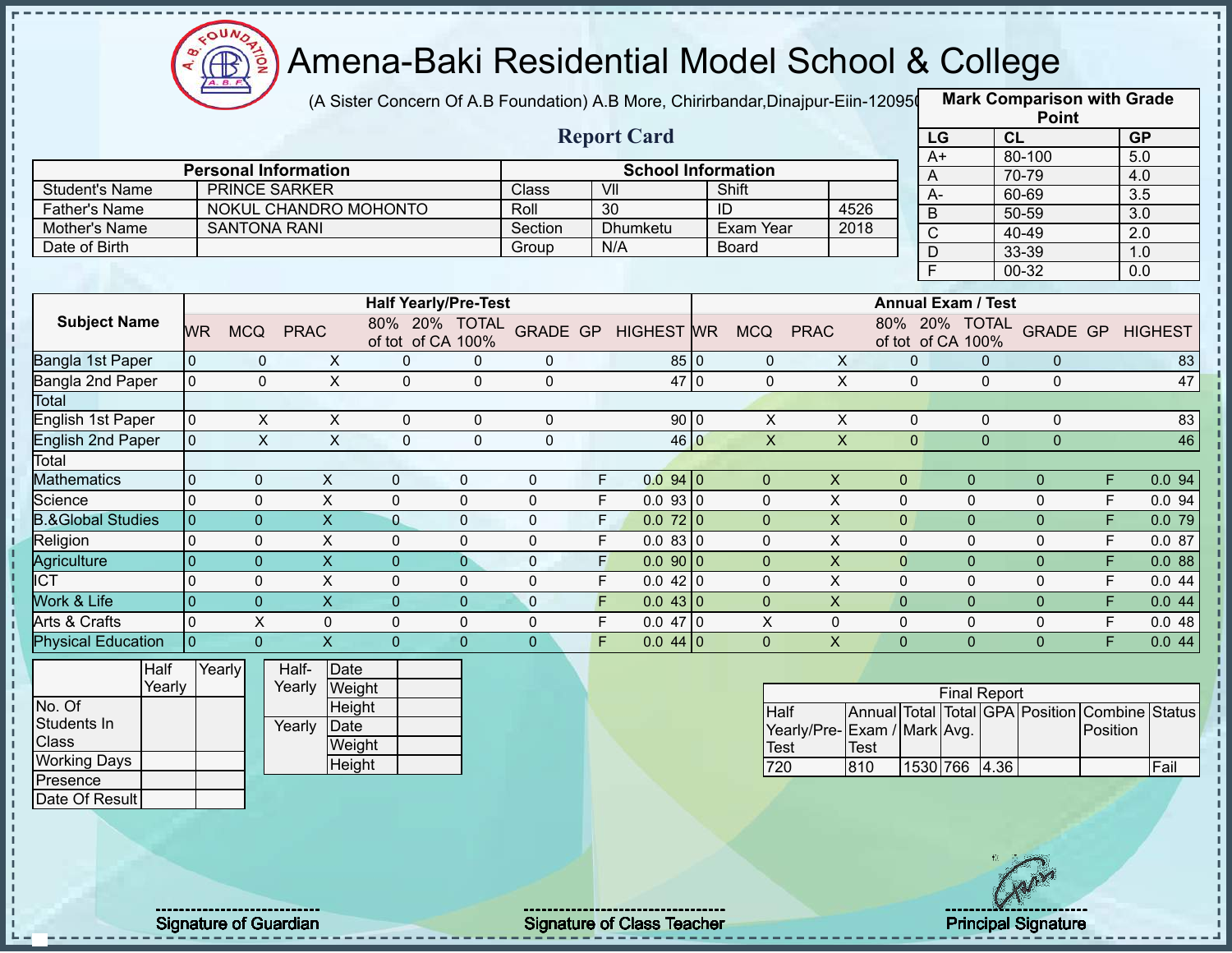# Amena-Baki Residential Model School & College

(A Sister Concern Of A.B Foundation) A.B More, Chirirbandar,Dinajpur-Eiin-120950

## Report Card

| Mark Comparison with Grade Point | | |
|---|---|---|
| LG | CL | GP |
| A+ | 80-100 | 5.0 |
| A | 70-79 | 4.0 |
| A- | 60-69 | 3.5 |
| B | 50-59 | 3.0 |
| C | 40-49 | 2.0 |
| D | 33-39 | 1.0 |
| F | 00-32 | 0.0 |

| Personal Information | | School Information | | | |
|---|---|---|---|---|---|
| Student's Name | PRINCE SARKER | Class | VII | Shift | |
| Father's Name | NOKUL CHANDRO MOHONTO | Roll | 30 | ID | 4526 |
| Mother's Name | SANTONA RANI | Section | Dhumketu | Exam Year | 2018 |
| Date of Birth | | Group | N/A | Board | |

| Subject Name | Half Yearly/Pre-Test | | | | | | | | | | Annual Exam / Test | | | | | | | | | |
|---|---|---|---|---|---|---|---|---|---|---|---|---|---|---|---|---|---|---|---|---|
| | WR | MCQ | PRAC | 80% of tot | 20% of CA | TOTAL 100% | GRADE | GP | HIGHEST | | WR | MCQ | PRAC | 80% of tot | 20% of CA | TOTAL 100% | GRADE | GP | HIGHEST | |
| Bangla 1st Paper | 0 | 0 | X | 0 | 0 | 0 | | | 85 | | 0 | 0 | X | 0 | 0 | 0 | | | 83 | |
| Bangla 2nd Paper | 0 | 0 | X | 0 | 0 | 0 | | | 47 | | 0 | 0 | X | 0 | 0 | 0 | | | 47 | |
| Total | | | | | | | | | | | | | | | | | | | | |
| English 1st Paper | 0 | X | X | 0 | 0 | 0 | | | 90 | | 0 | X | X | 0 | 0 | 0 | | | 83 | |
| English 2nd Paper | 0 | X | X | 0 | 0 | 0 | | | 46 | | 0 | X | X | 0 | 0 | 0 | | | 46 | |
| Total | | | | | | | | | | | | | | | | | | | | |
| Mathematics | 0 | 0 | X | 0 | 0 | 0 | F | 0.0 | 94 | | 0 | 0 | X | 0 | 0 | 0 | F | 0.0 | 94 | |
| Science | 0 | 0 | X | 0 | 0 | 0 | F | 0.0 | 93 | | 0 | 0 | X | 0 | 0 | 0 | F | 0.0 | 94 | |
| B.&Global Studies | 0 | 0 | X | 0 | 0 | 0 | F | 0.0 | 72 | | 0 | 0 | X | 0 | 0 | 0 | F | 0.0 | 79 | |
| Religion | 0 | 0 | X | 0 | 0 | 0 | F | 0.0 | 83 | | 0 | 0 | X | 0 | 0 | 0 | F | 0.0 | 87 | |
| Agriculture | 0 | 0 | X | 0 | 0 | 0 | F | 0.0 | 90 | | 0 | 0 | X | 0 | 0 | 0 | F | 0.0 | 88 | |
| ICT | 0 | 0 | X | 0 | 0 | 0 | F | 0.0 | 42 | | 0 | 0 | X | 0 | 0 | 0 | F | 0.0 | 44 | |
| Work & Life | 0 | 0 | X | 0 | 0 | 0 | F | 0.0 | 43 | | 0 | 0 | X | 0 | 0 | 0 | F | 0.0 | 44 | |
| Arts & Crafts | 0 | X | 0 | 0 | 0 | 0 | F | 0.0 | 47 | | 0 | X | 0 | 0 | 0 | 0 | F | 0.0 | 48 | |
| Physical Education | 0 | 0 | X | 0 | 0 | 0 | F | 0.0 | 44 | | 0 | 0 | X | 0 | 0 | 0 | F | 0.0 | 44 | |

| | Half Yearly | Yearly |
|---|---|---|
| No. Of Students In Class | | |
| Working Days | | |
| Presence | | |
| Date Of Result | | |

| Half-Yearly | Date | |
|---|---|---|
| | Weight | |
| | Height | |
| Yearly | Date | |
| | Weight | |
| | Height | |

| Final Report | | | | | | | |
|---|---|---|---|---|---|---|---|
| Half Yearly/Pre-Test | Annual Exam / Test | Total Mark | Total Avg. | GPA | Position | Combine Position | Status |
| 720 | 810 | 1530 | 766 | 4.36 | | | Fail |

Signature of Guardian | Signature of Class Teacher | Principal Signature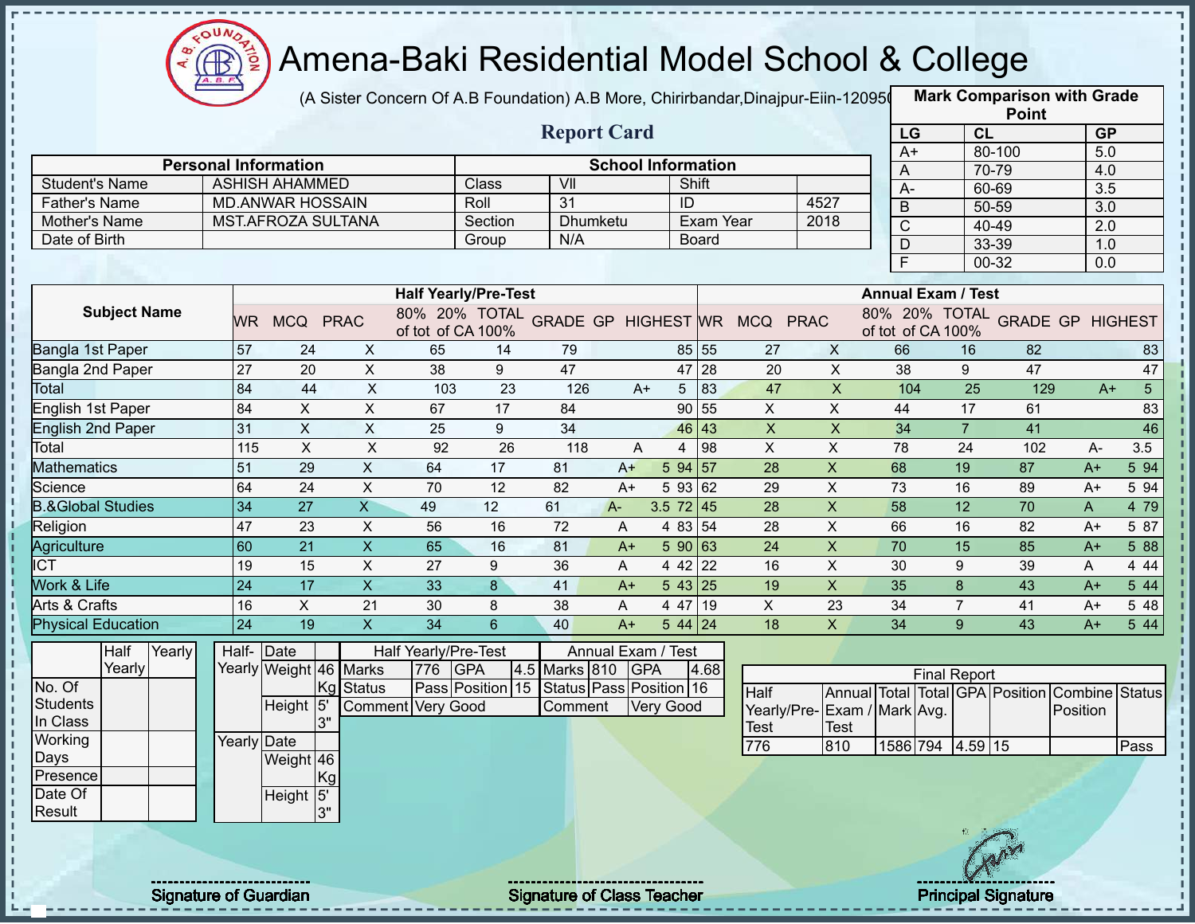# Amena-Baki Residential Model School & College

(A Sister Concern Of A.B Foundation) A.B More, Chirirbandar,Dinajpur-Eiin-120950

## Report Card

| Mark Comparison with Grade Point | | |
|---|---|---|
| LG | CL | GP |
| A+ | 80-100 | 5.0 |
| A | 70-79 | 4.0 |
| A- | 60-69 | 3.5 |
| B | 50-59 | 3.0 |
| C | 40-49 | 2.0 |
| D | 33-39 | 1.0 |
| F | 00-32 | 0.0 |

| Personal Information | | School Information | | | |
|---|---|---|---|---|---|
| Student's Name | ASHISH AHAMMED | Class | VII | Shift | |
| Father's Name | MD.ANWAR HOSSAIN | Roll | 31 | ID | 4527 |
| Mother's Name | MST.AFROZA SULTANA | Section | Dhumketu | Exam Year | 2018 |
| Date of Birth | | Group | N/A | Board | |

| Subject Name | Half Yearly/Pre-Test | | | | | | | | | Annual Exam / Test | | | | | | | | |
|---|---|---|---|---|---|---|---|---|---|---|---|---|---|---|---|---|---|---|
| | WR | MCQ | PRAC | 80% of tot | 20% of CA | TOTAL 100% | GRADE | GP | HIGHEST | WR | MCQ | PRAC | 80% of tot | 20% of CA | TOTAL 100% | GRADE | GP | HIGHEST |
| Bangla 1st Paper | 57 | 24 | X | 65 | 14 | 79 | | | 85 | 55 | 27 | X | 66 | 16 | 82 | | | 83 |
| Bangla 2nd Paper | 27 | 20 | X | 38 | 9 | 47 | | | 47 | 28 | 20 | X | 38 | 9 | 47 | | | 47 |
| Total | 84 | 44 | X | 103 | 23 | 126 | A+ | 5 | | 83 | 47 | X | 104 | 25 | 129 | A+ | 5 | |
| English 1st Paper | 84 | X | X | 67 | 17 | 84 | | | 90 | 55 | X | X | 44 | 17 | 61 | | | 83 |
| English 2nd Paper | 31 | X | X | 25 | 9 | 34 | | | 46 | 43 | X | X | 34 | 7 | 41 | | | 46 |
| Total | 115 | X | X | 92 | 26 | 118 | A | 4 | | 98 | X | X | 78 | 24 | 102 | A- | 3.5 | |
| Mathematics | 51 | 29 | X | 64 | 17 | 81 | A+ | 5 | 94 | 57 | 28 | X | 68 | 19 | 87 | A+ | 5 | 94 |
| Science | 64 | 24 | X | 70 | 12 | 82 | A+ | 5 | 93 | 62 | 29 | X | 73 | 16 | 89 | A+ | 5 | 94 |
| B.&Global Studies | 34 | 27 | X | 49 | 12 | 61 | A- | 3.5 | 72 | 45 | 28 | X | 58 | 12 | 70 | A | 4 | 79 |
| Religion | 47 | 23 | X | 56 | 16 | 72 | A | 4 | 83 | 54 | 28 | X | 66 | 16 | 82 | A+ | 5 | 87 |
| Agriculture | 60 | 21 | X | 65 | 16 | 81 | A+ | 5 | 90 | 63 | 24 | X | 70 | 15 | 85 | A+ | 5 | 88 |
| ICT | 19 | 15 | X | 27 | 9 | 36 | A | 4 | 42 | 22 | 16 | X | 30 | 9 | 39 | A | 4 | 44 |
| Work & Life | 24 | 17 | X | 33 | 8 | 41 | A+ | 5 | 43 | 25 | 19 | X | 35 | 8 | 43 | A+ | 5 | 44 |
| Arts & Crafts | 16 | X | 21 | 30 | 8 | 38 | A | 4 | 47 | 19 | X | 23 | 34 | 7 | 41 | A+ | 5 | 48 |
| Physical Education | 24 | 19 | X | 34 | 6 | 40 | A+ | 5 | 44 | 24 | 18 | X | 34 | 9 | 43 | A+ | 5 | 44 |

| | Half Yearly | Yearly |
|---|---|---|
| No. Of Students In Class | | |
| Working Days | | |
| Presence | | |
| Date Of Result | | |

| | | |
|---|---|---|
| Half-Yearly | Date | |
| | Weight | 46 Kg |
| | Height | 5' 3" |
| Yearly | Date | |
| | Weight | 46 Kg |
| | Height | 5' 3" |

| Half Yearly/Pre-Test | | | | Annual Exam / Test | | | |
|---|---|---|---|---|---|---|---|
| Marks | 776 | GPA | 4.5 | Marks | 810 | GPA | 4.68 |
| Status | Pass | Position | 15 | Status | Pass | Position | 16 |
| Comment | Very Good | | | Comment | Very Good | | |

| Final Report | | | | | | | |
|---|---|---|---|---|---|---|---|
| Half Yearly/Pre-Test | Annual Exam / Test | Total Mark | Total Avg. | GPA | Position | Combine Position | Status |
| 776 | 810 | 1586 | 794 | 4.59 | 15 | | Pass |

Signature of Guardian | Signature of Class Teacher | Principal Signature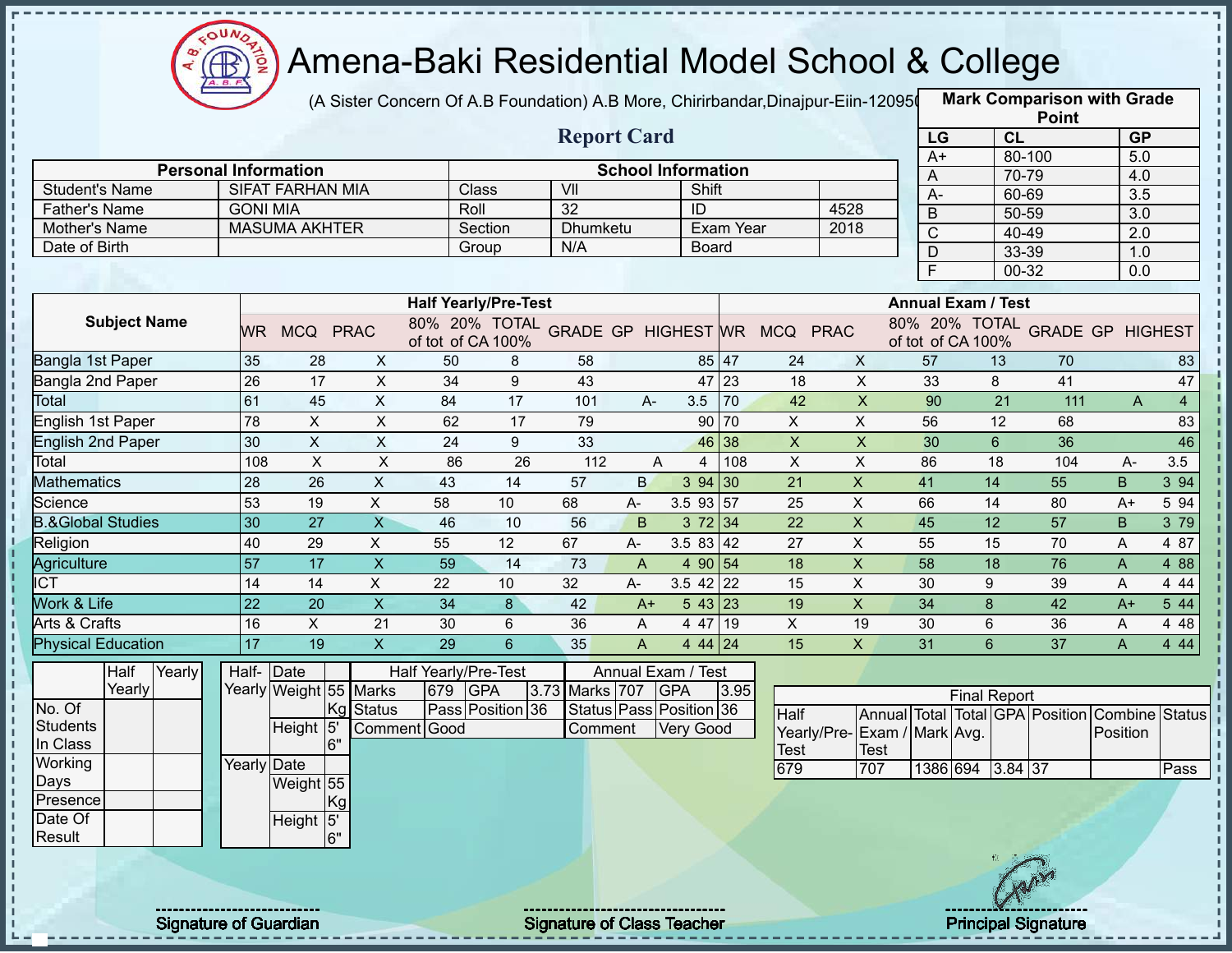# Amena-Baki Residential Model School & College

(A Sister Concern Of A.B Foundation) A.B More, Chirirbandar,Dinajpur-Eiin-120950

## Report Card

| Mark Comparison with Grade Point | | |
|---|---|---|
| LG | CL | GP |
| A+ | 80-100 | 5.0 |
| A | 70-79 | 4.0 |
| A- | 60-69 | 3.5 |
| B | 50-59 | 3.0 |
| C | 40-49 | 2.0 |
| D | 33-39 | 1.0 |
| F | 00-32 | 0.0 |

| Personal Information | | School Information | | | |
|---|---|---|---|---|---|
| Student's Name | SIFAT FARHAN MIA | Class | VII | Shift | |
| Father's Name | GONI MIA | Roll | 32 | ID | 4528 |
| Mother's Name | MASUMA AKHTER | Section | Dhumketu | Exam Year | 2018 |
| Date of Birth | | Group | N/A | Board | |

| Subject Name | Half Yearly/Pre-Test | | | | | | | | | Annual Exam / Test | | | | | | | | |
|---|---|---|---|---|---|---|---|---|---|---|---|---|---|---|---|---|---|---|
| | WR | MCQ | PRAC | 80% of tot | 20% of CA | TOTAL 100% | GRADE | GP | HIGHEST | WR | MCQ | PRAC | 80% of tot | 20% of CA | TOTAL 100% | GRADE | GP | HIGHEST |
| Bangla 1st Paper | 35 | 28 | X | 50 | 8 | 58 | | | 85 | 47 | 24 | X | 57 | 13 | 70 | | | 83 |
| Bangla 2nd Paper | 26 | 17 | X | 34 | 9 | 43 | | | 47 | 23 | 18 | X | 33 | 8 | 41 | | | 47 |
| Total | 61 | 45 | X | 84 | 17 | 101 | A- | 3.5 | | 70 | 42 | X | 90 | 21 | 111 | A | 4 | |
| English 1st Paper | 78 | X | X | 62 | 17 | 79 | | | 90 | 70 | X | X | 56 | 12 | 68 | | | 83 |
| English 2nd Paper | 30 | X | X | 24 | 9 | 33 | | | 46 | 38 | X | X | 30 | 6 | 36 | | | 46 |
| Total | 108 | X | X | 86 | 26 | 112 | A | 4 | | 108 | X | X | 86 | 18 | 104 | A- | 3.5 | |
| Mathematics | 28 | 26 | X | 43 | 14 | 57 | B | 3 | 94 | 30 | 21 | X | 41 | 14 | 55 | B | 3 | 94 |
| Science | 53 | 19 | X | 58 | 10 | 68 | A- | 3.5 | 93 | 57 | 25 | X | 66 | 14 | 80 | A+ | 5 | 94 |
| B.&Global Studies | 30 | 27 | X | 46 | 10 | 56 | B | 3 | 72 | 34 | 22 | X | 45 | 12 | 57 | B | 3 | 79 |
| Religion | 40 | 29 | X | 55 | 12 | 67 | A- | 3.5 | 83 | 42 | 27 | X | 55 | 15 | 70 | A | 4 | 87 |
| Agriculture | 57 | 17 | X | 59 | 14 | 73 | A | 4 | 90 | 54 | 18 | X | 58 | 18 | 76 | A | 4 | 88 |
| ICT | 14 | 14 | X | 22 | 10 | 32 | A- | 3.5 | 42 | 22 | 15 | X | 30 | 9 | 39 | A | 4 | 44 |
| Work & Life | 22 | 20 | X | 34 | 8 | 42 | A+ | 5 | 43 | 23 | 19 | X | 34 | 8 | 42 | A+ | 5 | 44 |
| Arts & Crafts | 16 | X | 21 | 30 | 6 | 36 | A | 4 | 47 | 19 | X | 19 | 30 | 6 | 36 | A | 4 | 48 |
| Physical Education | 17 | 19 | X | 29 | 6 | 35 | A | 4 | 44 | 24 | 15 | X | 31 | 6 | 37 | A | 4 | 44 |

| | Half Yearly | Yearly |
|---|---|---|
| No. Of Students In Class | | |
| Working Days | | |
| Presence | | |
| Date Of Result | | |

| | | |
|---|---|---|
| Half-Yearly | Date | |
| | Weight | 55 Kg |
| | Height | 5' 6" |
| Yearly | Date | |
| | Weight | 55 Kg |
| | Height | 5' 6" |

| Half Yearly/Pre-Test | | | | Annual Exam / Test | | | |
|---|---|---|---|---|---|---|---|
| Marks | 679 | GPA | 3.73 | Marks | 707 | GPA | 3.95 |
| Status | Pass | Position | 36 | Status | Pass | Position | 36 |
| Comment | Good | | | Comment | Very Good | | |

| Final Report | | | | | | | |
|---|---|---|---|---|---|---|---|
| Half Yearly/Pre-Test | Annual Exam / Test | Total Mark | Total Avg. | GPA | Position | Combine Position | Status |
| 679 | 707 | 1386 | 694 | 3.84 | 37 | | Pass |

Signature of Guardian — Signature of Class Teacher — Principal Signature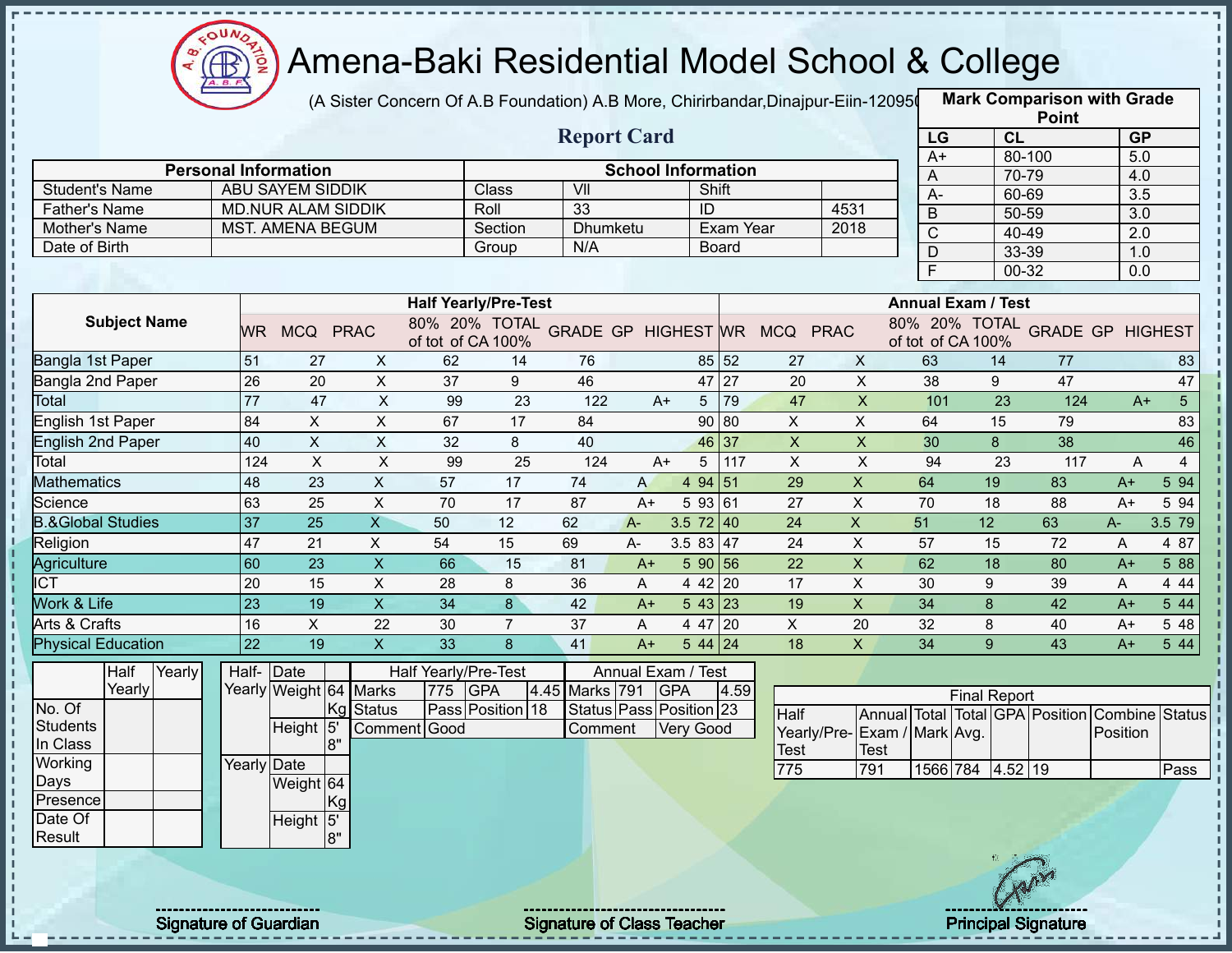# Amena-Baki Residential Model School & College

(A Sister Concern Of A.B Foundation) A.B More, Chirirbandar,Dinajpur-Eiin-120950

**Report Card**

| Mark Comparison with Grade Point | | |
|---|---|---|
| LG | CL | GP |
| A+ | 80-100 | 5.0 |
| A | 70-79 | 4.0 |
| A- | 60-69 | 3.5 |
| B | 50-59 | 3.0 |
| C | 40-49 | 2.0 |
| D | 33-39 | 1.0 |
| F | 00-32 | 0.0 |

| Personal Information | | School Information | | | |
|---|---|---|---|---|---|
| Student's Name | ABU SAYEM SIDDIK | Class | VII | Shift | |
| Father's Name | MD.NUR ALAM SIDDIK | Roll | 33 | ID | 4531 |
| Mother's Name | MST. AMENA BEGUM | Section | Dhumketu | Exam Year | 2018 |
| Date of Birth | | Group | N/A | Board | |

| Subject Name | Half Yearly/Pre-Test | | | | | | | | | Annual Exam / Test | | | | | | | | |
|---|---|---|---|---|---|---|---|---|---|---|---|---|---|---|---|---|---|---|
| | WR | MCQ | PRAC | 80% of tot | 20% of CA | TOTAL 100% | GRADE | GP | HIGHEST | WR | MCQ | PRAC | 80% of tot | 20% of CA | TOTAL 100% | GRADE | GP | HIGHEST |
| Bangla 1st Paper | 51 | 27 | X | 62 | 14 | 76 | | | 85 | 52 | 27 | X | 63 | 14 | 77 | | | 83 |
| Bangla 2nd Paper | 26 | 20 | X | 37 | 9 | 46 | | | 47 | 27 | 20 | X | 38 | 9 | 47 | | | 47 |
| Total | 77 | 47 | X | 99 | 23 | 122 | A+ | 5 | | 79 | 47 | X | 101 | 23 | 124 | A+ | 5 | |
| English 1st Paper | 84 | X | X | 67 | 17 | 84 | | | 90 | 80 | X | X | 64 | 15 | 79 | | | 83 |
| English 2nd Paper | 40 | X | X | 32 | 8 | 40 | | | 46 | 37 | X | X | 30 | 8 | 38 | | | 46 |
| Total | 124 | X | X | 99 | 25 | 124 | A+ | 5 | | 117 | X | X | 94 | 23 | 117 | A | 4 | |
| Mathematics | 48 | 23 | X | 57 | 17 | 74 | A | 4 | 94 | 51 | 29 | X | 64 | 19 | 83 | A+ | 5 | 94 |
| Science | 63 | 25 | X | 70 | 17 | 87 | A+ | 5 | 93 | 61 | 27 | X | 70 | 18 | 88 | A+ | 5 | 94 |
| B.&Global Studies | 37 | 25 | X | 50 | 12 | 62 | A- | 3.5 | 72 | 40 | 24 | X | 51 | 12 | 63 | A- | 3.5 | 79 |
| Religion | 47 | 21 | X | 54 | 15 | 69 | A- | 3.5 | 83 | 47 | 24 | X | 57 | 15 | 72 | A | 4 | 87 |
| Agriculture | 60 | 23 | X | 66 | 15 | 81 | A+ | 5 | 90 | 56 | 22 | X | 62 | 18 | 80 | A+ | 5 | 88 |
| ICT | 20 | 15 | X | 28 | 8 | 36 | A | 4 | 42 | 20 | 17 | X | 30 | 9 | 39 | A | 4 | 44 |
| Work & Life | 23 | 19 | X | 34 | 8 | 42 | A+ | 5 | 43 | 23 | 19 | X | 34 | 8 | 42 | A+ | 5 | 44 |
| Arts & Crafts | 16 | X | 22 | 30 | 7 | 37 | A | 4 | 47 | 20 | X | 20 | 32 | 8 | 40 | A+ | 5 | 48 |
| Physical Education | 22 | 19 | X | 33 | 8 | 41 | A+ | 5 | 44 | 24 | 18 | X | 34 | 9 | 43 | A+ | 5 | 44 |

| | Half Yearly | Yearly |
|---|---|---|
| No. Of Students In Class | | |
| Working Days | | |
| Presence | | |
| Date Of Result | | |

| | | |
|---|---|---|
| Half-Yearly | Date | |
| | Weight | 64 Kg |
| | Height | 5' 8" |
| Yearly | Date | |
| | Weight | 64 Kg |
| | Height | 5' 8" |

| Half Yearly/Pre-Test | | | | Annual Exam / Test | | | |
|---|---|---|---|---|---|---|---|
| Marks | 775 | GPA | 4.45 | Marks | 791 | GPA | 4.59 |
| Status | Pass | Position | 18 | Status | Pass | Position | 23 |
| Comment | Good | | | Comment | Very Good | | |

| Final Report | | | | | | | |
|---|---|---|---|---|---|---|---|
| Half Yearly/Pre-Test | Annual Exam / Test | Total Mark | Total Avg. | GPA | Position | Combine Position | Status |
| 775 | 791 | 1566 | 784 | 4.52 | 19 | | Pass |

Signature of Guardian

Signature of Class Teacher

Principal Signature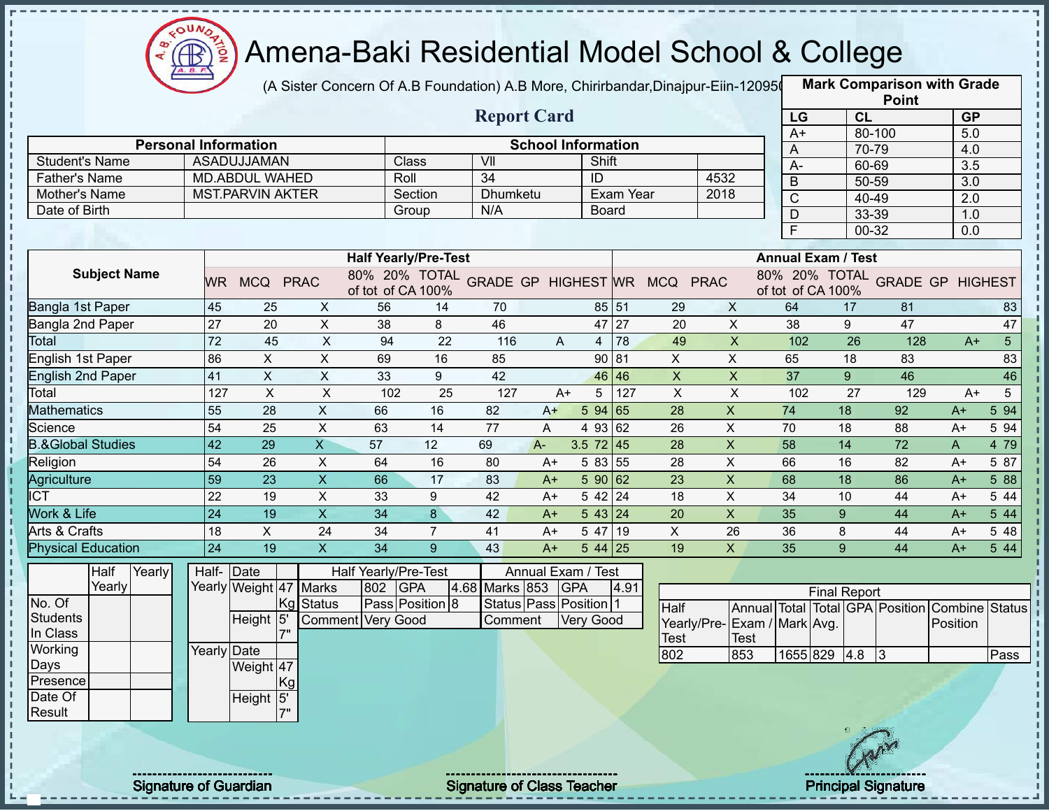# Amena-Baki Residential Model School & College

(A Sister Concern Of A.B Foundation) A.B More, Chirirbandar,Dinajpur-Eiin-120950

## Report Card

| Mark Comparison with Grade Point | | |
|---|---|---|
| LG | CL | GP |
| A+ | 80-100 | 5.0 |
| A | 70-79 | 4.0 |
| A- | 60-69 | 3.5 |
| B | 50-59 | 3.0 |
| C | 40-49 | 2.0 |
| D | 33-39 | 1.0 |
| F | 00-32 | 0.0 |

| Personal Information | | School Information | | | |
|---|---|---|---|---|---|
| Student's Name | ASADUJJAMAN | Class | VII | Shift | |
| Father's Name | MD.ABDUL WAHED | Roll | 34 | ID | 4532 |
| Mother's Name | MST.PARVIN AKTER | Section | Dhumketu | Exam Year | 2018 |
| Date of Birth | | Group | N/A | Board | |

| Subject Name | Half Yearly/Pre-Test | | | | | | | | | Annual Exam / Test | | | | | | | | |
|---|---|---|---|---|---|---|---|---|---|---|---|---|---|---|---|---|---|---|
| | WR | MCQ | PRAC | 80% of tot | 20% of CA | TOTAL 100% | GRADE | GP | HIGHEST | WR | MCQ | PRAC | 80% of tot | 20% of CA | TOTAL 100% | GRADE | GP | HIGHEST |
| Bangla 1st Paper | 45 | 25 | X | 56 | 14 | 70 | | | 85 | 51 | 29 | X | 64 | 17 | 81 | | | 83 |
| Bangla 2nd Paper | 27 | 20 | X | 38 | 8 | 46 | | | 47 | 27 | 20 | X | 38 | 9 | 47 | | | 47 |
| Total | 72 | 45 | X | 94 | 22 | 116 | A | 4 | | 78 | 49 | X | 102 | 26 | 128 | A+ | 5 | |
| English 1st Paper | 86 | X | X | 69 | 16 | 85 | | | 90 | 81 | X | X | 65 | 18 | 83 | | | 83 |
| English 2nd Paper | 41 | X | X | 33 | 9 | 42 | | | 46 | 46 | X | X | 37 | 9 | 46 | | | 46 |
| Total | 127 | X | X | 102 | 25 | 127 | A+ | 5 | | 127 | X | X | 102 | 27 | 129 | A+ | 5 | |
| Mathematics | 55 | 28 | X | 66 | 16 | 82 | A+ | 5 | 94 | 65 | 28 | X | 74 | 18 | 92 | A+ | 5 | 94 |
| Science | 54 | 25 | X | 63 | 14 | 77 | A | 4 | 93 | 62 | 26 | X | 70 | 18 | 88 | A+ | 5 | 94 |
| B.&Global Studies | 42 | 29 | X | 57 | 12 | 69 | A- | 3.5 | 72 | 45 | 28 | X | 58 | 14 | 72 | A | 4 | 79 |
| Religion | 54 | 26 | X | 64 | 16 | 80 | A+ | 5 | 83 | 55 | 28 | X | 66 | 16 | 82 | A+ | 5 | 87 |
| Agriculture | 59 | 23 | X | 66 | 17 | 83 | A+ | 5 | 90 | 62 | 23 | X | 68 | 18 | 86 | A+ | 5 | 88 |
| ICT | 22 | 19 | X | 33 | 9 | 42 | A+ | 5 | 42 | 24 | 18 | X | 34 | 10 | 44 | A+ | 5 | 44 |
| Work & Life | 24 | 19 | X | 34 | 8 | 42 | A+ | 5 | 43 | 24 | 20 | X | 35 | 9 | 44 | A+ | 5 | 44 |
| Arts & Crafts | 18 | X | 24 | 34 | 7 | 41 | A+ | 5 | 47 | 19 | X | 26 | 36 | 8 | 44 | A+ | 5 | 48 |
| Physical Education | 24 | 19 | X | 34 | 9 | 43 | A+ | 5 | 44 | 25 | 19 | X | 35 | 9 | 44 | A+ | 5 | 44 |

| | Half Yearly | Yearly |
|---|---|---|
| No. Of Students In Class | | |
| Working Days | | |
| Presence | | |
| Date Of Result | | |

| | | |
|---|---|---|
| Half-Yearly | Date | |
| | Weight | 47 Kg |
| | Height | 5' 7" |
| Yearly | Date | |
| | Weight | 47 Kg |
| | Height | 5' 7" |

| Half Yearly/Pre-Test | | | | Annual Exam / Test | | | |
|---|---|---|---|---|---|---|---|
| Marks | 802 | GPA | 4.68 | Marks | 853 | GPA | 4.91 |
| Status | Pass | Position | 8 | Status | Pass | Position | 1 |
| Comment | Very Good | | | Comment | Very Good | | |

| Final Report | | | | | | | |
|---|---|---|---|---|---|---|---|
| Half Yearly/Pre-Test | Annual Exam / Test | Total Mark | Total Avg. | GPA | Position | Combine Position | Status |
| 802 | 853 | 1655 | 829 | 4.8 | 3 | | Pass |

Signature of Guardian

Signature of Class Teacher

Principal Signature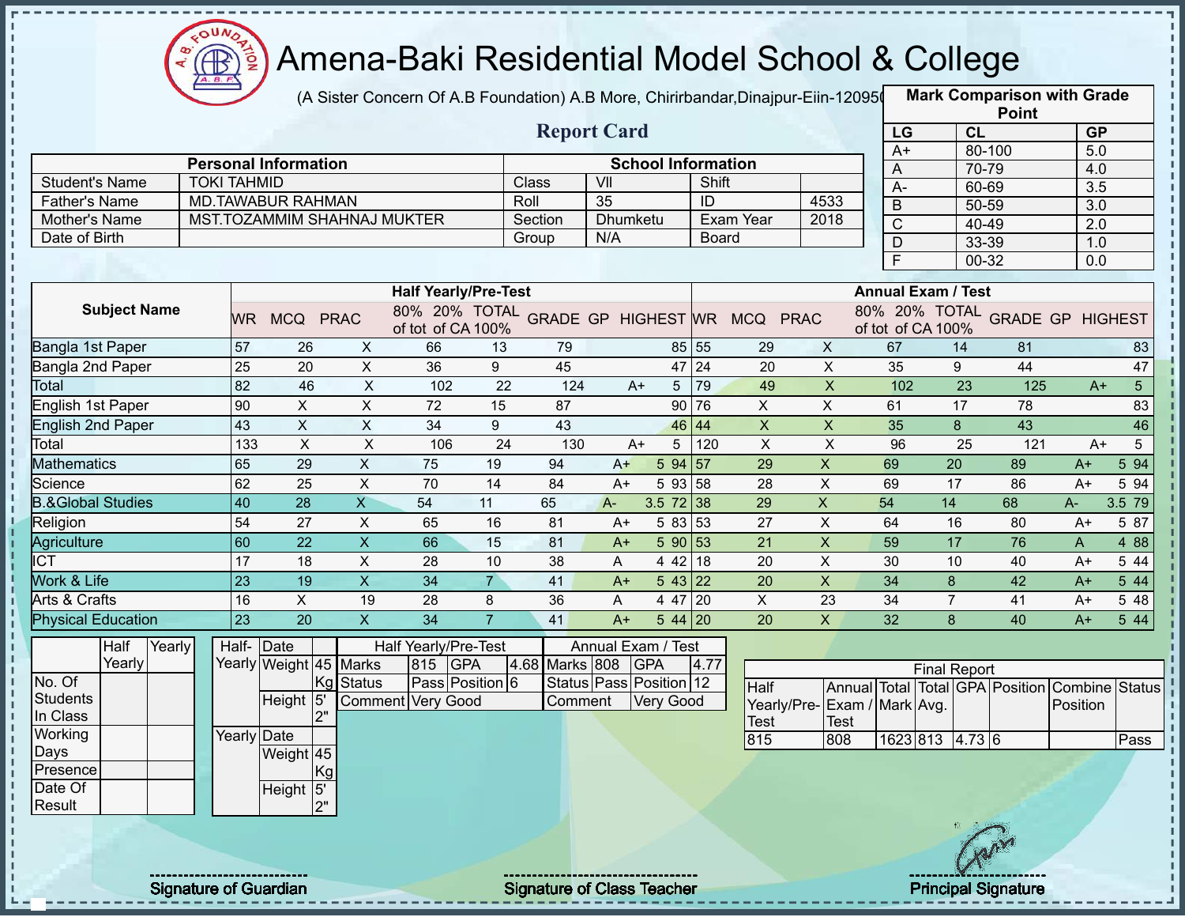# Amena-Baki Residential Model School & College

(A Sister Concern Of A.B Foundation) A.B More, Chirirbandar,Dinajpur-Eiin-120950

## Report Card

| Mark Comparison with Grade Point | | |
|---|---|---|
| LG | CL | GP |
| A+ | 80-100 | 5.0 |
| A | 70-79 | 4.0 |
| A- | 60-69 | 3.5 |
| B | 50-59 | 3.0 |
| C | 40-49 | 2.0 |
| D | 33-39 | 1.0 |
| F | 00-32 | 0.0 |

| Personal Information | | School Information | | | |
|---|---|---|---|---|---|
| Student's Name | TOKI TAHMID | Class | VII | Shift | |
| Father's Name | MD.TAWABUR RAHMAN | Roll | 35 | ID | 4533 |
| Mother's Name | MST.TOZAMMIM SHAHNAJ MUKTER | Section | Dhumketu | Exam Year | 2018 |
| Date of Birth | | Group | N/A | Board | |

| Subject Name | Half Yearly/Pre-Test | | | | | | | | | Annual Exam / Test | | | | | | | | |
|---|---|---|---|---|---|---|---|---|---|---|---|---|---|---|---|---|---|---|
| | WR | MCQ | PRAC | 80% of tot | 20% of CA | TOTAL 100% | GRADE | GP | HIGHEST | WR | MCQ | PRAC | 80% of tot | 20% of CA | TOTAL 100% | GRADE | GP | HIGHEST |
| Bangla 1st Paper | 57 | 26 | X | 66 | 13 | 79 | | | 85 | 55 | 29 | X | 67 | 14 | 81 | | | 83 |
| Bangla 2nd Paper | 25 | 20 | X | 36 | 9 | 45 | | | 47 | 24 | 20 | X | 35 | 9 | 44 | | | 47 |
| Total | 82 | 46 | X | 102 | 22 | 124 | A+ | 5 | | 79 | 49 | X | 102 | 23 | 125 | A+ | 5 | |
| English 1st Paper | 90 | X | X | 72 | 15 | 87 | | | 90 | 76 | X | X | 61 | 17 | 78 | | | 83 |
| English 2nd Paper | 43 | X | X | 34 | 9 | 43 | | | 46 | 44 | X | X | 35 | 8 | 43 | | | 46 |
| Total | 133 | X | X | 106 | 24 | 130 | A+ | 5 | | 120 | X | X | 96 | 25 | 121 | A+ | 5 | |
| Mathematics | 65 | 29 | X | 75 | 19 | 94 | A+ | 5 | 94 | 57 | 29 | X | 69 | 20 | 89 | A+ | 5 | 94 |
| Science | 62 | 25 | X | 70 | 14 | 84 | A+ | 5 | 93 | 58 | 28 | X | 69 | 17 | 86 | A+ | 5 | 94 |
| B.&Global Studies | 40 | 28 | X | 54 | 11 | 65 | A- | 3.5 | 72 | 38 | 29 | X | 54 | 14 | 68 | A- | 3.5 | 79 |
| Religion | 54 | 27 | X | 65 | 16 | 81 | A+ | 5 | 83 | 53 | 27 | X | 64 | 16 | 80 | A+ | 5 | 87 |
| Agriculture | 60 | 22 | X | 66 | 15 | 81 | A+ | 5 | 90 | 53 | 21 | X | 59 | 17 | 76 | A | 4 | 88 |
| ICT | 17 | 18 | X | 28 | 10 | 38 | A | 4 | 42 | 18 | 20 | X | 30 | 10 | 40 | A+ | 5 | 44 |
| Work & Life | 23 | 19 | X | 34 | 7 | 41 | A+ | 5 | 43 | 22 | 20 | X | 34 | 8 | 42 | A+ | 5 | 44 |
| Arts & Crafts | 16 | X | 19 | 28 | 8 | 36 | A | 4 | 47 | 20 | X | 23 | 34 | 7 | 41 | A+ | 5 | 48 |
| Physical Education | 23 | 20 | X | 34 | 7 | 41 | A+ | 5 | 44 | 20 | 20 | X | 32 | 8 | 40 | A+ | 5 | 44 |

| | Half Yearly | Yearly |
|---|---|---|
| No. Of Students In Class | | |
| Working Days | | |
| Presence | | |
| Date Of Result | | |

| | | |
|---|---|---|
| Half-Yearly | Date | |
| | Weight | 45 Kg |
| | Height | 5' 2" |
| Yearly | Date | |
| | Weight | 45 Kg |
| | Height | 5' 2" |

| Half Yearly/Pre-Test | | | | Annual Exam / Test | | | |
|---|---|---|---|---|---|---|---|
| Marks | 815 | GPA | 4.68 | Marks | 808 | GPA | 4.77 |
| Status | Pass | Position | 6 | Status | Pass | Position | 12 |
| Comment | Very Good | | | Comment | Very Good | | |

| Final Report | | | | | | | |
|---|---|---|---|---|---|---|---|
| Half Yearly/Pre-Test | Annual Exam / Test | Total Mark | Total Avg. | GPA | Position | Combine Position | Status |
| 815 | 808 | 1623 | 813 | 4.73 | 6 | | Pass |

Signature of Guardian

Signature of Class Teacher

Principal Signature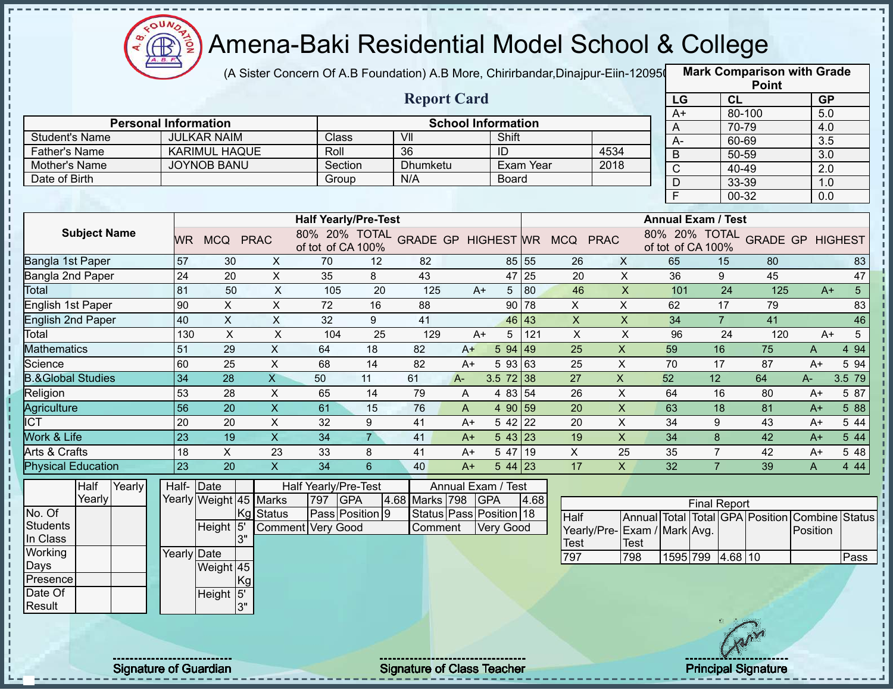# Amena-Baki Residential Model School & College

(A Sister Concern Of A.B Foundation) A.B More, Chirirbandar,Dinajpur-Eiin-120950

## Report Card

| Mark Comparison with Grade Point | | |
|---|---|---|
| LG | CL | GP |
| A+ | 80-100 | 5.0 |
| A | 70-79 | 4.0 |
| A- | 60-69 | 3.5 |
| B | 50-59 | 3.0 |
| C | 40-49 | 2.0 |
| D | 33-39 | 1.0 |
| F | 00-32 | 0.0 |

| Personal Information | | School Information | | | |
|---|---|---|---|---|---|
| Student's Name | JULKAR NAIM | Class | VII | Shift | |
| Father's Name | KARIMUL HAQUE | Roll | 36 | ID | 4534 |
| Mother's Name | JOYNOB BANU | Section | Dhumketu | Exam Year | 2018 |
| Date of Birth | | Group | N/A | Board | |

| Subject Name | Half Yearly/Pre-Test | | | | | | | | | Annual Exam / Test | | | | | | | | |
|---|---|---|---|---|---|---|---|---|---|---|---|---|---|---|---|---|---|---|
| | WR | MCQ | PRAC | 80% of tot | 20% of CA | TOTAL 100% | GRADE | GP | HIGHEST | WR | MCQ | PRAC | 80% of tot | 20% of CA | TOTAL 100% | GRADE | GP | HIGHEST |
| Bangla 1st Paper | 57 | 30 | X | 70 | 12 | 82 | | | 85 | 55 | 26 | X | 65 | 15 | 80 | | | 83 |
| Bangla 2nd Paper | 24 | 20 | X | 35 | 8 | 43 | | | 47 | 25 | 20 | X | 36 | 9 | 45 | | | 47 |
| Total | 81 | 50 | X | 105 | 20 | 125 | A+ | 5 | | 80 | 46 | X | 101 | 24 | 125 | A+ | 5 | |
| English 1st Paper | 90 | X | X | 72 | 16 | 88 | | | 90 | 78 | X | X | 62 | 17 | 79 | | | 83 |
| English 2nd Paper | 40 | X | X | 32 | 9 | 41 | | | 46 | 43 | X | X | 34 | 7 | 41 | | | 46 |
| Total | 130 | X | X | 104 | 25 | 129 | A+ | 5 | | 121 | X | X | 96 | 24 | 120 | A+ | 5 | |
| Mathematics | 51 | 29 | X | 64 | 18 | 82 | A+ | 5 | 94 | 49 | 25 | X | 59 | 16 | 75 | A | 4 | 94 |
| Science | 60 | 25 | X | 68 | 14 | 82 | A+ | 5 | 93 | 63 | 25 | X | 70 | 17 | 87 | A+ | 5 | 94 |
| B.&Global Studies | 34 | 28 | X | 50 | 11 | 61 | A- | 3.5 | 72 | 38 | 27 | X | 52 | 12 | 64 | A- | 3.5 | 79 |
| Religion | 53 | 28 | X | 65 | 14 | 79 | A | 4 | 83 | 54 | 26 | X | 64 | 16 | 80 | A+ | 5 | 87 |
| Agriculture | 56 | 20 | X | 61 | 15 | 76 | A | 4 | 90 | 59 | 20 | X | 63 | 18 | 81 | A+ | 5 | 88 |
| ICT | 20 | 20 | X | 32 | 9 | 41 | A+ | 5 | 42 | 22 | 20 | X | 34 | 9 | 43 | A+ | 5 | 44 |
| Work & Life | 23 | 19 | X | 34 | 7 | 41 | A+ | 5 | 43 | 23 | 19 | X | 34 | 8 | 42 | A+ | 5 | 44 |
| Arts & Crafts | 18 | X | 23 | 33 | 8 | 41 | A+ | 5 | 47 | 19 | X | 25 | 35 | 7 | 42 | A+ | 5 | 48 |
| Physical Education | 23 | 20 | X | 34 | 6 | 40 | A+ | 5 | 44 | 23 | 17 | X | 32 | 7 | 39 | A | 4 | 44 |

| | Half Yearly | Yearly |
|---|---|---|
| No. Of Students In Class | | |
| Working Days | | |
| Presence | | |
| Date Of Result | | |

| | | |
|---|---|---|
| Half-Yearly | Date | |
| | Weight | 45 Kg |
| | Height | 5' 3" |
| Yearly | Date | |
| | Weight | 45 Kg |
| | Height | 5' 3" |

| Half Yearly/Pre-Test | | | | Annual Exam / Test | | | |
|---|---|---|---|---|---|---|---|
| Marks | 797 | GPA | 4.68 | Marks | 798 | GPA | 4.68 |
| Status | Pass | Position | 9 | Status | Pass | Position | 18 |
| Comment | Very Good | | | Comment | Very Good | | |

| Final Report | | | | | | | |
|---|---|---|---|---|---|---|---|
| Half Yearly/Pre-Test | Annual Exam / Test | Total Mark | Total Avg. | GPA | Position | Combine Position | Status |
| 797 | 798 | 1595 | 799 | 4.68 | 10 | | Pass |

Signature of Guardian — Signature of Class Teacher — Principal Signature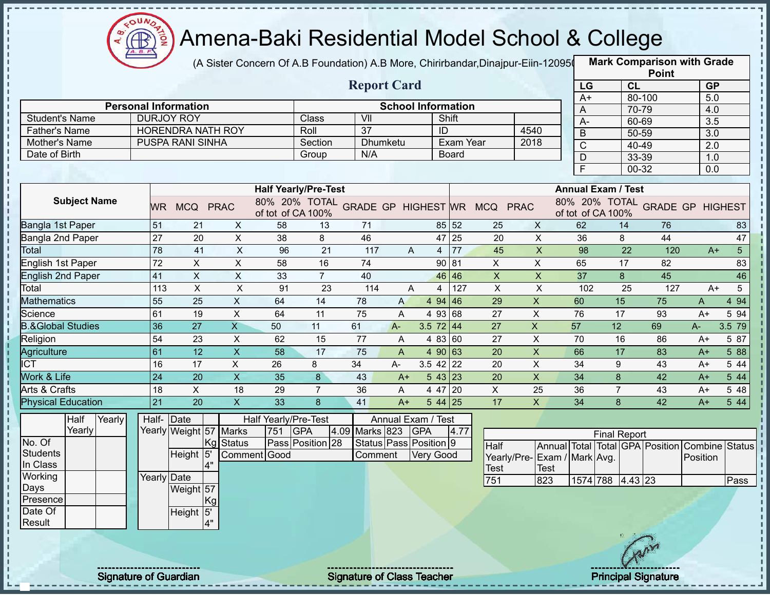# Amena-Baki Residential Model School & College

(A Sister Concern Of A.B Foundation) A.B More, Chirirbandar,Dinajpur-Eiin-120950

## Report Card

| Mark Comparison with Grade Point | | |
|---|---|---|
| LG | CL | GP |
| A+ | 80-100 | 5.0 |
| A | 70-79 | 4.0 |
| A- | 60-69 | 3.5 |
| B | 50-59 | 3.0 |
| C | 40-49 | 2.0 |
| D | 33-39 | 1.0 |
| F | 00-32 | 0.0 |

| Personal Information | | School Information | | | |
|---|---|---|---|---|---|
| Student's Name | DURJOY ROY | Class | VII | Shift | |
| Father's Name | HORENDRA NATH ROY | Roll | 37 | ID | 4540 |
| Mother's Name | PUSPA RANI SINHA | Section | Dhumketu | Exam Year | 2018 |
| Date of Birth | | Group | N/A | Board | |

| Subject Name | Half Yearly/Pre-Test | | | | | | | | | Annual Exam / Test | | | | | | | | |
|---|---|---|---|---|---|---|---|---|---|---|---|---|---|---|---|---|---|---|
| | WR | MCQ | PRAC | 80% of tot | 20% of CA | TOTAL 100% | GRADE | GP | HIGHEST | WR | MCQ | PRAC | 80% of tot | 20% of CA | TOTAL 100% | GRADE | GP | HIGHEST |
| Bangla 1st Paper | 51 | 21 | X | 58 | 13 | 71 | | | 85 | 52 | 25 | X | 62 | 14 | 76 | | | 83 |
| Bangla 2nd Paper | 27 | 20 | X | 38 | 8 | 46 | | | 47 | 25 | 20 | X | 36 | 8 | 44 | | | 47 |
| Total | 78 | 41 | X | 96 | 21 | 117 | A | 4 | | 77 | 45 | X | 98 | 22 | 120 | A+ | 5 | |
| English 1st Paper | 72 | X | X | 58 | 16 | 74 | | | 90 | 81 | X | X | 65 | 17 | 82 | | | 83 |
| English 2nd Paper | 41 | X | X | 33 | 7 | 40 | | | 46 | 46 | X | X | 37 | 8 | 45 | | | 46 |
| Total | 113 | X | X | 91 | 23 | 114 | A | 4 | | 127 | X | X | 102 | 25 | 127 | A+ | 5 | |
| Mathematics | 55 | 25 | X | 64 | 14 | 78 | A | 4 | 94 | 46 | 29 | X | 60 | 15 | 75 | A | 4 | 94 |
| Science | 61 | 19 | X | 64 | 11 | 75 | A | 4 | 93 | 68 | 27 | X | 76 | 17 | 93 | A+ | 5 | 94 |
| B.&Global Studies | 36 | 27 | X | 50 | 11 | 61 | A- | 3.5 | 72 | 44 | 27 | X | 57 | 12 | 69 | A- | 3.5 | 79 |
| Religion | 54 | 23 | X | 62 | 15 | 77 | A | 4 | 83 | 60 | 27 | X | 70 | 16 | 86 | A+ | 5 | 87 |
| Agriculture | 61 | 12 | X | 58 | 17 | 75 | A | 4 | 90 | 63 | 20 | X | 66 | 17 | 83 | A+ | 5 | 88 |
| ICT | 16 | 17 | X | 26 | 8 | 34 | A- | 3.5 | 42 | 22 | 20 | X | 34 | 9 | 43 | A+ | 5 | 44 |
| Work & Life | 24 | 20 | X | 35 | 8 | 43 | A+ | 5 | 43 | 23 | 20 | X | 34 | 8 | 42 | A+ | 5 | 44 |
| Arts & Crafts | 18 | X | 18 | 29 | 7 | 36 | A | 4 | 47 | 20 | X | 25 | 36 | 7 | 43 | A+ | 5 | 48 |
| Physical Education | 21 | 20 | X | 33 | 8 | 41 | A+ | 5 | 44 | 25 | 17 | X | 34 | 8 | 42 | A+ | 5 | 44 |

| | Half Yearly | Yearly |
|---|---|---|
| No. Of Students In Class | | |
| Working Days | | |
| Presence | | |
| Date Of Result | | |

| | | |
|---|---|---|
| Half-Yearly | Date | |
| | Weight | 57 Kg |
| | Height | 5' 4" |
| Yearly | Date | |
| | Weight | 57 Kg |
| | Height | 5' 4" |

| Half Yearly/Pre-Test | | | | Annual Exam / Test | | | |
|---|---|---|---|---|---|---|---|
| Marks | 751 | GPA | 4.09 | Marks | 823 | GPA | 4.77 |
| Status | Pass | Position | 28 | Status | Pass | Position | 9 |
| Comment | Good | | | Comment | Very Good | | |

| Final Report | | | | | | | |
|---|---|---|---|---|---|---|---|
| Half Yearly/Pre-Test | Annual Exam / Test | Total Mark | Total Avg. | GPA | Position | Combine Position | Status |
| 751 | 823 | 1574 | 788 | 4.43 | 23 | | Pass |

Signature of Guardian

Signature of Class Teacher

Principal Signature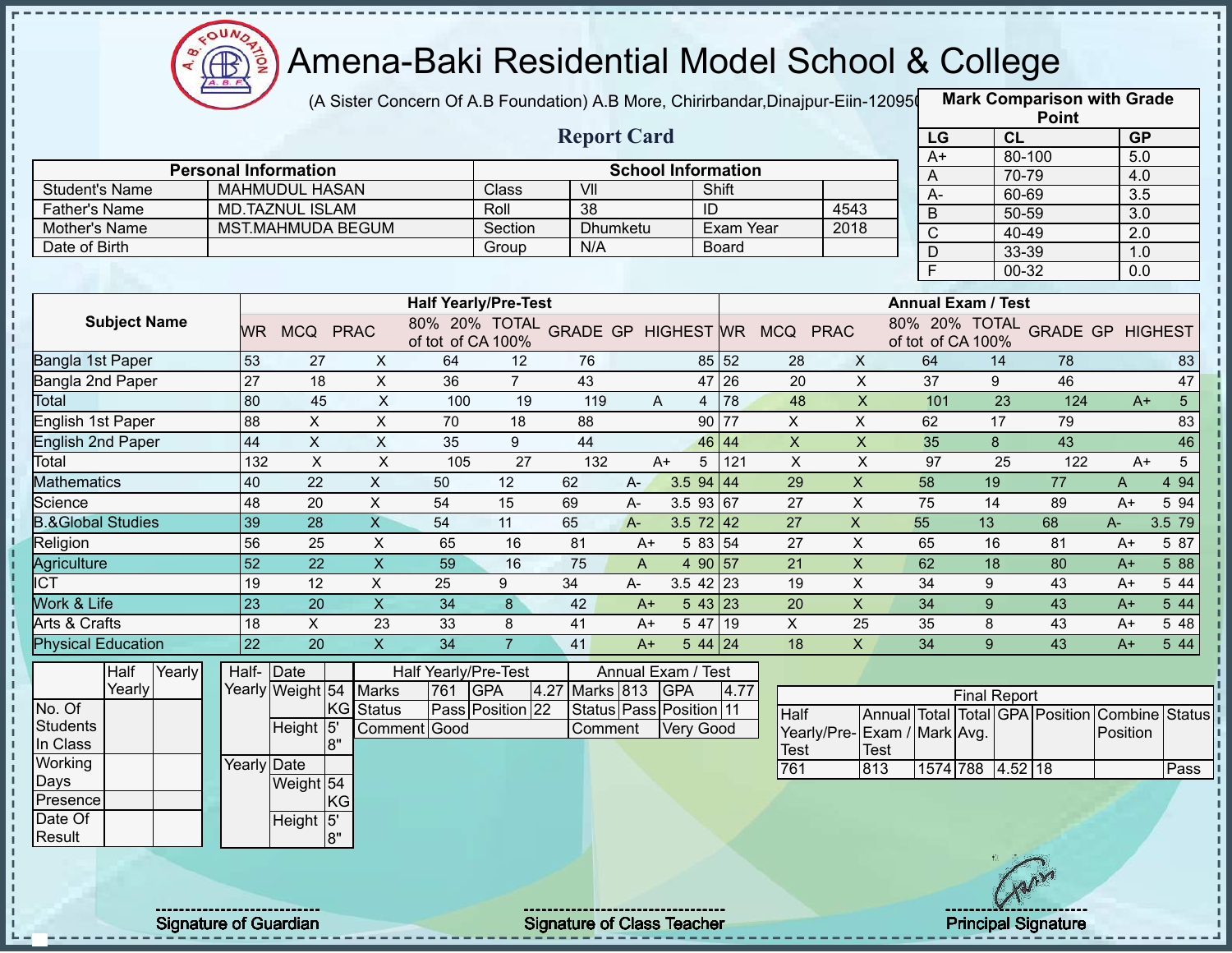# Amena-Baki Residential Model School & College

(A Sister Concern Of A.B Foundation) A.B More, Chirirbandar,Dinajpur-Eiin-120950

## Report Card

| Mark Comparison with Grade Point | | |
|---|---|---|
| LG | CL | GP |
| A+ | 80-100 | 5.0 |
| A | 70-79 | 4.0 |
| A- | 60-69 | 3.5 |
| B | 50-59 | 3.0 |
| C | 40-49 | 2.0 |
| D | 33-39 | 1.0 |
| F | 00-32 | 0.0 |

| Personal Information | | School Information | | | |
|---|---|---|---|---|---|
| Student's Name | MAHMUDUL HASAN | Class | VII | Shift | |
| Father's Name | MD.TAZNUL ISLAM | Roll | 38 | ID | 4543 |
| Mother's Name | MST.MAHMUDA BEGUM | Section | Dhumketu | Exam Year | 2018 |
| Date of Birth | | Group | N/A | Board | |

| Subject Name | Half Yearly/Pre-Test | | | | | | | | | Annual Exam / Test | | | | | | | | |
|---|---|---|---|---|---|---|---|---|---|---|---|---|---|---|---|---|---|---|
| | WR | MCQ | PRAC | 80% of tot | 20% of CA | TOTAL 100% | GRADE | GP | HIGHEST | WR | MCQ | PRAC | 80% of tot | 20% of CA | TOTAL 100% | GRADE | GP | HIGHEST |
| Bangla 1st Paper | 53 | 27 | X | 64 | 12 | 76 | | | 85 | 52 | 28 | X | 64 | 14 | 78 | | | 83 |
| Bangla 2nd Paper | 27 | 18 | X | 36 | 7 | 43 | | | 47 | 26 | 20 | X | 37 | 9 | 46 | | | 47 |
| Total | 80 | 45 | X | 100 | 19 | 119 | A | 4 | | 78 | 48 | X | 101 | 23 | 124 | A+ | 5 | |
| English 1st Paper | 88 | X | X | 70 | 18 | 88 | | | 90 | 77 | X | X | 62 | 17 | 79 | | | 83 |
| English 2nd Paper | 44 | X | X | 35 | 9 | 44 | | | 46 | 44 | X | X | 35 | 8 | 43 | | | 46 |
| Total | 132 | X | X | 105 | 27 | 132 | A+ | 5 | | 121 | X | X | 97 | 25 | 122 | A+ | 5 | |
| Mathematics | 40 | 22 | X | 50 | 12 | 62 | A- | 3.5 | 94 | 44 | 29 | X | 58 | 19 | 77 | A | 4 | 94 |
| Science | 48 | 20 | X | 54 | 15 | 69 | A- | 3.5 | 93 | 67 | 27 | X | 75 | 14 | 89 | A+ | 5 | 94 |
| B.&Global Studies | 39 | 28 | X | 54 | 11 | 65 | A- | 3.5 | 72 | 42 | 27 | X | 55 | 13 | 68 | A- | 3.5 | 79 |
| Religion | 56 | 25 | X | 65 | 16 | 81 | A+ | 5 | 83 | 54 | 27 | X | 65 | 16 | 81 | A+ | 5 | 87 |
| Agriculture | 52 | 22 | X | 59 | 16 | 75 | A | 4 | 90 | 57 | 21 | X | 62 | 18 | 80 | A+ | 5 | 88 |
| ICT | 19 | 12 | X | 25 | 9 | 34 | A- | 3.5 | 42 | 23 | 19 | X | 34 | 9 | 43 | A+ | 5 | 44 |
| Work & Life | 23 | 20 | X | 34 | 8 | 42 | A+ | 5 | 43 | 23 | 20 | X | 34 | 9 | 43 | A+ | 5 | 44 |
| Arts & Crafts | 18 | X | 23 | 33 | 8 | 41 | A+ | 5 | 47 | 19 | X | 25 | 35 | 8 | 43 | A+ | 5 | 48 |
| Physical Education | 22 | 20 | X | 34 | 7 | 41 | A+ | 5 | 44 | 24 | 18 | X | 34 | 9 | 43 | A+ | 5 | 44 |

| | Half Yearly | Yearly |
|---|---|---|
| No. Of Students In Class | | |
| Working Days | | |
| Presence | | |
| Date Of Result | | |

| | | |
|---|---|---|
| Half-Yearly | Date | |
| | Weight | 54 KG |
| | Height | 5' 8" |
| Yearly | Date | |
| | Weight | 54 KG |
| | Height | 5' 8" |

| Half Yearly/Pre-Test | | | | Annual Exam / Test | | | |
|---|---|---|---|---|---|---|---|
| Marks | 761 | GPA | 4.27 | Marks | 813 | GPA | 4.77 |
| Status | Pass | Position | 22 | Status | Pass | Position | 11 |
| Comment | Good | | | Comment | Very Good | | |

| Final Report | | | | | | | |
|---|---|---|---|---|---|---|---|
| Half Yearly/Pre-Test | Annual Exam / Test | Total Mark | Total Avg. | GPA | Position | Combine Position | Status |
| 761 | 813 | 1574 | 788 | 4.52 | 18 | | Pass |

Signature of Guardian

Signature of Class Teacher

Principal Signature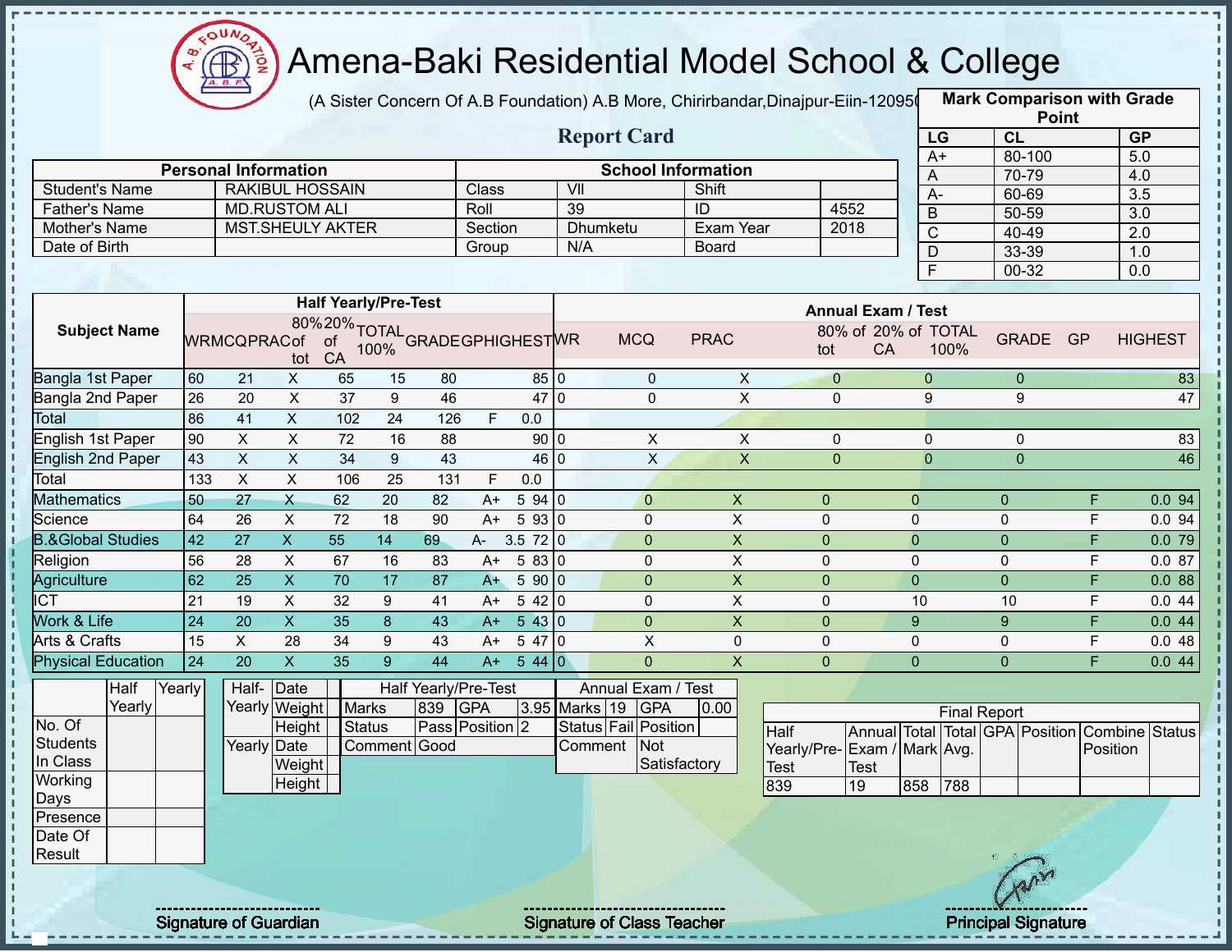# Amena-Baki Residential Model School & College

(A Sister Concern Of A.B Foundation) A.B More, Chirirbandar,Dinajpur-Eiin-120950

## Report Card

| Mark Comparison with Grade Point | | |
|---|---|---|
| LG | CL | GP |
| A+ | 80-100 | 5.0 |
| A | 70-79 | 4.0 |
| A- | 60-69 | 3.5 |
| B | 50-59 | 3.0 |
| C | 40-49 | 2.0 |
| D | 33-39 | 1.0 |
| F | 00-32 | 0.0 |

| Personal Information | | School Information | | | |
|---|---|---|---|---|---|
| Student's Name | RAKIBUL HOSSAIN | Class | VII | Shift | |
| Father's Name | MD.RUSTOM ALI | Roll | 39 | ID | 4552 |
| Mother's Name | MST.SHEULY AKTER | Section | Dhumketu | Exam Year | 2018 |
| Date of Birth | | Group | N/A | Board | |

| Subject Name | Half Yearly/Pre-Test | | | | | | | | | Annual Exam / Test | | | | | | | | | |
|---|---|---|---|---|---|---|---|---|---|---|---|---|---|---|---|---|---|---|---|
| | WR | MCQ | PRAC | 80% of tot | 20% of CA | TOTAL 100% | GRADE | GP | HIGHEST | WR | MCQ | PRAC | 80% of tot | 20% of CA | TOTAL 100% | GRADE | GP | HIGHEST |
| Bangla 1st Paper | 60 | 21 | X | 65 | 15 | 80 | | | 85 | 0 | 0 | X | 0 | 0 | 0 | | | 83 |
| Bangla 2nd Paper | 26 | 20 | X | 37 | 9 | 46 | | | 47 | 0 | 0 | X | 0 | 9 | 9 | | | 47 |
| Total | 86 | 41 | X | 102 | 24 | 126 | F | 0.0 | | | | | | | | | | |
| English 1st Paper | 90 | X | X | 72 | 16 | 88 | | | 90 | 0 | X | X | 0 | 0 | 0 | | | 83 |
| English 2nd Paper | 43 | X | X | 34 | 9 | 43 | | | 46 | 0 | X | X | 0 | 0 | 0 | | | 46 |
| Total | 133 | X | X | 106 | 25 | 131 | F | 0.0 | | | | | | | | | | |
| Mathematics | 50 | 27 | X | 62 | 20 | 82 | A+ | 5 | 94 | 0 | 0 | X | 0 | 0 | 0 | F | 0.0 | 94 |
| Science | 64 | 26 | X | 72 | 18 | 90 | A+ | 5 | 93 | 0 | 0 | X | 0 | 0 | 0 | F | 0.0 | 94 |
| B.&Global Studies | 42 | 27 | X | 55 | 14 | 69 | A- | 3.5 | 72 | 0 | 0 | X | 0 | 0 | 0 | F | 0.0 | 79 |
| Religion | 56 | 28 | X | 67 | 16 | 83 | A+ | 5 | 83 | 0 | 0 | X | 0 | 0 | 0 | F | 0.0 | 87 |
| Agriculture | 62 | 25 | X | 70 | 17 | 87 | A+ | 5 | 90 | 0 | 0 | X | 0 | 0 | 0 | F | 0.0 | 88 |
| ICT | 21 | 19 | X | 32 | 9 | 41 | A+ | 5 | 42 | 0 | 0 | X | 0 | 10 | 10 | F | 0.0 | 44 |
| Work & Life | 24 | 20 | X | 35 | 8 | 43 | A+ | 5 | 43 | 0 | 0 | X | 0 | 9 | 9 | F | 0.0 | 44 |
| Arts & Crafts | 15 | X | 28 | 34 | 9 | 43 | A+ | 5 | 47 | 0 | X | 0 | 0 | 0 | 0 | F | 0.0 | 48 |
| Physical Education | 24 | 20 | X | 35 | 9 | 44 | A+ | 5 | 44 | 0 | 0 | X | 0 | 0 | 0 | F | 0.0 | 44 |

| | Half Yearly | Yearly |
|---|---|---|
| No. Of Students In Class | | |
| Working Days | | |
| Presence | | |
| Date Of Result | | |

| | | |
|---|---|---|
| Half-Yearly | Date | |
| | Weight | |
| | Height | |
| Yearly | Date | |
| | Weight | |
| | Height | |

| Half Yearly/Pre-Test | | | | Annual Exam / Test | | | |
|---|---|---|---|---|---|---|---|
| Marks | 839 | GPA | 3.95 | Marks | 19 | GPA | 0.00 |
| Status | Pass | Position | 2 | Status | Fail | Position | |
| Comment | Good | | | Comment | Not Satisfactory | | |

| Final Report | | | | | | | |
|---|---|---|---|---|---|---|---|
| Half Yearly/Pre-Test | Annual Exam / Test | Total Mark | Total Avg. | GPA | Position | Combine Position | Status |
| 839 | 19 | 858 | 788 | | | | |

Signature of Guardian | Signature of Class Teacher | Principal Signature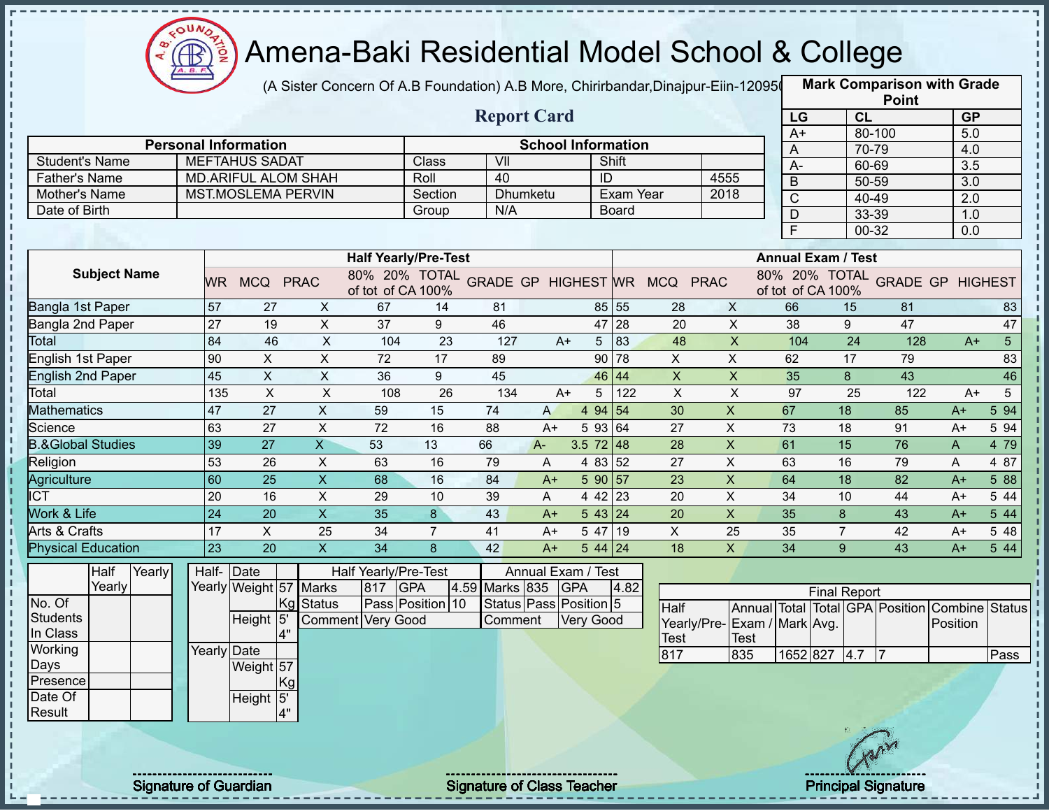# Amena-Baki Residential Model School & College

(A Sister Concern Of A.B Foundation) A.B More, Chirirbandar,Dinajpur-Eiin-120950

## Report Card

| Mark Comparison with Grade Point | | |
|---|---|---|
| LG | CL | GP |
| A+ | 80-100 | 5.0 |
| A | 70-79 | 4.0 |
| A- | 60-69 | 3.5 |
| B | 50-59 | 3.0 |
| C | 40-49 | 2.0 |
| D | 33-39 | 1.0 |
| F | 00-32 | 0.0 |

| Personal Information | | School Information | | | |
|---|---|---|---|---|---|
| Student's Name | MEFTAHUS SADAT | Class | VII | Shift | |
| Father's Name | MD.ARIFUL ALOM SHAH | Roll | 40 | ID | 4555 |
| Mother's Name | MST.MOSLEMA PERVIN | Section | Dhumketu | Exam Year | 2018 |
| Date of Birth | | Group | N/A | Board | |

| Subject Name | Half Yearly/Pre-Test | | | | | | | | | Annual Exam / Test | | | | | | | | |
|---|---|---|---|---|---|---|---|---|---|---|---|---|---|---|---|---|---|---|
| | WR | MCQ | PRAC | 80% of tot | 20% of CA | TOTAL 100% | GRADE | GP | HIGHEST | WR | MCQ | PRAC | 80% of tot | 20% of CA | TOTAL 100% | GRADE | GP | HIGHEST |
| Bangla 1st Paper | 57 | 27 | X | 67 | 14 | 81 | | | 85 | 55 | 28 | X | 66 | 15 | 81 | | | 83 |
| Bangla 2nd Paper | 27 | 19 | X | 37 | 9 | 46 | | | 47 | 28 | 20 | X | 38 | 9 | 47 | | | 47 |
| Total | 84 | 46 | X | 104 | 23 | 127 | A+ | 5 | | 83 | 48 | X | 104 | 24 | 128 | A+ | 5 | |
| English 1st Paper | 90 | X | X | 72 | 17 | 89 | | | 90 | 78 | X | X | 62 | 17 | 79 | | | 83 |
| English 2nd Paper | 45 | X | X | 36 | 9 | 45 | | | 46 | 44 | X | X | 35 | 8 | 43 | | | 46 |
| Total | 135 | X | X | 108 | 26 | 134 | A+ | 5 | | 122 | X | X | 97 | 25 | 122 | A+ | 5 | |
| Mathematics | 47 | 27 | X | 59 | 15 | 74 | A | 4 | 94 | 54 | 30 | X | 67 | 18 | 85 | A+ | 5 | 94 |
| Science | 63 | 27 | X | 72 | 16 | 88 | A+ | 5 | 93 | 64 | 27 | X | 73 | 18 | 91 | A+ | 5 | 94 |
| B.&Global Studies | 39 | 27 | X | 53 | 13 | 66 | A- | 3.5 | 72 | 48 | 28 | X | 61 | 15 | 76 | A | 4 | 79 |
| Religion | 53 | 26 | X | 63 | 16 | 79 | A | 4 | 83 | 52 | 27 | X | 63 | 16 | 79 | A | 4 | 87 |
| Agriculture | 60 | 25 | X | 68 | 16 | 84 | A+ | 5 | 90 | 57 | 23 | X | 64 | 18 | 82 | A+ | 5 | 88 |
| ICT | 20 | 16 | X | 29 | 10 | 39 | A | 4 | 42 | 23 | 20 | X | 34 | 10 | 44 | A+ | 5 | 44 |
| Work & Life | 24 | 20 | X | 35 | 8 | 43 | A+ | 5 | 43 | 24 | 20 | X | 35 | 8 | 43 | A+ | 5 | 44 |
| Arts & Crafts | 17 | X | 25 | 34 | 7 | 41 | A+ | 5 | 47 | 19 | X | 25 | 35 | 7 | 42 | A+ | 5 | 48 |
| Physical Education | 23 | 20 | X | 34 | 8 | 42 | A+ | 5 | 44 | 24 | 18 | X | 34 | 9 | 43 | A+ | 5 | 44 |

| | Half Yearly | Yearly |
|---|---|---|
| No. Of Students In Class | | |
| Working Days | | |
| Presence | | |
| Date Of Result | | |

| | | |
|---|---|---|
| Half-Yearly | Date | |
| | Weight | 57 Kg |
| | Height | 5' 4" |
| Yearly | Date | |
| | Weight | 57 Kg |
| | Height | 5' 4" |

| Half Yearly/Pre-Test | | | | Annual Exam / Test | | | |
|---|---|---|---|---|---|---|---|
| Marks | 817 | GPA | 4.59 | Marks | 835 | GPA | 4.82 |
| Status | Pass | Position | 10 | Status | Pass | Position | 5 |
| Comment | Very Good | | | Comment | Very Good | | |

| Final Report | | | | | | | |
|---|---|---|---|---|---|---|---|
| Half Yearly/Pre-Test | Annual Exam / Test | Total Mark | Total Avg. | GPA | Position | Combine Position | Status |
| 817 | 835 | 1652 | 827 | 4.7 | 7 | | Pass |

Signature of Guardian

Signature of Class Teacher

Principal Signature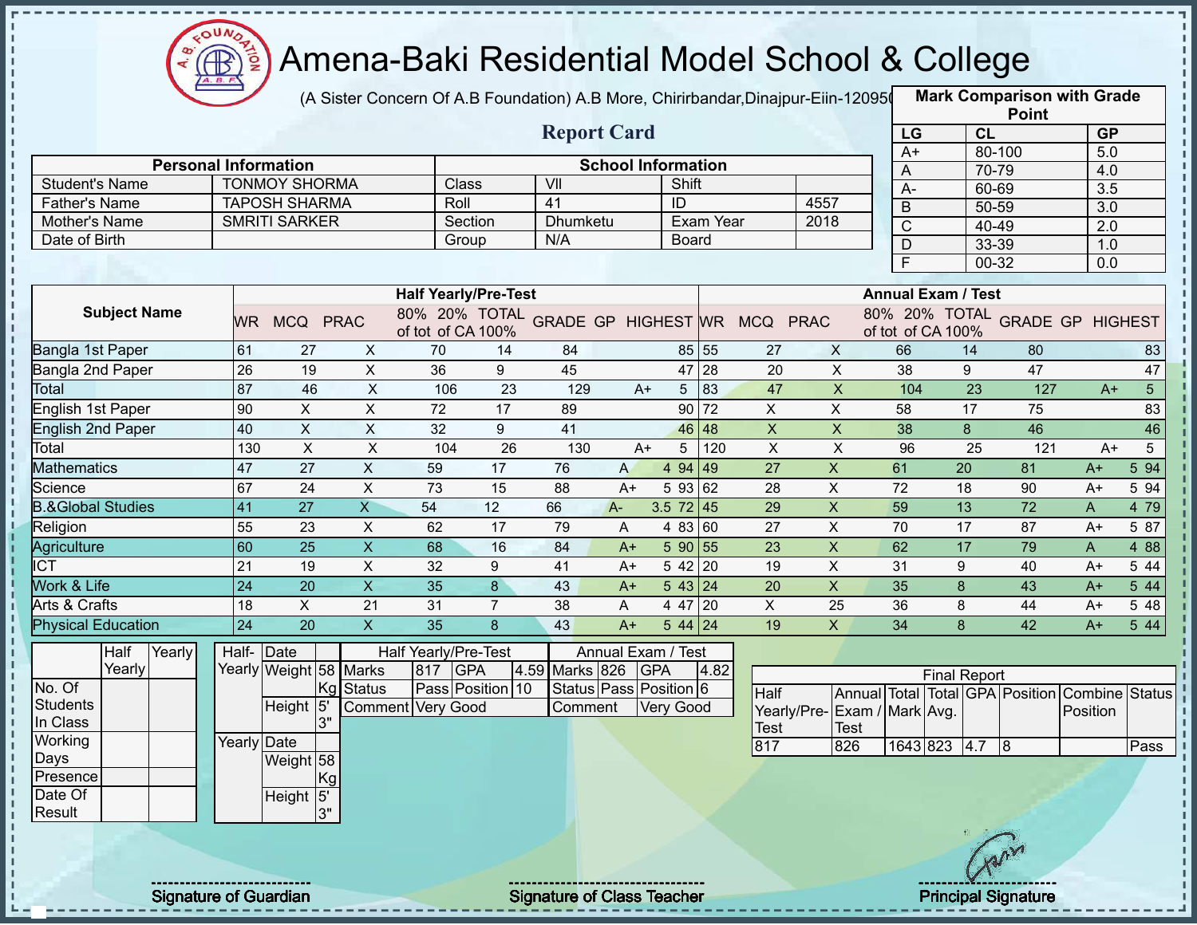# Amena-Baki Residential Model School & College

(A Sister Concern Of A.B Foundation) A.B More, Chirirbandar,Dinajpur-Eiin-120950

## Report Card

| Mark Comparison with Grade Point | | |
|---|---|---|
| LG | CL | GP |
| A+ | 80-100 | 5.0 |
| A | 70-79 | 4.0 |
| A- | 60-69 | 3.5 |
| B | 50-59 | 3.0 |
| C | 40-49 | 2.0 |
| D | 33-39 | 1.0 |
| F | 00-32 | 0.0 |

| Personal Information | | School Information | | | |
|---|---|---|---|---|---|
| Student's Name | TONMOY SHORMA | Class | VII | Shift | |
| Father's Name | TAPOSH SHARMA | Roll | 41 | ID | 4557 |
| Mother's Name | SMRITI SARKER | Section | Dhumketu | Exam Year | 2018 |
| Date of Birth | | Group | N/A | Board | |

| Subject Name | Half Yearly/Pre-Test | | | | | | | | | Annual Exam / Test | | | | | | | | |
|---|---|---|---|---|---|---|---|---|---|---|---|---|---|---|---|---|---|---|
| | WR | MCQ | PRAC | 80% of tot | 20% of CA | TOTAL 100% | GRADE | GP | HIGHEST | WR | MCQ | PRAC | 80% of tot | 20% of CA | TOTAL 100% | GRADE | GP | HIGHEST |
| Bangla 1st Paper | 61 | 27 | X | 70 | 14 | 84 | | | 85 | 55 | 27 | X | 66 | 14 | 80 | | | 83 |
| Bangla 2nd Paper | 26 | 19 | X | 36 | 9 | 45 | | | 47 | 28 | 20 | X | 38 | 9 | 47 | | | 47 |
| Total | 87 | 46 | X | 106 | 23 | 129 | A+ | 5 | | 83 | 47 | X | 104 | 23 | 127 | A+ | 5 | |
| English 1st Paper | 90 | X | X | 72 | 17 | 89 | | | 90 | 72 | X | X | 58 | 17 | 75 | | | 83 |
| English 2nd Paper | 40 | X | X | 32 | 9 | 41 | | | 46 | 48 | X | X | 38 | 8 | 46 | | | 46 |
| Total | 130 | X | X | 104 | 26 | 130 | A+ | 5 | | 120 | X | X | 96 | 25 | 121 | A+ | 5 | |
| Mathematics | 47 | 27 | X | 59 | 17 | 76 | A | 4 | 94 | 49 | 27 | X | 61 | 20 | 81 | A+ | 5 | 94 |
| Science | 67 | 24 | X | 73 | 15 | 88 | A+ | 5 | 93 | 62 | 28 | X | 72 | 18 | 90 | A+ | 5 | 94 |
| B.&Global Studies | 41 | 27 | X | 54 | 12 | 66 | A- | 3.5 | 72 | 45 | 29 | X | 59 | 13 | 72 | A | 4 | 79 |
| Religion | 55 | 23 | X | 62 | 17 | 79 | A | 4 | 83 | 60 | 27 | X | 70 | 17 | 87 | A+ | 5 | 87 |
| Agriculture | 60 | 25 | X | 68 | 16 | 84 | A+ | 5 | 90 | 55 | 23 | X | 62 | 17 | 79 | A | 4 | 88 |
| ICT | 21 | 19 | X | 32 | 9 | 41 | A+ | 5 | 42 | 20 | 19 | X | 31 | 9 | 40 | A+ | 5 | 44 |
| Work & Life | 24 | 20 | X | 35 | 8 | 43 | A+ | 5 | 43 | 24 | 20 | X | 35 | 8 | 43 | A+ | 5 | 44 |
| Arts & Crafts | 18 | X | 21 | 31 | 7 | 38 | A | 4 | 47 | 20 | X | 25 | 36 | 8 | 44 | A+ | 5 | 48 |
| Physical Education | 24 | 20 | X | 35 | 8 | 43 | A+ | 5 | 44 | 24 | 19 | X | 34 | 8 | 42 | A+ | 5 | 44 |

| | Half Yearly | Yearly |
|---|---|---|
| No. Of Students In Class | | |
| Working Days | | |
| Presence | | |
| Date Of Result | | |

| | | |
|---|---|---|
| Half-Yearly | Date | |
| | Weight | 58 Kg |
| | Height | 5' 3" |
| Yearly | Date | |
| | Weight | 58 Kg |
| | Height | 5' 3" |

| Half Yearly/Pre-Test | | | | Annual Exam / Test | | | |
|---|---|---|---|---|---|---|---|
| Marks | 817 | GPA | 4.59 | Marks | 826 | GPA | 4.82 |
| Status | Pass | Position | 10 | Status | Pass | Position | 6 |
| Comment | Very Good | | | Comment | Very Good | | |

| Final Report | | | | | | | |
|---|---|---|---|---|---|---|---|
| Half Yearly/Pre-Test | Annual Exam / Test | Total Mark | Total Avg. | GPA | Position | Combine Position | Status |
| 817 | 826 | 1643 | 823 | 4.7 | 8 | | Pass |

Signature of Guardian

Signature of Class Teacher

Principal Signature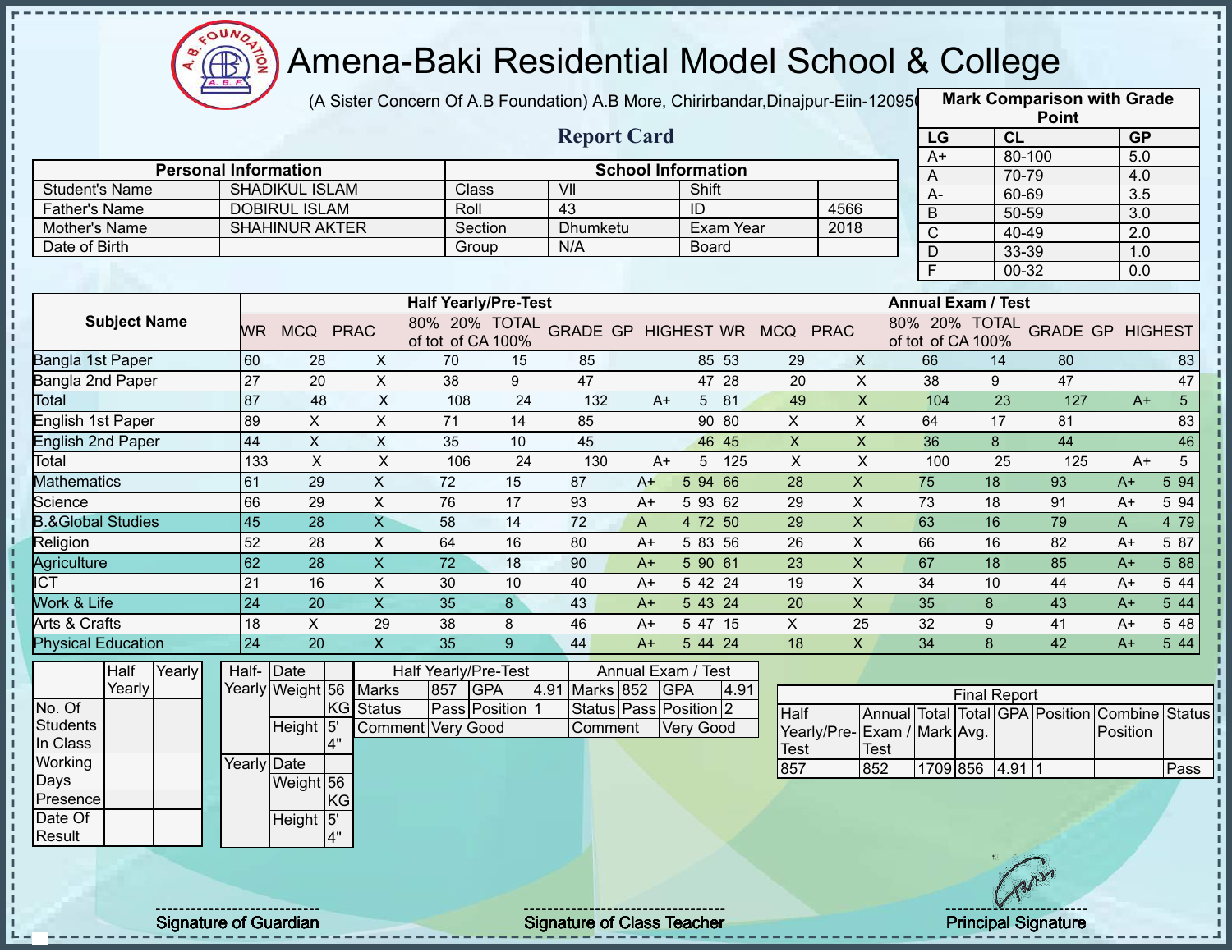# Amena-Baki Residential Model School & College

(A Sister Concern Of A.B Foundation) A.B More, Chirirbandar,Dinajpur-Eiin-120950

## Report Card

| Mark Comparison with Grade Point | | |
|---|---|---|
| LG | CL | GP |
| A+ | 80-100 | 5.0 |
| A | 70-79 | 4.0 |
| A- | 60-69 | 3.5 |
| B | 50-59 | 3.0 |
| C | 40-49 | 2.0 |
| D | 33-39 | 1.0 |
| F | 00-32 | 0.0 |

| Personal Information | | School Information | | | |
|---|---|---|---|---|---|
| Student's Name | SHADIKUL ISLAM | Class | VII | Shift | |
| Father's Name | DOBIRUL ISLAM | Roll | 43 | ID | 4566 |
| Mother's Name | SHAHINUR AKTER | Section | Dhumketu | Exam Year | 2018 |
| Date of Birth | | Group | N/A | Board | |

| Subject Name | Half Yearly/Pre-Test | | | | | | | | | Annual Exam / Test | | | | | | | | |
|---|---|---|---|---|---|---|---|---|---|---|---|---|---|---|---|---|---|---|
| | WR | MCQ | PRAC | 80% of tot | 20% of CA | TOTAL 100% | GRADE | GP | HIGHEST | WR | MCQ | PRAC | 80% of tot | 20% of CA | TOTAL 100% | GRADE | GP | HIGHEST |
| Bangla 1st Paper | 60 | 28 | X | 70 | 15 | 85 | | | 85 | 53 | 29 | X | 66 | 14 | 80 | | | 83 |
| Bangla 2nd Paper | 27 | 20 | X | 38 | 9 | 47 | | | 47 | 28 | 20 | X | 38 | 9 | 47 | | | 47 |
| Total | 87 | 48 | X | 108 | 24 | 132 | A+ | 5 | | 81 | 49 | X | 104 | 23 | 127 | A+ | 5 | |
| English 1st Paper | 89 | X | X | 71 | 14 | 85 | | | 90 | 80 | X | X | 64 | 17 | 81 | | | 83 |
| English 2nd Paper | 44 | X | X | 35 | 10 | 45 | | | 46 | 45 | X | X | 36 | 8 | 44 | | | 46 |
| Total | 133 | X | X | 106 | 24 | 130 | A+ | 5 | | 125 | X | X | 100 | 25 | 125 | A+ | 5 | |
| Mathematics | 61 | 29 | X | 72 | 15 | 87 | A+ | 5 | 94 | 66 | 28 | X | 75 | 18 | 93 | A+ | 5 | 94 |
| Science | 66 | 29 | X | 76 | 17 | 93 | A+ | 5 | 93 | 62 | 29 | X | 73 | 18 | 91 | A+ | 5 | 94 |
| B.&Global Studies | 45 | 28 | X | 58 | 14 | 72 | A | 4 | 72 | 50 | 29 | X | 63 | 16 | 79 | A | 4 | 79 |
| Religion | 52 | 28 | X | 64 | 16 | 80 | A+ | 5 | 83 | 56 | 26 | X | 66 | 16 | 82 | A+ | 5 | 87 |
| Agriculture | 62 | 28 | X | 72 | 18 | 90 | A+ | 5 | 90 | 61 | 23 | X | 67 | 18 | 85 | A+ | 5 | 88 |
| ICT | 21 | 16 | X | 30 | 10 | 40 | A+ | 5 | 42 | 24 | 19 | X | 34 | 10 | 44 | A+ | 5 | 44 |
| Work & Life | 24 | 20 | X | 35 | 8 | 43 | A+ | 5 | 43 | 24 | 20 | X | 35 | 8 | 43 | A+ | 5 | 44 |
| Arts & Crafts | 18 | X | 29 | 38 | 8 | 46 | A+ | 5 | 47 | 15 | X | 25 | 32 | 9 | 41 | A+ | 5 | 48 |
| Physical Education | 24 | 20 | X | 35 | 9 | 44 | A+ | 5 | 44 | 24 | 18 | X | 34 | 8 | 42 | A+ | 5 | 44 |

| | Half Yearly | Yearly |
|---|---|---|
| No. Of Students In Class | | |
| Working Days | | |
| Presence | | |
| Date Of Result | | |

| | | |
|---|---|---|
| Half-Yearly | Date | |
| | Weight | 56 KG |
| | Height | 5' 4" |
| Yearly | Date | |
| | Weight | 56 KG |
| | Height | 5' 4" |

| Half Yearly/Pre-Test | | | | Annual Exam / Test | | | |
|---|---|---|---|---|---|---|---|
| Marks | 857 | GPA | 4.91 | Marks | 852 | GPA | 4.91 |
| Status | Pass | Position | 1 | Status | Pass | Position | 2 |
| Comment | Very Good | | | Comment | Very Good | | |

| Final Report | | | | | | | |
|---|---|---|---|---|---|---|---|
| Half Yearly/Pre-Test | Annual Exam / Test | Total Mark | Total Avg. | GPA | Position | Combine Position | Status |
| 857 | 852 | 1709 | 856 | 4.91 | 1 | | Pass |

Signature of Guardian | Signature of Class Teacher | Principal Signature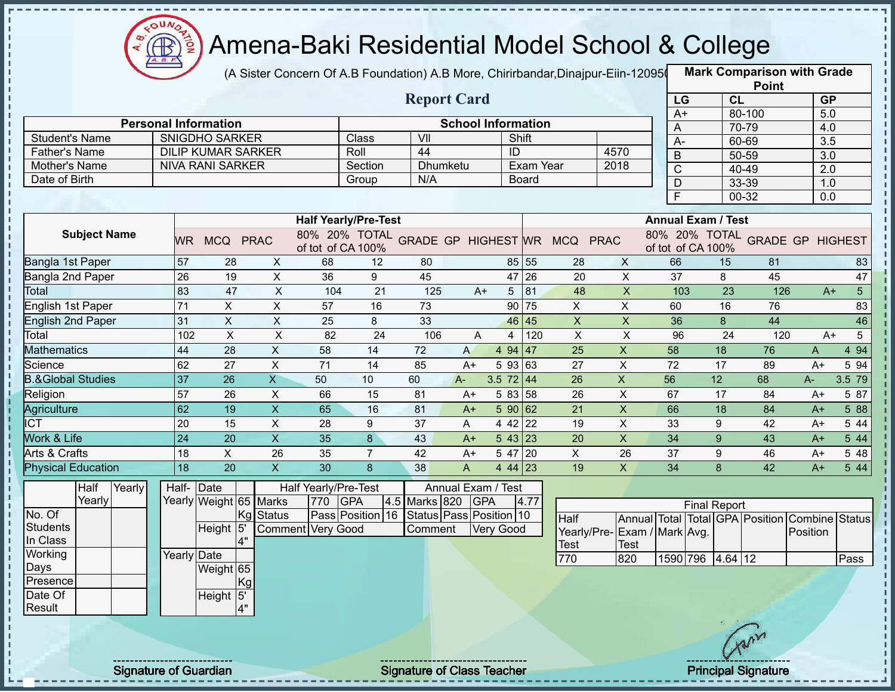# Amena-Baki Residential Model School & College

(A Sister Concern Of A.B Foundation) A.B More, Chirirbandar,Dinajpur-Eiin-120950

## Report Card

| Mark Comparison with Grade Point | | |
|---|---|---|
| LG | CL | GP |
| A+ | 80-100 | 5.0 |
| A | 70-79 | 4.0 |
| A- | 60-69 | 3.5 |
| B | 50-59 | 3.0 |
| C | 40-49 | 2.0 |
| D | 33-39 | 1.0 |
| F | 00-32 | 0.0 |

| Personal Information | | School Information | | | |
|---|---|---|---|---|---|
| Student's Name | SNIGDHO SARKER | Class | VII | Shift | |
| Father's Name | DILIP KUMAR SARKER | Roll | 44 | ID | 4570 |
| Mother's Name | NIVA RANI SARKER | Section | Dhumketu | Exam Year | 2018 |
| Date of Birth | | Group | N/A | Board | |

| Subject Name | Half Yearly/Pre-Test | | | | | | | | | Annual Exam / Test | | | | | | | | |
|---|---|---|---|---|---|---|---|---|---|---|---|---|---|---|---|---|---|---|
| | WR | MCQ | PRAC | 80% of tot | 20% of CA | TOTAL 100% | GRADE | GP | HIGHEST | WR | MCQ | PRAC | 80% of tot | 20% of CA | TOTAL 100% | GRADE | GP | HIGHEST |
| Bangla 1st Paper | 57 | 28 | X | 68 | 12 | 80 | | | 85 | 55 | 28 | X | 66 | 15 | 81 | | | 83 |
| Bangla 2nd Paper | 26 | 19 | X | 36 | 9 | 45 | | | 47 | 26 | 20 | X | 37 | 8 | 45 | | | 47 |
| Total | 83 | 47 | X | 104 | 21 | 125 | A+ | 5 | | 81 | 48 | X | 103 | 23 | 126 | A+ | 5 | |
| English 1st Paper | 71 | X | X | 57 | 16 | 73 | | | 90 | 75 | X | X | 60 | 16 | 76 | | | 83 |
| English 2nd Paper | 31 | X | X | 25 | 8 | 33 | | | 46 | 45 | X | X | 36 | 8 | 44 | | | 46 |
| Total | 102 | X | X | 82 | 24 | 106 | A | 4 | | 120 | X | X | 96 | 24 | 120 | A+ | 5 | |
| Mathematics | 44 | 28 | X | 58 | 14 | 72 | A | 4 | 94 | 47 | 25 | X | 58 | 18 | 76 | A | 4 | 94 |
| Science | 62 | 27 | X | 71 | 14 | 85 | A+ | 5 | 93 | 63 | 27 | X | 72 | 17 | 89 | A+ | 5 | 94 |
| B.&Global Studies | 37 | 26 | X | 50 | 10 | 60 | A- | 3.5 | 72 | 44 | 26 | X | 56 | 12 | 68 | A- | 3.5 | 79 |
| Religion | 57 | 26 | X | 66 | 15 | 81 | A+ | 5 | 83 | 58 | 26 | X | 67 | 17 | 84 | A+ | 5 | 87 |
| Agriculture | 62 | 19 | X | 65 | 16 | 81 | A+ | 5 | 90 | 62 | 21 | X | 66 | 18 | 84 | A+ | 5 | 88 |
| ICT | 20 | 15 | X | 28 | 9 | 37 | A | 4 | 42 | 22 | 19 | X | 33 | 9 | 42 | A+ | 5 | 44 |
| Work & Life | 24 | 20 | X | 35 | 8 | 43 | A+ | 5 | 43 | 23 | 20 | X | 34 | 9 | 43 | A+ | 5 | 44 |
| Arts & Crafts | 18 | X | 26 | 35 | 7 | 42 | A+ | 5 | 47 | 20 | X | 26 | 37 | 9 | 46 | A+ | 5 | 48 |
| Physical Education | 18 | 20 | X | 30 | 8 | 38 | A | 4 | 44 | 23 | 19 | X | 34 | 8 | 42 | A+ | 5 | 44 |

| | Half Yearly | Yearly |
|---|---|---|
| No. Of Students In Class | | |
| Working Days | | |
| Presence | | |
| Date Of Result | | |

| | | |
|---|---|---|
| Half-Yearly | Date | |
| | Weight | 65 Kg |
| | Height | 5' 4" |
| Yearly | Date | |
| | Weight | 65 Kg |
| | Height | 5' 4" |

| Half Yearly/Pre-Test | | | | Annual Exam / Test | | | |
|---|---|---|---|---|---|---|---|
| Marks | 770 | GPA | 4.5 | Marks | 820 | GPA | 4.77 |
| Status | Pass | Position | 16 | Status | Pass | Position | 10 |
| Comment | Very Good | | | Comment | Very Good | | |

| Final Report | | | | | | | |
|---|---|---|---|---|---|---|---|
| Half Yearly/Pre-Test | Annual Exam / Test | Total Mark | Total Avg. | GPA | Position | Combine Position | Status |
| 770 | 820 | 1590 | 796 | 4.64 | 12 | | Pass |

Signature of Guardian

Signature of Class Teacher

Principal Signature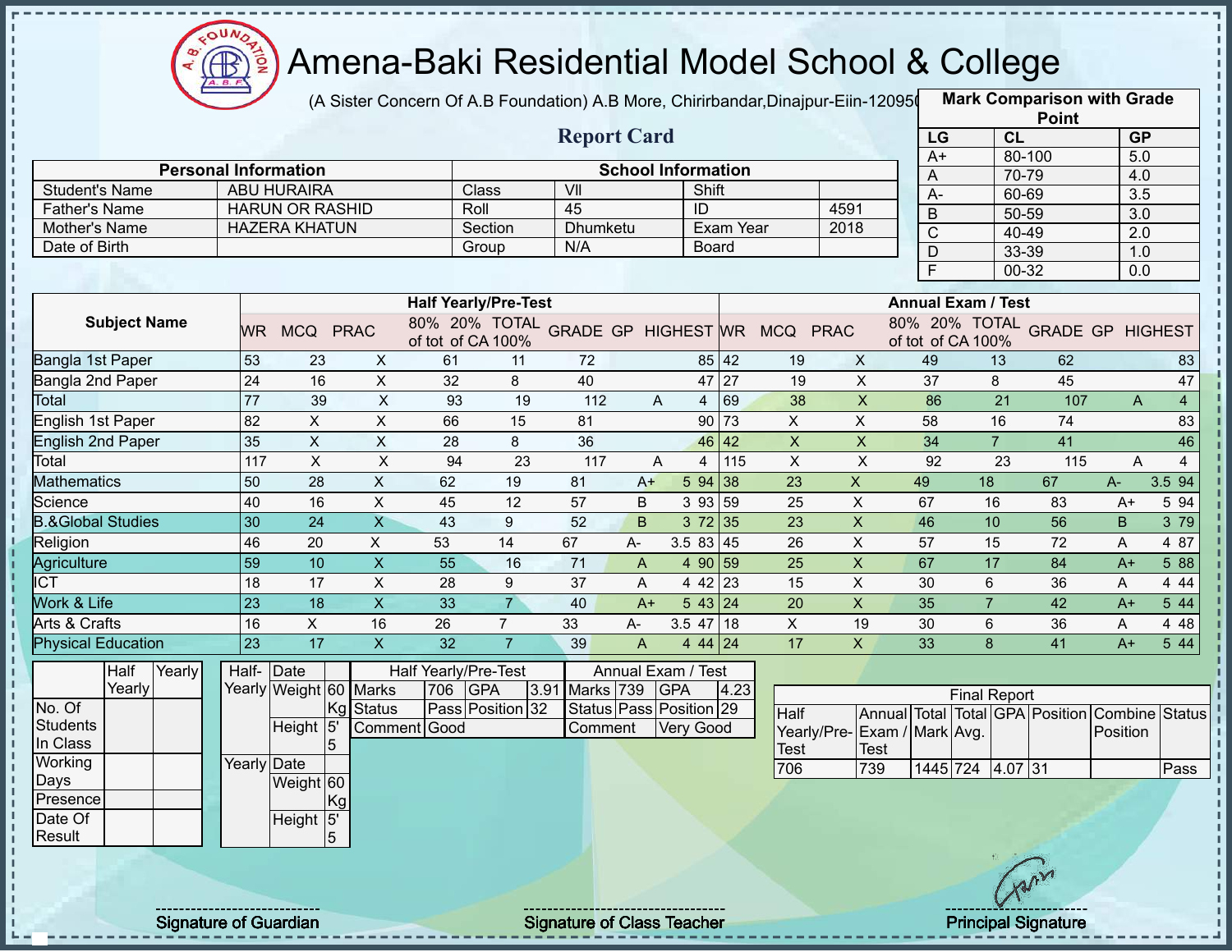# Amena-Baki Residential Model School & College

(A Sister Concern Of A.B Foundation) A.B More, Chirirbandar,Dinajpur-Eiin-120950

## Report Card

| Mark Comparison with Grade Point | | |
|---|---|---|
| LG | CL | GP |
| A+ | 80-100 | 5.0 |
| A | 70-79 | 4.0 |
| A- | 60-69 | 3.5 |
| B | 50-59 | 3.0 |
| C | 40-49 | 2.0 |
| D | 33-39 | 1.0 |
| F | 00-32 | 0.0 |

| Personal Information | | School Information | | | |
|---|---|---|---|---|---|
| Student's Name | ABU HURAIRA | Class | VII | Shift | |
| Father's Name | HARUN OR RASHID | Roll | 45 | ID | 4591 |
| Mother's Name | HAZERA KHATUN | Section | Dhumketu | Exam Year | 2018 |
| Date of Birth | | Group | N/A | Board | |

| Subject Name | Half Yearly/Pre-Test | | | | | | | | | Annual Exam / Test | | | | | | | | |
|---|---|---|---|---|---|---|---|---|---|---|---|---|---|---|---|---|---|---|
| | WR | MCQ | PRAC | 80% of tot | 20% of CA | TOTAL 100% | GRADE | GP | HIGHEST | WR | MCQ | PRAC | 80% of tot | 20% of CA | TOTAL 100% | GRADE | GP | HIGHEST |
| Bangla 1st Paper | 53 | 23 | X | 61 | 11 | 72 | | | 85 | 42 | 19 | X | 49 | 13 | 62 | | | 83 |
| Bangla 2nd Paper | 24 | 16 | X | 32 | 8 | 40 | | | 47 | 27 | 19 | X | 37 | 8 | 45 | | | 47 |
| Total | 77 | 39 | X | 93 | 19 | 112 | A | 4 | | 69 | 38 | X | 86 | 21 | 107 | A | 4 | |
| English 1st Paper | 82 | X | X | 66 | 15 | 81 | | | 90 | 73 | X | X | 58 | 16 | 74 | | | 83 |
| English 2nd Paper | 35 | X | X | 28 | 8 | 36 | | | 46 | 42 | X | X | 34 | 7 | 41 | | | 46 |
| Total | 117 | X | X | 94 | 23 | 117 | A | 4 | | 115 | X | X | 92 | 23 | 115 | A | 4 | |
| Mathematics | 50 | 28 | X | 62 | 19 | 81 | A+ | 5 | 94 | 38 | 23 | X | 49 | 18 | 67 | A- | 3.5 | 94 |
| Science | 40 | 16 | X | 45 | 12 | 57 | B | 3 | 93 | 59 | 25 | X | 67 | 16 | 83 | A+ | 5 | 94 |
| B.&Global Studies | 30 | 24 | X | 43 | 9 | 52 | B | 3 | 72 | 35 | 23 | X | 46 | 10 | 56 | B | 3 | 79 |
| Religion | 46 | 20 | X | 53 | 14 | 67 | A- | 3.5 | 83 | 45 | 26 | X | 57 | 15 | 72 | A | 4 | 87 |
| Agriculture | 59 | 10 | X | 55 | 16 | 71 | A | 4 | 90 | 59 | 25 | X | 67 | 17 | 84 | A+ | 5 | 88 |
| ICT | 18 | 17 | X | 28 | 9 | 37 | A | 4 | 42 | 23 | 15 | X | 30 | 6 | 36 | A | 4 | 44 |
| Work & Life | 23 | 18 | X | 33 | 7 | 40 | A+ | 5 | 43 | 24 | 20 | X | 35 | 7 | 42 | A+ | 5 | 44 |
| Arts & Crafts | 16 | X | 16 | 26 | 7 | 33 | A- | 3.5 | 47 | 18 | X | 19 | 30 | 6 | 36 | A | 4 | 48 |
| Physical Education | 23 | 17 | X | 32 | 7 | 39 | A | 4 | 44 | 24 | 17 | X | 33 | 8 | 41 | A+ | 5 | 44 |

| | Half Yearly | Yearly |
|---|---|---|
| No. Of Students In Class | | |
| Working Days | | |
| Presence | | |
| Date Of Result | | |

| | | |
|---|---|---|
| Half-Yearly | Date | |
| | Weight | 60 Kg |
| | Height | 5' 5 |
| Yearly | Date | |
| | Weight | 60 Kg |
| | Height | 5' 5 |

| Half Yearly/Pre-Test | | | | Annual Exam / Test | | | |
|---|---|---|---|---|---|---|---|
| Marks | 706 | GPA | 3.91 | Marks | 739 | GPA | 4.23 |
| Status | Pass | Position | 32 | Status | Pass | Position | 29 |
| Comment | Good | | | Comment | Very Good | | |

| Final Report | | | | | | | |
|---|---|---|---|---|---|---|---|
| Half Yearly/Pre-Test | Annual Exam / Test | Total Mark | Total Avg. | GPA | Position | Combine Position | Status |
| 706 | 739 | 1445 | 724 | 4.07 | 31 | | Pass |

Signature of Guardian

Signature of Class Teacher

Principal Signature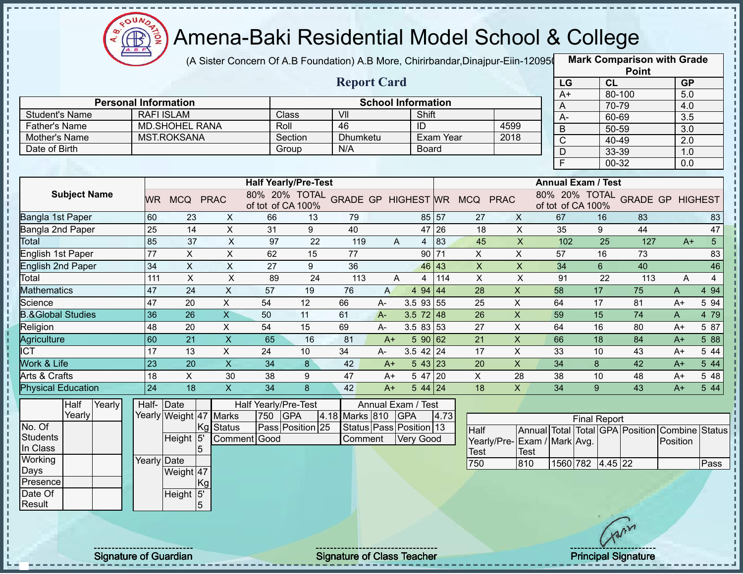# Amena-Baki Residential Model School & College

(A Sister Concern Of A.B Foundation) A.B More, Chirirbandar,Dinajpur-Eiin-120950

## Report Card

| Mark Comparison with Grade Point | | |
|---|---|---|
| LG | CL | GP |
| A+ | 80-100 | 5.0 |
| A | 70-79 | 4.0 |
| A- | 60-69 | 3.5 |
| B | 50-59 | 3.0 |
| C | 40-49 | 2.0 |
| D | 33-39 | 1.0 |
| F | 00-32 | 0.0 |

| Personal Information | | School Information | | | |
|---|---|---|---|---|---|
| Student's Name | RAFI ISLAM | Class | VII | Shift | |
| Father's Name | MD.SHOHEL RANA | Roll | 46 | ID | 4599 |
| Mother's Name | MST.ROKSANA | Section | Dhumketu | Exam Year | 2018 |
| Date of Birth | | Group | N/A | Board | |

| Subject Name | Half Yearly/Pre-Test | | | | | | | | | Annual Exam / Test | | | | | | | | |
|---|---|---|---|---|---|---|---|---|---|---|---|---|---|---|---|---|---|---|
| | WR | MCQ | PRAC | 80% of tot | 20% of CA | TOTAL 100% | GRADE | GP | HIGHEST | WR | MCQ | PRAC | 80% of tot | 20% of CA | TOTAL 100% | GRADE | GP | HIGHEST |
| Bangla 1st Paper | 60 | 23 | X | 66 | 13 | 79 | | | 85 | 57 | 27 | X | 67 | 16 | 83 | | | 83 |
| Bangla 2nd Paper | 25 | 14 | X | 31 | 9 | 40 | | | 47 | 26 | 18 | X | 35 | 9 | 44 | | | 47 |
| Total | 85 | 37 | X | 97 | 22 | 119 | A | 4 | | 83 | 45 | X | 102 | 25 | 127 | A+ | 5 | |
| English 1st Paper | 77 | X | X | 62 | 15 | 77 | | | 90 | 71 | X | X | 57 | 16 | 73 | | | 83 |
| English 2nd Paper | 34 | X | X | 27 | 9 | 36 | | | 46 | 43 | X | X | 34 | 6 | 40 | | | 46 |
| Total | 111 | X | X | 89 | 24 | 113 | A | 4 | | 114 | X | X | 91 | 22 | 113 | A | 4 | |
| Mathematics | 47 | 24 | X | 57 | 19 | 76 | A | 4 | 94 | 44 | 28 | X | 58 | 17 | 75 | A | 4 | 94 |
| Science | 47 | 20 | X | 54 | 12 | 66 | A- | 3.5 | 93 | 55 | 25 | X | 64 | 17 | 81 | A+ | 5 | 94 |
| B.&Global Studies | 36 | 26 | X | 50 | 11 | 61 | A- | 3.5 | 72 | 48 | 26 | X | 59 | 15 | 74 | A | 4 | 79 |
| Religion | 48 | 20 | X | 54 | 15 | 69 | A- | 3.5 | 83 | 53 | 27 | X | 64 | 16 | 80 | A+ | 5 | 87 |
| Agriculture | 60 | 21 | X | 65 | 16 | 81 | A+ | 5 | 90 | 62 | 21 | X | 66 | 18 | 84 | A+ | 5 | 88 |
| ICT | 17 | 13 | X | 24 | 10 | 34 | A- | 3.5 | 42 | 24 | 17 | X | 33 | 10 | 43 | A+ | 5 | 44 |
| Work & Life | 23 | 20 | X | 34 | 8 | 42 | A+ | 5 | 43 | 23 | 20 | X | 34 | 8 | 42 | A+ | 5 | 44 |
| Arts & Crafts | 18 | X | 30 | 38 | 9 | 47 | A+ | 5 | 47 | 20 | X | 28 | 38 | 10 | 48 | A+ | 5 | 48 |
| Physical Education | 24 | 18 | X | 34 | 8 | 42 | A+ | 5 | 44 | 24 | 18 | X | 34 | 9 | 43 | A+ | 5 | 44 |

| | Half Yearly | Yearly |
|---|---|---|
| No. Of Students In Class | | |
| Working Days | | |
| Presence | | |
| Date Of Result | | |

| | | |
|---|---|---|
| Half-Yearly | Date | |
| | Weight | 47 Kg |
| | Height | 5' 5 |
| Yearly | Date | |
| | Weight | 47 Kg |
| | Height | 5' 5 |

| Half Yearly/Pre-Test | | | | Annual Exam / Test | | | |
|---|---|---|---|---|---|---|---|
| Marks | 750 | GPA | 4.18 | Marks | 810 | GPA | 4.73 |
| Status | Pass | Position | 25 | Status | Pass | Position | 13 |
| Comment | Good | | | Comment | Very Good | | |

| Final Report | | | | | | | |
|---|---|---|---|---|---|---|---|
| Half Yearly/Pre-Test | Annual Exam / Test | Total Mark | Total Avg. | GPA | Position | Combine Position | Status |
| 750 | 810 | 1560 | 782 | 4.45 | 22 | | Pass |

Signature of Guardian

Signature of Class Teacher

Principal Signature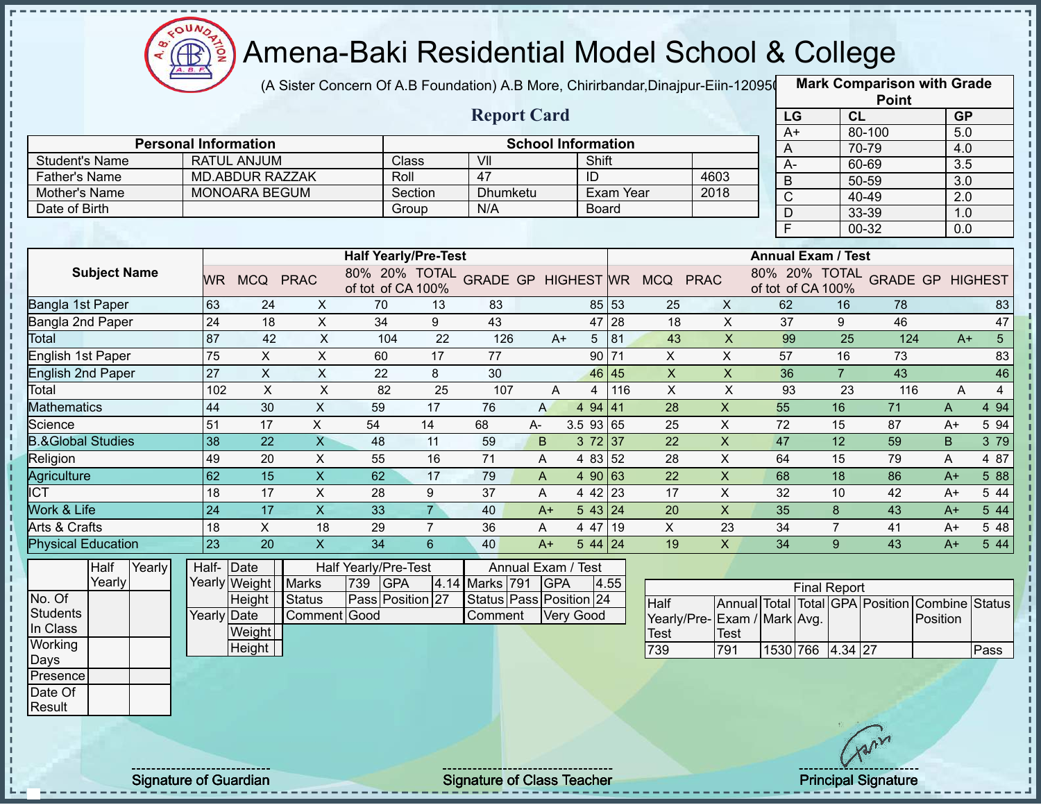# Amena-Baki Residential Model School & College

(A Sister Concern Of A.B Foundation) A.B More, Chirirbandar,Dinajpur-Eiin-120950

## Report Card

| Mark Comparison with Grade Point | | |
|---|---|---|
| LG | CL | GP |
| A+ | 80-100 | 5.0 |
| A | 70-79 | 4.0 |
| A- | 60-69 | 3.5 |
| B | 50-59 | 3.0 |
| C | 40-49 | 2.0 |
| D | 33-39 | 1.0 |
| F | 00-32 | 0.0 |

| Personal Information | | School Information | | | |
|---|---|---|---|---|---|
| Student's Name | RATUL ANJUM | Class | VII | Shift | |
| Father's Name | MD.ABDUR RAZZAK | Roll | 47 | ID | 4603 |
| Mother's Name | MONOARA BEGUM | Section | Dhumketu | Exam Year | 2018 |
| Date of Birth | | Group | N/A | Board | |

| Subject Name | Half Yearly/Pre-Test | | | | | | | | | Annual Exam / Test | | | | | | | | |
|---|---|---|---|---|---|---|---|---|---|---|---|---|---|---|---|---|---|---|
| | WR | MCQ | PRAC | 80% of tot | 20% of CA | TOTAL 100% | GRADE | GP | HIGHEST | WR | MCQ | PRAC | 80% of tot | 20% of CA | TOTAL 100% | GRADE | GP | HIGHEST |
| Bangla 1st Paper | 63 | 24 | X | 70 | 13 | 83 | | | 85 | 53 | 25 | X | 62 | 16 | 78 | | | 83 |
| Bangla 2nd Paper | 24 | 18 | X | 34 | 9 | 43 | | | 47 | 28 | 18 | X | 37 | 9 | 46 | | | 47 |
| Total | 87 | 42 | X | 104 | 22 | 126 | A+ | 5 | | 81 | 43 | X | 99 | 25 | 124 | A+ | 5 | |
| English 1st Paper | 75 | X | X | 60 | 17 | 77 | | | 90 | 71 | X | X | 57 | 16 | 73 | | | 83 |
| English 2nd Paper | 27 | X | X | 22 | 8 | 30 | | | 46 | 45 | X | X | 36 | 7 | 43 | | | 46 |
| Total | 102 | X | X | 82 | 25 | 107 | A | 4 | | 116 | X | X | 93 | 23 | 116 | A | 4 | |
| Mathematics | 44 | 30 | X | 59 | 17 | 76 | A | 4 | 94 | 41 | 28 | X | 55 | 16 | 71 | A | 4 | 94 |
| Science | 51 | 17 | X | 54 | 14 | 68 | A- | 3.5 | 93 | 65 | 25 | X | 72 | 15 | 87 | A+ | 5 | 94 |
| B.&Global Studies | 38 | 22 | X | 48 | 11 | 59 | B | 3 | 72 | 37 | 22 | X | 47 | 12 | 59 | B | 3 | 79 |
| Religion | 49 | 20 | X | 55 | 16 | 71 | A | 4 | 83 | 52 | 28 | X | 64 | 15 | 79 | A | 4 | 87 |
| Agriculture | 62 | 15 | X | 62 | 17 | 79 | A | 4 | 90 | 63 | 22 | X | 68 | 18 | 86 | A+ | 5 | 88 |
| ICT | 18 | 17 | X | 28 | 9 | 37 | A | 4 | 42 | 23 | 17 | X | 32 | 10 | 42 | A+ | 5 | 44 |
| Work & Life | 24 | 17 | X | 33 | 7 | 40 | A+ | 5 | 43 | 24 | 20 | X | 35 | 8 | 43 | A+ | 5 | 44 |
| Arts & Crafts | 18 | X | 18 | 29 | 7 | 36 | A | 4 | 47 | 19 | X | 23 | 34 | 7 | 41 | A+ | 5 | 48 |
| Physical Education | 23 | 20 | X | 34 | 6 | 40 | A+ | 5 | 44 | 24 | 19 | X | 34 | 9 | 43 | A+ | 5 | 44 |

| | Half Yearly | Yearly |
|---|---|---|
| No. Of Students In Class | | |
| Working Days | | |
| Presence | | |
| Date Of Result | | |

| | | |
|---|---|---|
| Half-Yearly | Date | |
| | Weight | |
| | Height | |
| Yearly | Date | |
| | Weight | |
| | Height | |

| Half Yearly/Pre-Test | | | | Annual Exam / Test | | | |
|---|---|---|---|---|---|---|---|
| Marks | 739 | GPA | 4.14 | Marks | 791 | GPA | 4.55 |
| Status | Pass | Position | 27 | Status | Pass | Position | 24 |
| Comment | Good | | | Comment | Very Good | | |

| Final Report | | | | | | | |
|---|---|---|---|---|---|---|---|
| Half Yearly/Pre-Test | Annual Exam / Test | Total Mark | Total Avg. | GPA | Position | Combine Position | Status |
| 739 | 791 | 1530 | 766 | 4.34 | 27 | | Pass |

Signature of Guardian

Signature of Class Teacher

Principal Signature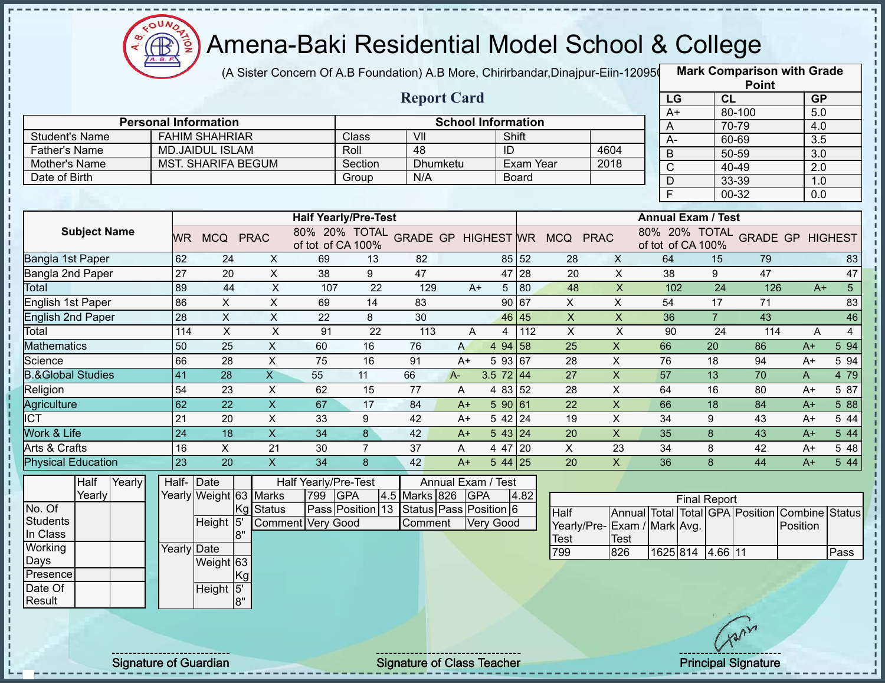# Amena-Baki Residential Model School & College

(A Sister Concern Of A.B Foundation) A.B More, Chirirbandar,Dinajpur-Eiin-120950

## Report Card

| Mark Comparison with Grade Point | | |
|---|---|---|
| LG | CL | GP |
| A+ | 80-100 | 5.0 |
| A | 70-79 | 4.0 |
| A- | 60-69 | 3.5 |
| B | 50-59 | 3.0 |
| C | 40-49 | 2.0 |
| D | 33-39 | 1.0 |
| F | 00-32 | 0.0 |

| Personal Information | | School Information | | | |
|---|---|---|---|---|---|
| Student's Name | FAHIM SHAHRIAR | Class | VII | Shift | |
| Father's Name | MD.JAIDUL ISLAM | Roll | 48 | ID | 4604 |
| Mother's Name | MST. SHARIFA BEGUM | Section | Dhumketu | Exam Year | 2018 |
| Date of Birth | | Group | N/A | Board | |

| Subject Name | Half Yearly/Pre-Test | | | | | | | | | Annual Exam / Test | | | | | | | | |
|---|---|---|---|---|---|---|---|---|---|---|---|---|---|---|---|---|---|---|
| | WR | MCQ | PRAC | 80% of tot | 20% of CA | TOTAL 100% | GRADE | GP | HIGHEST | WR | MCQ | PRAC | 80% of tot | 20% of CA | TOTAL 100% | GRADE | GP | HIGHEST |
| Bangla 1st Paper | 62 | 24 | X | 69 | 13 | 82 | | | 85 | 52 | 28 | X | 64 | 15 | 79 | | | 83 |
| Bangla 2nd Paper | 27 | 20 | X | 38 | 9 | 47 | | | 47 | 28 | 20 | X | 38 | 9 | 47 | | | 47 |
| Total | 89 | 44 | X | 107 | 22 | 129 | A+ | 5 | | 80 | 48 | X | 102 | 24 | 126 | A+ | 5 | |
| English 1st Paper | 86 | X | X | 69 | 14 | 83 | | | 90 | 67 | X | X | 54 | 17 | 71 | | | 83 |
| English 2nd Paper | 28 | X | X | 22 | 8 | 30 | | | 46 | 45 | X | X | 36 | 7 | 43 | | | 46 |
| Total | 114 | X | X | 91 | 22 | 113 | A | 4 | | 112 | X | X | 90 | 24 | 114 | A | 4 | |
| Mathematics | 50 | 25 | X | 60 | 16 | 76 | A | 4 | 94 | 58 | 25 | X | 66 | 20 | 86 | A+ | 5 | 94 |
| Science | 66 | 28 | X | 75 | 16 | 91 | A+ | 5 | 93 | 67 | 28 | X | 76 | 18 | 94 | A+ | 5 | 94 |
| B.&Global Studies | 41 | 28 | X | 55 | 11 | 66 | A- | 3.5 | 72 | 44 | 27 | X | 57 | 13 | 70 | A | 4 | 79 |
| Religion | 54 | 23 | X | 62 | 15 | 77 | A | 4 | 83 | 52 | 28 | X | 64 | 16 | 80 | A+ | 5 | 87 |
| Agriculture | 62 | 22 | X | 67 | 17 | 84 | A+ | 5 | 90 | 61 | 22 | X | 66 | 18 | 84 | A+ | 5 | 88 |
| ICT | 21 | 20 | X | 33 | 9 | 42 | A+ | 5 | 42 | 24 | 19 | X | 34 | 9 | 43 | A+ | 5 | 44 |
| Work & Life | 24 | 18 | X | 34 | 8 | 42 | A+ | 5 | 43 | 24 | 20 | X | 35 | 8 | 43 | A+ | 5 | 44 |
| Arts & Crafts | 16 | X | 21 | 30 | 7 | 37 | A | 4 | 47 | 20 | X | 23 | 34 | 8 | 42 | A+ | 5 | 48 |
| Physical Education | 23 | 20 | X | 34 | 8 | 42 | A+ | 5 | 44 | 25 | 20 | X | 36 | 8 | 44 | A+ | 5 | 44 |

| | Half Yearly | Yearly |
|---|---|---|
| No. Of Students In Class | | |
| Working Days | | |
| Presence | | |
| Date Of Result | | |

| | | |
|---|---|---|
| Half-Yearly | Date | |
| | Weight | 63 Kg |
| | Height | 5' 8" |
| Yearly | Date | |
| | Weight | 63 Kg |
| | Height | 5' 8" |

| Half Yearly/Pre-Test | | | | Annual Exam / Test | | | |
|---|---|---|---|---|---|---|---|
| Marks | 799 | GPA | 4.5 | Marks | 826 | GPA | 4.82 |
| Status | Pass | Position | 13 | Status | Pass | Position | 6 |
| Comment | Very Good | | | Comment | Very Good | | |

| Final Report | | | | | | | |
|---|---|---|---|---|---|---|---|
| Half Yearly/Pre-Test | Annual Exam / Test | Total Mark | Total Avg. | GPA | Position | Combine Position | Status |
| 799 | 826 | 1625 | 814 | 4.66 | 11 | | Pass |

Signature of Guardian

Signature of Class Teacher

Principal Signature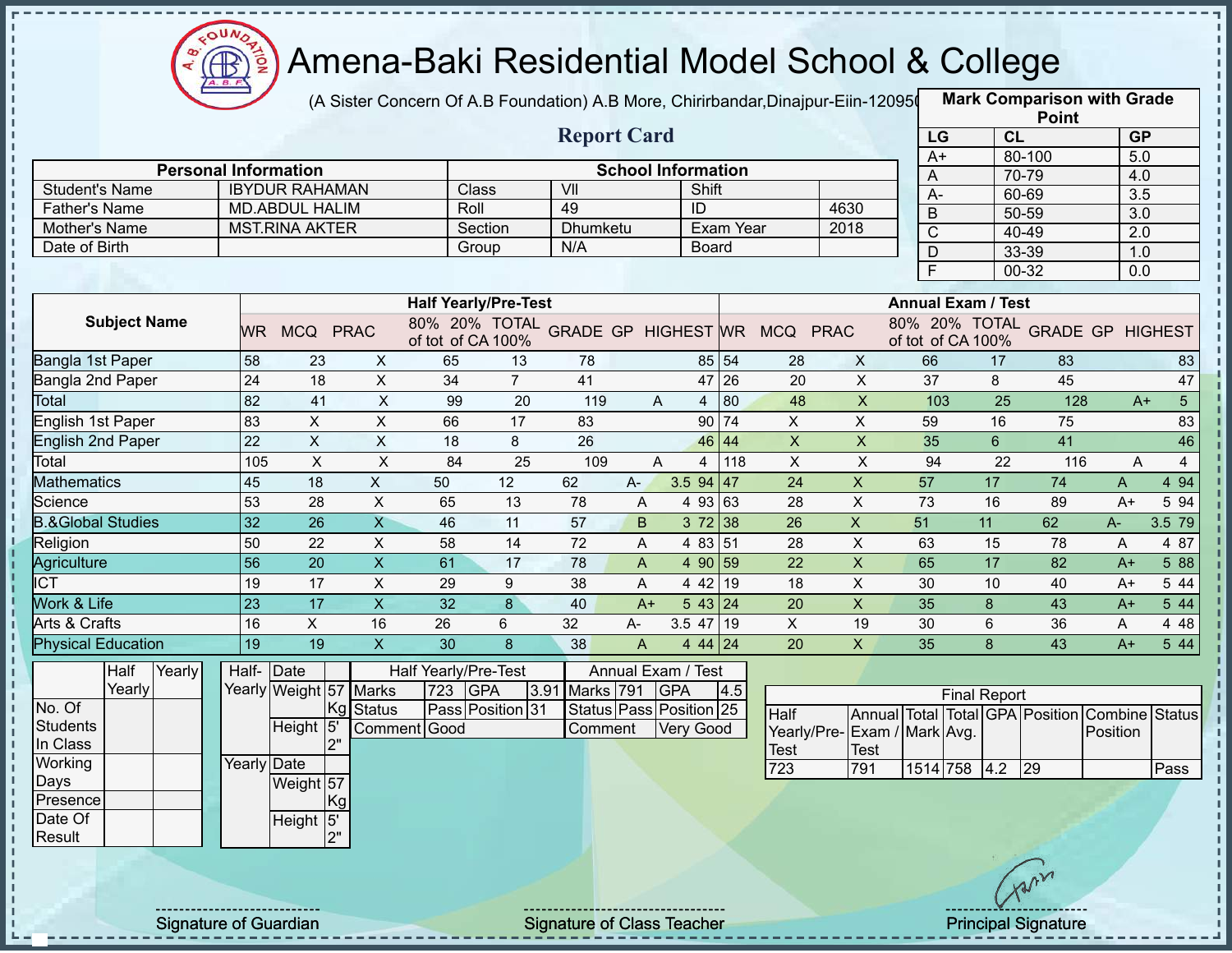# Amena-Baki Residential Model School & College

(A Sister Concern Of A.B Foundation) A.B More, Chirirbandar,Dinajpur-Eiin-120950

## Report Card

| Mark Comparison with Grade Point | | |
|---|---|---|
| LG | CL | GP |
| A+ | 80-100 | 5.0 |
| A | 70-79 | 4.0 |
| A- | 60-69 | 3.5 |
| B | 50-59 | 3.0 |
| C | 40-49 | 2.0 |
| D | 33-39 | 1.0 |
| F | 00-32 | 0.0 |

| Personal Information | | School Information | | | |
|---|---|---|---|---|---|
| Student's Name | IBYDUR RAHAMAN | Class | VII | Shift | |
| Father's Name | MD.ABDUL HALIM | Roll | 49 | ID | 4630 |
| Mother's Name | MST.RINA AKTER | Section | Dhumketu | Exam Year | 2018 |
| Date of Birth | | Group | N/A | Board | |

| Subject Name | Half Yearly/Pre-Test | | | | | | | | | Annual Exam / Test | | | | | | | | |
|---|---|---|---|---|---|---|---|---|---|---|---|---|---|---|---|---|---|---|
| | WR | MCQ | PRAC | 80% of tot | 20% of CA | TOTAL 100% | GRADE | GP | HIGHEST | WR | MCQ | PRAC | 80% of tot | 20% of CA | TOTAL 100% | GRADE | GP | HIGHEST |
| Bangla 1st Paper | 58 | 23 | X | 65 | 13 | 78 | | | 85 | 54 | 28 | X | 66 | 17 | 83 | | | 83 |
| Bangla 2nd Paper | 24 | 18 | X | 34 | 7 | 41 | | | 47 | 26 | 20 | X | 37 | 8 | 45 | | | 47 |
| Total | 82 | 41 | X | 99 | 20 | 119 | A | 4 | | 80 | 48 | X | 103 | 25 | 128 | A+ | 5 | |
| English 1st Paper | 83 | X | X | 66 | 17 | 83 | | | 90 | 74 | X | X | 59 | 16 | 75 | | | 83 |
| English 2nd Paper | 22 | X | X | 18 | 8 | 26 | | | 46 | 44 | X | X | 35 | 6 | 41 | | | 46 |
| Total | 105 | X | X | 84 | 25 | 109 | A | 4 | | 118 | X | X | 94 | 22 | 116 | A | 4 | |
| Mathematics | 45 | 18 | X | 50 | 12 | 62 | A- | 3.5 | 94 | 47 | 24 | X | 57 | 17 | 74 | A | 4 | 94 |
| Science | 53 | 28 | X | 65 | 13 | 78 | A | 4 | 93 | 63 | 28 | X | 73 | 16 | 89 | A+ | 5 | 94 |
| B.&Global Studies | 32 | 26 | X | 46 | 11 | 57 | B | 3 | 72 | 38 | 26 | X | 51 | 11 | 62 | A- | 3.5 | 79 |
| Religion | 50 | 22 | X | 58 | 14 | 72 | A | 4 | 83 | 51 | 28 | X | 63 | 15 | 78 | A | 4 | 87 |
| Agriculture | 56 | 20 | X | 61 | 17 | 78 | A | 4 | 90 | 59 | 22 | X | 65 | 17 | 82 | A+ | 5 | 88 |
| ICT | 19 | 17 | X | 29 | 9 | 38 | A | 4 | 42 | 19 | 18 | X | 30 | 10 | 40 | A+ | 5 | 44 |
| Work & Life | 23 | 17 | X | 32 | 8 | 40 | A+ | 5 | 43 | 24 | 20 | X | 35 | 8 | 43 | A+ | 5 | 44 |
| Arts & Crafts | 16 | X | 16 | 26 | 6 | 32 | A- | 3.5 | 47 | 19 | X | 19 | 30 | 6 | 36 | A | 4 | 48 |
| Physical Education | 19 | 19 | X | 30 | 8 | 38 | A | 4 | 44 | 24 | 20 | X | 35 | 8 | 43 | A+ | 5 | 44 |

| | Half Yearly | Yearly |
|---|---|---|
| No. Of Students In Class | | |
| Working Days | | |
| Presence | | |
| Date Of Result | | |

| | | |
|---|---|---|
| Half-Yearly | Date | |
| | Weight | 57 Kg |
| | Height | 5' 2" |
| Yearly | Date | |
| | Weight | 57 Kg |
| | Height | 5' 2" |

| Half Yearly/Pre-Test | | | | Annual Exam / Test | | | |
|---|---|---|---|---|---|---|---|
| Marks | 723 | GPA | 3.91 | Marks | 791 | GPA | 4.5 |
| Status | Pass | Position | 31 | Status | Pass | Position | 25 |
| Comment | Good | | | Comment | Very Good | | |

| Final Report | | | | | | | |
|---|---|---|---|---|---|---|---|
| Half Yearly/Pre-Test | Annual Exam / Test | Total Mark | Total Avg. | GPA | Position | Combine Position | Status |
| 723 | 791 | 1514 | 758 | 4.2 | 29 | | Pass |

Signature of Guardian — Signature of Class Teacher — Principal Signature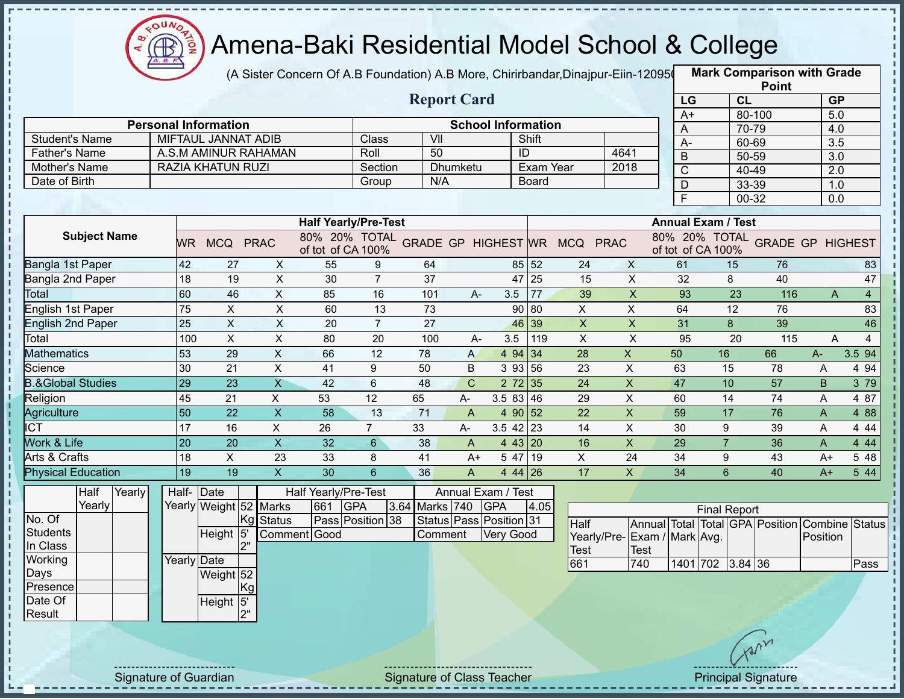# Amena-Baki Residential Model School & College

(A Sister Concern Of A.B Foundation) A.B More, Chirirbandar,Dinajpur-Eiin-120950

## Report Card

| Mark Comparison with Grade Point | | |
|---|---|---|
| LG | CL | GP |
| A+ | 80-100 | 5.0 |
| A | 70-79 | 4.0 |
| A- | 60-69 | 3.5 |
| B | 50-59 | 3.0 |
| C | 40-49 | 2.0 |
| D | 33-39 | 1.0 |
| F | 00-32 | 0.0 |

| Personal Information | | School Information | | | |
|---|---|---|---|---|---|
| Student's Name | MIFTAUL JANNAT ADIB | Class | VII | Shift | |
| Father's Name | A.S.M AMINUR RAHAMAN | Roll | 50 | ID | 4641 |
| Mother's Name | RAZIA KHATUN RUZI | Section | Dhumketu | Exam Year | 2018 |
| Date of Birth | | Group | N/A | Board | |

| Subject Name | Half Yearly/Pre-Test | | | | | | | | | Annual Exam / Test | | | | | | | | |
|---|---|---|---|---|---|---|---|---|---|---|---|---|---|---|---|---|---|---|
| | WR | MCQ | PRAC | 80% of tot | 20% of CA | TOTAL 100% | GRADE | GP | HIGHEST | WR | MCQ | PRAC | 80% of tot | 20% of CA | TOTAL 100% | GRADE | GP | HIGHEST |
| Bangla 1st Paper | 42 | 27 | X | 55 | 9 | 64 | | | 85 | 52 | 24 | X | 61 | 15 | 76 | | | 83 |
| Bangla 2nd Paper | 18 | 19 | X | 30 | 7 | 37 | | | 47 | 25 | 15 | X | 32 | 8 | 40 | | | 47 |
| Total | 60 | 46 | X | 85 | 16 | 101 | A- | 3.5 | | 77 | 39 | X | 93 | 23 | 116 | A | 4 | |
| English 1st Paper | 75 | X | X | 60 | 13 | 73 | | | 90 | 80 | X | X | 64 | 12 | 76 | | | 83 |
| English 2nd Paper | 25 | X | X | 20 | 7 | 27 | | | 46 | 39 | X | X | 31 | 8 | 39 | | | 46 |
| Total | 100 | X | X | 80 | 20 | 100 | A- | 3.5 | | 119 | X | X | 95 | 20 | 115 | A | 4 | |
| Mathematics | 53 | 29 | X | 66 | 12 | 78 | A | 4 | 94 | 34 | 28 | X | 50 | 16 | 66 | A- | 3.5 | 94 |
| Science | 30 | 21 | X | 41 | 9 | 50 | B | 3 | 93 | 56 | 23 | X | 63 | 15 | 78 | A | 4 | 94 |
| B.&Global Studies | 29 | 23 | X | 42 | 6 | 48 | C | 2 | 72 | 35 | 24 | X | 47 | 10 | 57 | B | 3 | 79 |
| Religion | 45 | 21 | X | 53 | 12 | 65 | A- | 3.5 | 83 | 46 | 29 | X | 60 | 14 | 74 | A | 4 | 87 |
| Agriculture | 50 | 22 | X | 58 | 13 | 71 | A | 4 | 90 | 52 | 22 | X | 59 | 17 | 76 | A | 4 | 88 |
| ICT | 17 | 16 | X | 26 | 7 | 33 | A- | 3.5 | 42 | 23 | 14 | X | 30 | 9 | 39 | A | 4 | 44 |
| Work & Life | 20 | 20 | X | 32 | 6 | 38 | A | 4 | 43 | 20 | 16 | X | 29 | 7 | 36 | A | 4 | 44 |
| Arts & Crafts | 18 | X | 23 | 33 | 8 | 41 | A+ | 5 | 47 | 19 | X | 24 | 34 | 9 | 43 | A+ | 5 | 48 |
| Physical Education | 19 | 19 | X | 30 | 6 | 36 | A | 4 | 44 | 26 | 17 | X | 34 | 6 | 40 | A+ | 5 | 44 |

| | Half Yearly | Yearly |
|---|---|---|
| No. Of Students In Class | | |
| Working Days | | |
| Presence | | |
| Date Of Result | | |

| | | |
|---|---|---|
| Half-Yearly | Date | |
| | Weight | 52 Kg |
| | Height | 5' 2" |
| Yearly | Date | |
| | Weight | 52 Kg |
| | Height | 5' 2" |

| Half Yearly/Pre-Test | | | | Annual Exam / Test | | | |
|---|---|---|---|---|---|---|---|
| Marks | 661 | GPA | 3.64 | Marks | 740 | GPA | 4.05 |
| Status | Pass | Position | 38 | Status | Pass | Position | 31 |
| Comment | Good | | | Comment | Very Good | | |

| Final Report | | | | | | | |
|---|---|---|---|---|---|---|---|
| Half Yearly/Pre-Test | Annual Exam / Test | Total Mark | Total Avg. | GPA | Position | Combine Position | Status |
| 661 | 740 | 1401 | 702 | 3.84 | 36 | | Pass |

Signature of Guardian

Signature of Class Teacher

Principal Signature